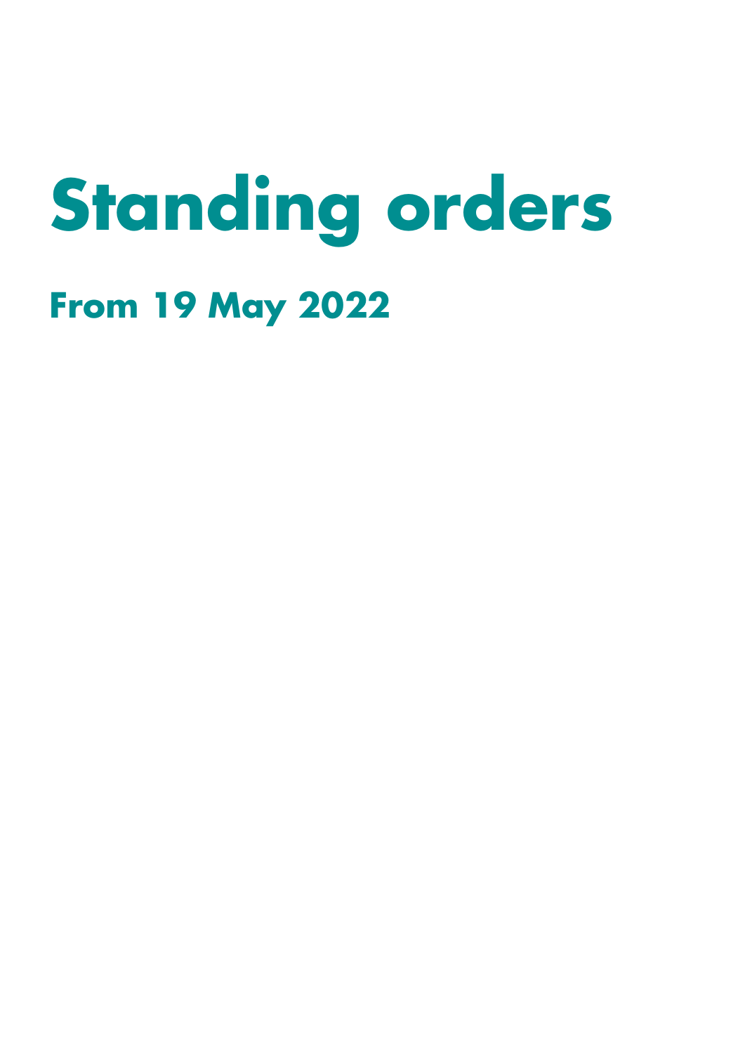# Standing orders

## From 19 May 2022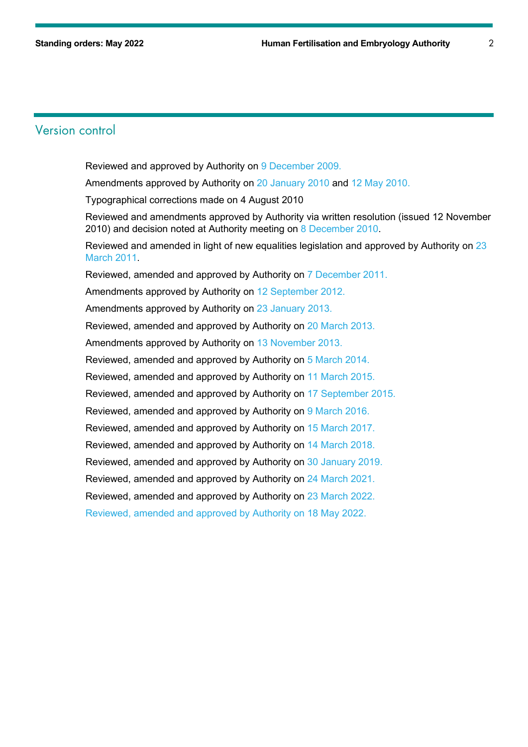## Version control

Reviewed and approved by Authority on 9 December 2009.

Amendments approved by Authority on 20 January 2010 and 12 May 2010.

Typographical corrections made on 4 August 2010

Reviewed and amendments approved by Authority via written resolution (issued 12 November 2010) and decision noted at Authority meeting on 8 December 2010.

Reviewed and amended in light of new equalities legislation and approved by Authority on 23 March 2011.

Reviewed, amended and approved by Authority on 7 December 2011.

Amendments approved by Authority on 12 September 2012.

Amendments approved by Authority on 23 January 2013.

Reviewed, amended and approved by Authority on 20 March 2013.

Amendments approved by Authority on 13 November 2013.

Reviewed, amended and approved by Authority on 5 March 2014.

Reviewed, amended and approved by Authority on 11 March 2015.

Reviewed, amended and approved by Authority on 17 September 2015.

Reviewed, amended and approved by Authority on 9 March 2016.

Reviewed, amended and approved by Authority on 15 March 2017.

Reviewed, amended and approved by Authority on 14 March 2018.

Reviewed, amended and approved by Authority on 30 January 2019.

Reviewed, amended and approved by Authority on 24 March 2021.

Reviewed, amended and approved by Authority on 23 March 2022.

Reviewed, amended and approved by Authority on 18 May 2022.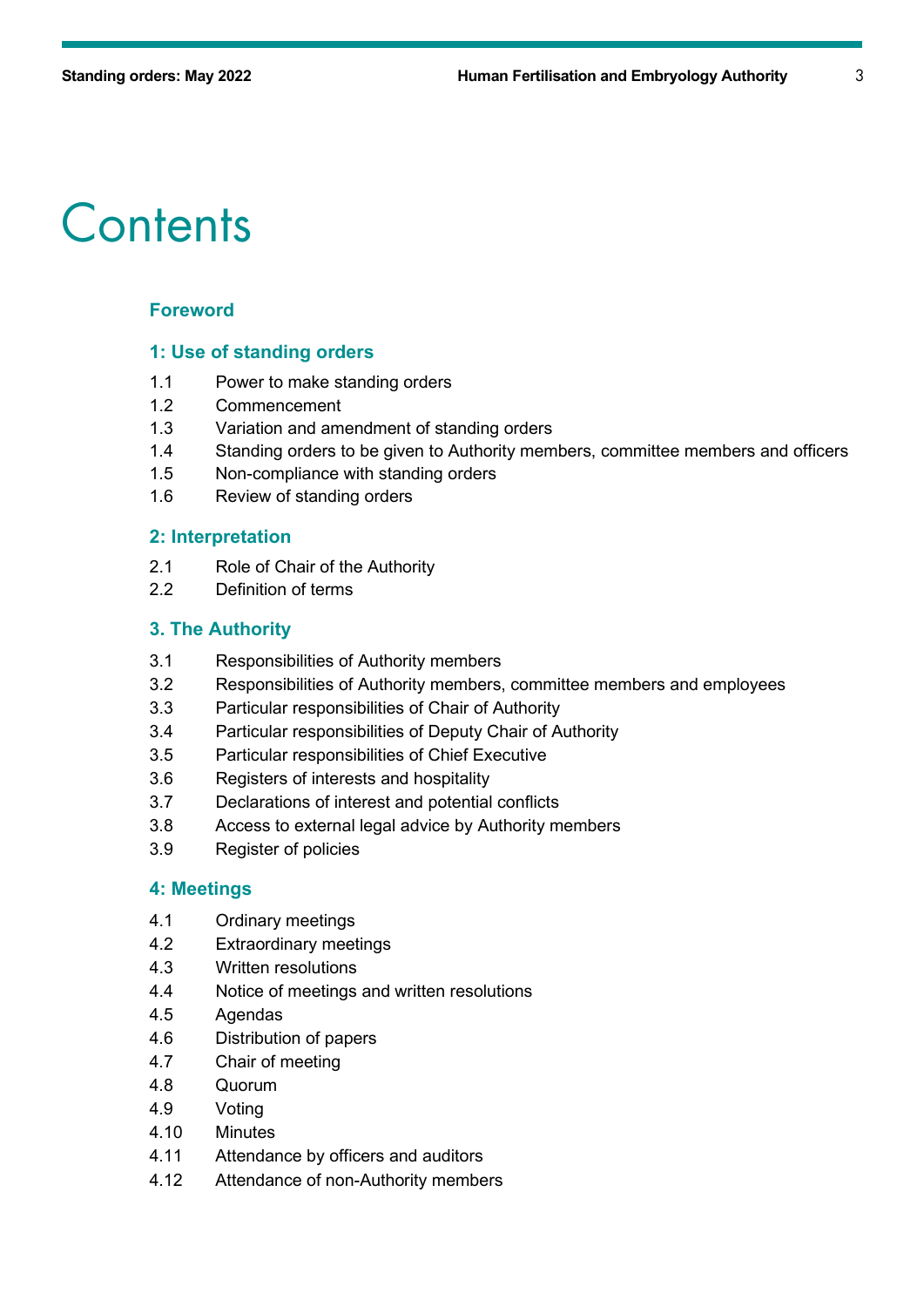# Contents

### Foreword

### 1: Use of standing orders

1.1 Power to make standing orders
1.2 Commencement
1.3 Variation and amendment of standing orders
1.4 Standing orders to be given to Authority members, committee members and officers
1.5 Non-compliance with standing orders
1.6 Review of standing orders

### 2: Interpretation

2.1 Role of Chair of the Authority
2.2 Definition of terms

### 3. The Authority

3.1 Responsibilities of Authority members
3.2 Responsibilities of Authority members, committee members and employees
3.3 Particular responsibilities of Chair of Authority
3.4 Particular responsibilities of Deputy Chair of Authority
3.5 Particular responsibilities of Chief Executive
3.6 Registers of interests and hospitality
3.7 Declarations of interest and potential conflicts
3.8 Access to external legal advice by Authority members
3.9 Register of policies

### 4: Meetings

4.1 Ordinary meetings
4.2 Extraordinary meetings
4.3 Written resolutions
4.4 Notice of meetings and written resolutions
4.5 Agendas
4.6 Distribution of papers
4.7 Chair of meeting
4.8 Quorum
4.9 Voting
4.10 Minutes
4.11 Attendance by officers and auditors
4.12 Attendance of non-Authority members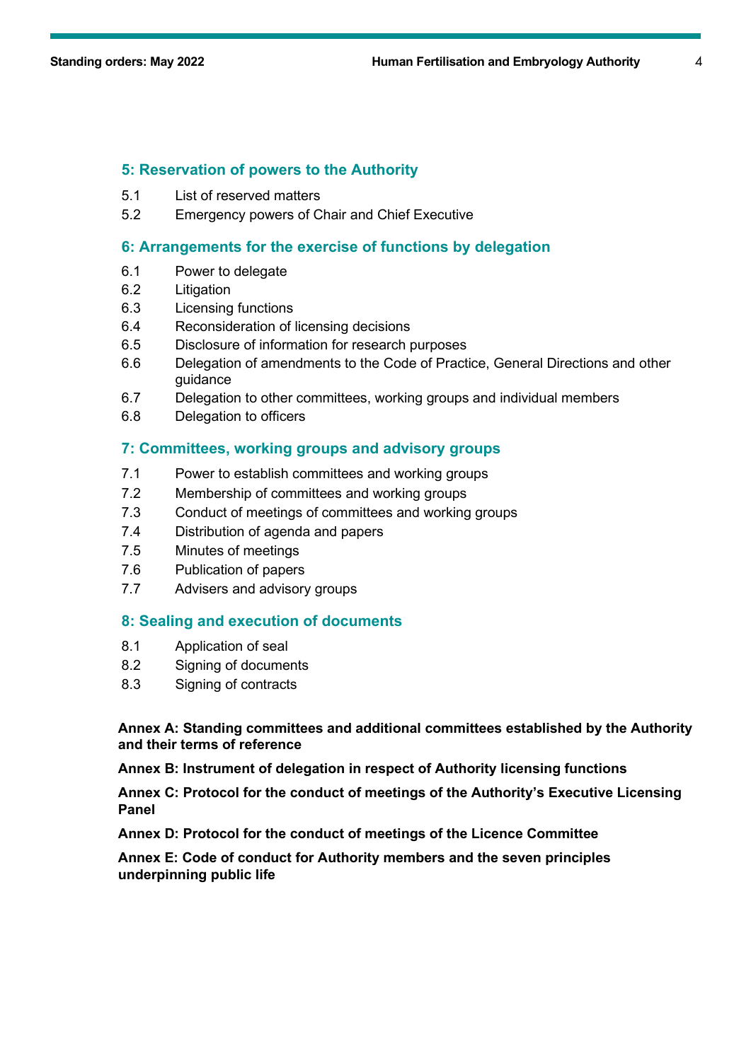## 5: Reservation of powers to the Authority

5.1 List of reserved matters

5.2 Emergency powers of Chair and Chief Executive

## 6: Arrangements for the exercise of functions by delegation

6.1 Power to delegate

6.2 Litigation

6.3 Licensing functions

6.4 Reconsideration of licensing decisions

6.5 Disclosure of information for research purposes

6.6 Delegation of amendments to the Code of Practice, General Directions and other guidance

6.7 Delegation to other committees, working groups and individual members

6.8 Delegation to officers

## 7: Committees, working groups and advisory groups

7.1 Power to establish committees and working groups

7.2 Membership of committees and working groups

7.3 Conduct of meetings of committees and working groups

7.4 Distribution of agenda and papers

7.5 Minutes of meetings

7.6 Publication of papers

7.7 Advisers and advisory groups

## 8: Sealing and execution of documents

8.1 Application of seal

8.2 Signing of documents

8.3 Signing of contracts

**Annex A: Standing committees and additional committees established by the Authority and their terms of reference**

**Annex B: Instrument of delegation in respect of Authority licensing functions**

**Annex C: Protocol for the conduct of meetings of the Authority's Executive Licensing Panel**

**Annex D: Protocol for the conduct of meetings of the Licence Committee**

**Annex E: Code of conduct for Authority members and the seven principles underpinning public life**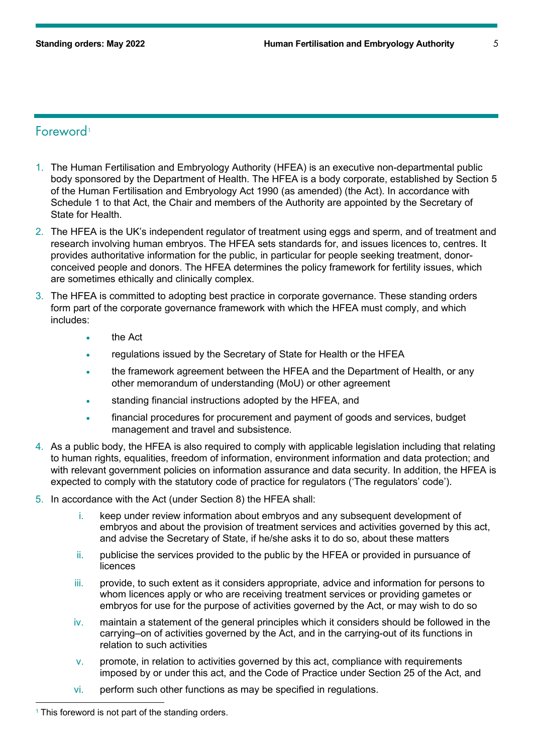## Foreword[1]

1. The Human Fertilisation and Embryology Authority (HFEA) is an executive non-departmental public body sponsored by the Department of Health. The HFEA is a body corporate, established by Section 5 of the Human Fertilisation and Embryology Act 1990 (as amended) (the Act). In accordance with Schedule 1 to that Act, the Chair and members of the Authority are appointed by the Secretary of State for Health.
2. The HFEA is the UK's independent regulator of treatment using eggs and sperm, and of treatment and research involving human embryos. The HFEA sets standards for, and issues licences to, centres. It provides authoritative information for the public, in particular for people seeking treatment, donor-conceived people and donors. The HFEA determines the policy framework for fertility issues, which are sometimes ethically and clinically complex.
3. The HFEA is committed to adopting best practice in corporate governance. These standing orders form part of the corporate governance framework with which the HFEA must comply, and which includes:
   - the Act
   - regulations issued by the Secretary of State for Health or the HFEA
   - the framework agreement between the HFEA and the Department of Health, or any other memorandum of understanding (MoU) or other agreement
   - standing financial instructions adopted by the HFEA, and
   - financial procedures for procurement and payment of goods and services, budget management and travel and subsistence.
4. As a public body, the HFEA is also required to comply with applicable legislation including that relating to human rights, equalities, freedom of information, environment information and data protection; and with relevant government policies on information assurance and data security. In addition, the HFEA is expected to comply with the statutory code of practice for regulators ('The regulators' code').
5. In accordance with the Act (under Section 8) the HFEA shall:
   i. keep under review information about embryos and any subsequent development of embryos and about the provision of treatment services and activities governed by this act, and advise the Secretary of State, if he/she asks it to do so, about these matters
   ii. publicise the services provided to the public by the HFEA or provided in pursuance of licences
   iii. provide, to such extent as it considers appropriate, advice and information for persons to whom licences apply or who are receiving treatment services or providing gametes or embryos for use for the purpose of activities governed by the Act, or may wish to do so
   iv. maintain a statement of the general principles which it considers should be followed in the carrying–on of activities governed by the Act, and in the carrying-out of its functions in relation to such activities
   v. promote, in relation to activities governed by this act, compliance with requirements imposed by or under this act, and the Code of Practice under Section 25 of the Act, and
   vi. perform such other functions as may be specified in regulations.

[1] This foreword is not part of the standing orders.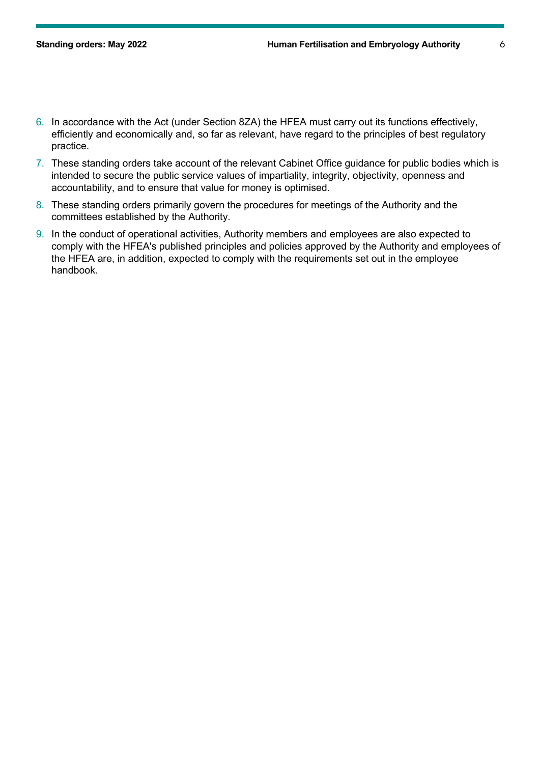6. In accordance with the Act (under Section 8ZA) the HFEA must carry out its functions effectively, efficiently and economically and, so far as relevant, have regard to the principles of best regulatory practice.
7. These standing orders take account of the relevant Cabinet Office guidance for public bodies which is intended to secure the public service values of impartiality, integrity, objectivity, openness and accountability, and to ensure that value for money is optimised.
8. These standing orders primarily govern the procedures for meetings of the Authority and the committees established by the Authority.
9. In the conduct of operational activities, Authority members and employees are also expected to comply with the HFEA's published principles and policies approved by the Authority and employees of the HFEA are, in addition, expected to comply with the requirements set out in the employee handbook.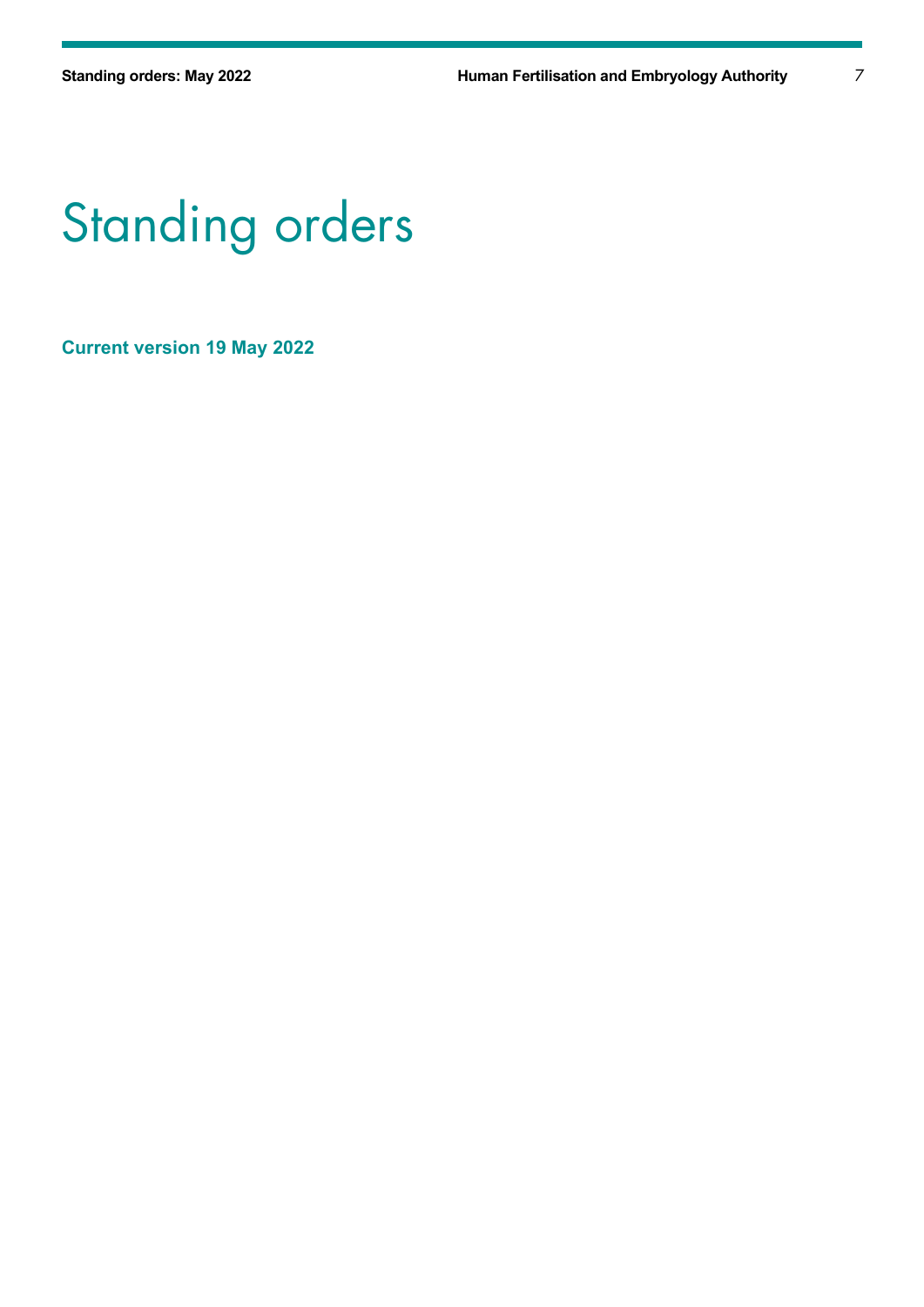# Standing orders

**Current version 19 May 2022**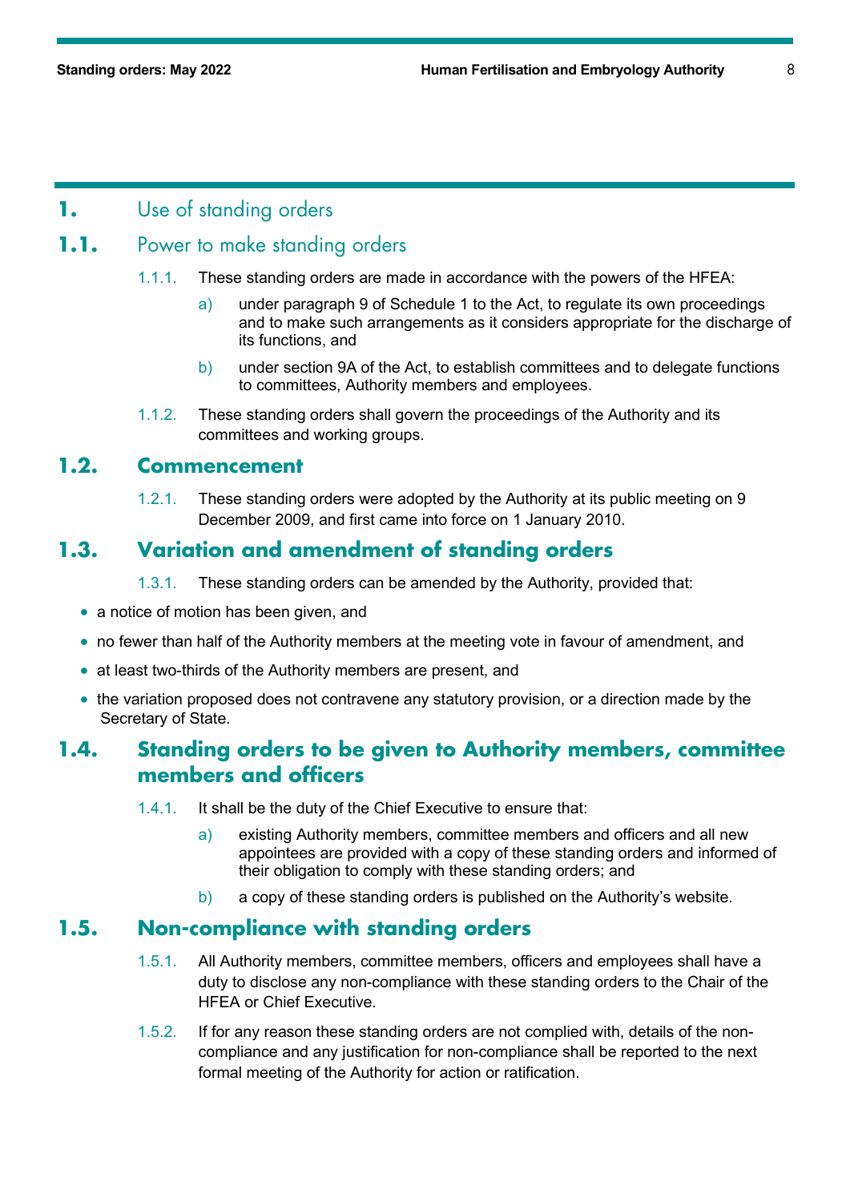# 1. Use of standing orders

## 1.1. Power to make standing orders

1.1.1. These standing orders are made in accordance with the powers of the HFEA:

a) under paragraph 9 of Schedule 1 to the Act, to regulate its own proceedings and to make such arrangements as it considers appropriate for the discharge of its functions, and

b) under section 9A of the Act, to establish committees and to delegate functions to committees, Authority members and employees.

1.1.2. These standing orders shall govern the proceedings of the Authority and its committees and working groups.

## 1.2. Commencement

1.2.1. These standing orders were adopted by the Authority at its public meeting on 9 December 2009, and first came into force on 1 January 2010.

## 1.3. Variation and amendment of standing orders

1.3.1. These standing orders can be amended by the Authority, provided that:

- a notice of motion has been given, and
- no fewer than half of the Authority members at the meeting vote in favour of amendment, and
- at least two-thirds of the Authority members are present, and
- the variation proposed does not contravene any statutory provision, or a direction made by the Secretary of State.

## 1.4. Standing orders to be given to Authority members, committee members and officers

1.4.1. It shall be the duty of the Chief Executive to ensure that:

a) existing Authority members, committee members and officers and all new appointees are provided with a copy of these standing orders and informed of their obligation to comply with these standing orders; and

b) a copy of these standing orders is published on the Authority's website.

## 1.5. Non-compliance with standing orders

1.5.1. All Authority members, committee members, officers and employees shall have a duty to disclose any non-compliance with these standing orders to the Chair of the HFEA or Chief Executive.

1.5.2. If for any reason these standing orders are not complied with, details of the non-compliance and any justification for non-compliance shall be reported to the next formal meeting of the Authority for action or ratification.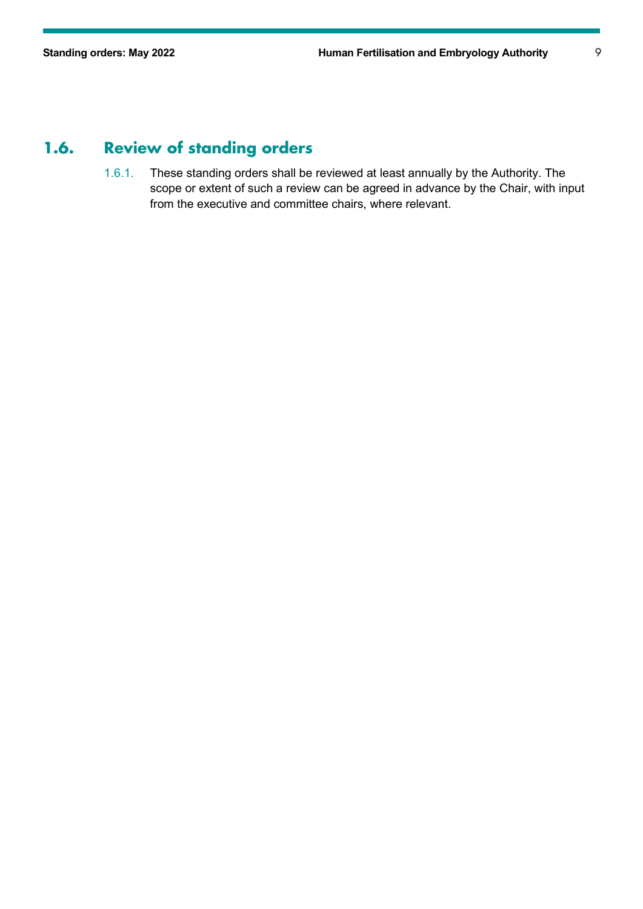## 1.6. Review of standing orders

1.6.1. These standing orders shall be reviewed at least annually by the Authority. The scope or extent of such a review can be agreed in advance by the Chair, with input from the executive and committee chairs, where relevant.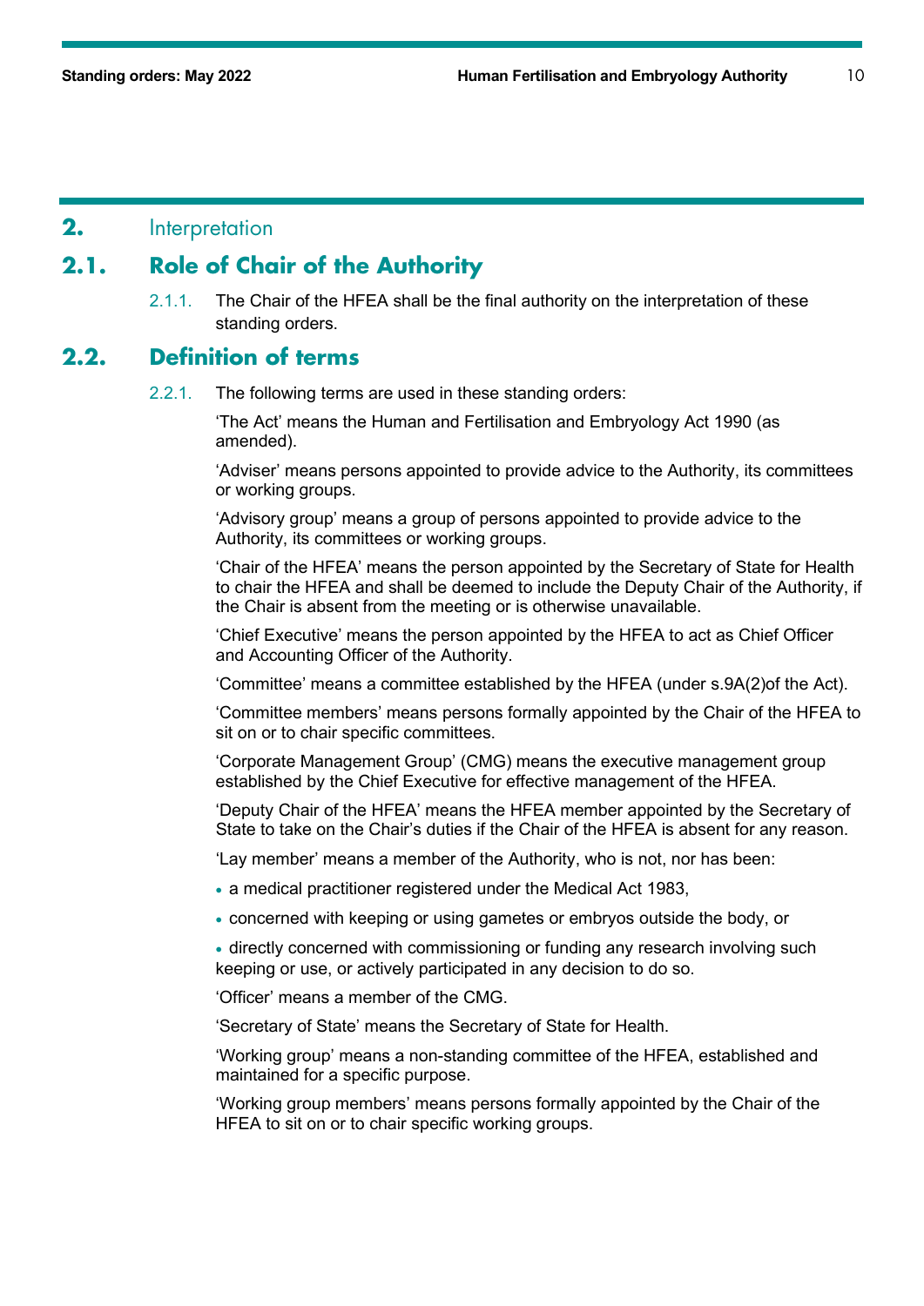# 2. Interpretation

## 2.1. Role of Chair of the Authority

2.1.1. The Chair of the HFEA shall be the final authority on the interpretation of these standing orders.

## 2.2. Definition of terms

2.2.1. The following terms are used in these standing orders:

'The Act' means the Human and Fertilisation and Embryology Act 1990 (as amended).

'Adviser' means persons appointed to provide advice to the Authority, its committees or working groups.

'Advisory group' means a group of persons appointed to provide advice to the Authority, its committees or working groups.

'Chair of the HFEA' means the person appointed by the Secretary of State for Health to chair the HFEA and shall be deemed to include the Deputy Chair of the Authority, if the Chair is absent from the meeting or is otherwise unavailable.

'Chief Executive' means the person appointed by the HFEA to act as Chief Officer and Accounting Officer of the Authority.

'Committee' means a committee established by the HFEA (under s.9A(2)of the Act).

'Committee members' means persons formally appointed by the Chair of the HFEA to sit on or to chair specific committees.

'Corporate Management Group' (CMG) means the executive management group established by the Chief Executive for effective management of the HFEA.

'Deputy Chair of the HFEA' means the HFEA member appointed by the Secretary of State to take on the Chair's duties if the Chair of the HFEA is absent for any reason.

'Lay member' means a member of the Authority, who is not, nor has been:

- a medical practitioner registered under the Medical Act 1983,
- concerned with keeping or using gametes or embryos outside the body, or
- directly concerned with commissioning or funding any research involving such keeping or use, or actively participated in any decision to do so.

'Officer' means a member of the CMG.

'Secretary of State' means the Secretary of State for Health.

'Working group' means a non-standing committee of the HFEA, established and maintained for a specific purpose.

'Working group members' means persons formally appointed by the Chair of the HFEA to sit on or to chair specific working groups.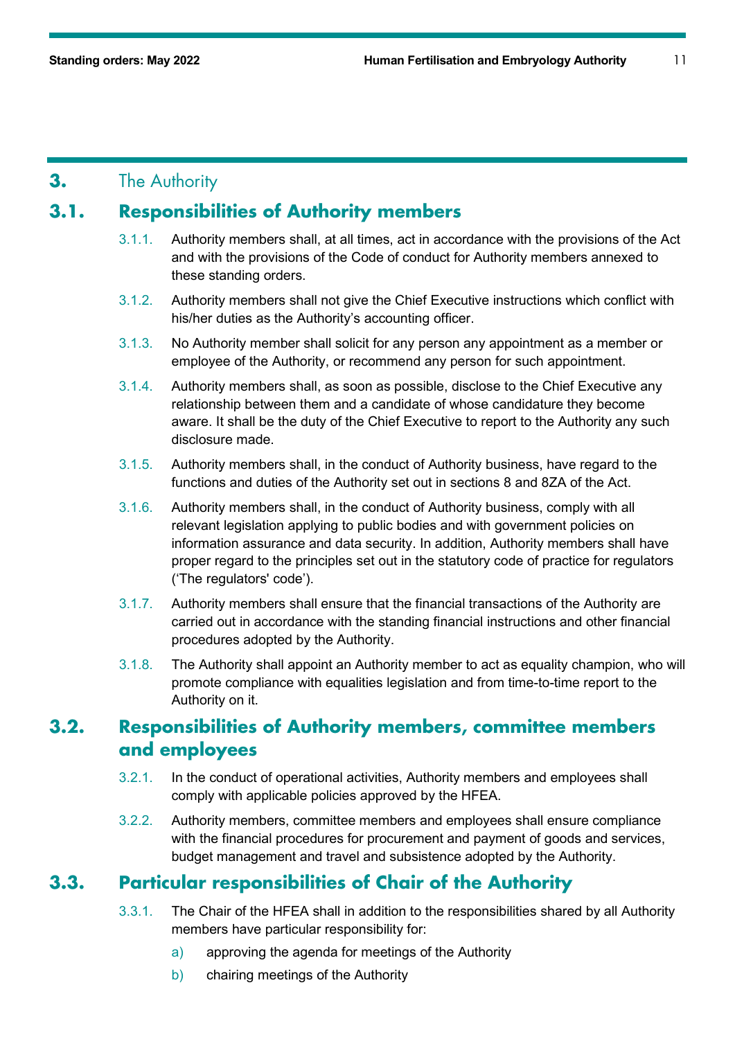# 3. The Authority

## 3.1. Responsibilities of Authority members

3.1.1. Authority members shall, at all times, act in accordance with the provisions of the Act and with the provisions of the Code of conduct for Authority members annexed to these standing orders.

3.1.2. Authority members shall not give the Chief Executive instructions which conflict with his/her duties as the Authority's accounting officer.

3.1.3. No Authority member shall solicit for any person any appointment as a member or employee of the Authority, or recommend any person for such appointment.

3.1.4. Authority members shall, as soon as possible, disclose to the Chief Executive any relationship between them and a candidate of whose candidature they become aware. It shall be the duty of the Chief Executive to report to the Authority any such disclosure made.

3.1.5. Authority members shall, in the conduct of Authority business, have regard to the functions and duties of the Authority set out in sections 8 and 8ZA of the Act.

3.1.6. Authority members shall, in the conduct of Authority business, comply with all relevant legislation applying to public bodies and with government policies on information assurance and data security. In addition, Authority members shall have proper regard to the principles set out in the statutory code of practice for regulators ('The regulators' code').

3.1.7. Authority members shall ensure that the financial transactions of the Authority are carried out in accordance with the standing financial instructions and other financial procedures adopted by the Authority.

3.1.8. The Authority shall appoint an Authority member to act as equality champion, who will promote compliance with equalities legislation and from time-to-time report to the Authority on it.

## 3.2. Responsibilities of Authority members, committee members and employees

3.2.1. In the conduct of operational activities, Authority members and employees shall comply with applicable policies approved by the HFEA.

3.2.2. Authority members, committee members and employees shall ensure compliance with the financial procedures for procurement and payment of goods and services, budget management and travel and subsistence adopted by the Authority.

## 3.3. Particular responsibilities of Chair of the Authority

3.3.1. The Chair of the HFEA shall in addition to the responsibilities shared by all Authority members have particular responsibility for:

a) approving the agenda for meetings of the Authority

b) chairing meetings of the Authority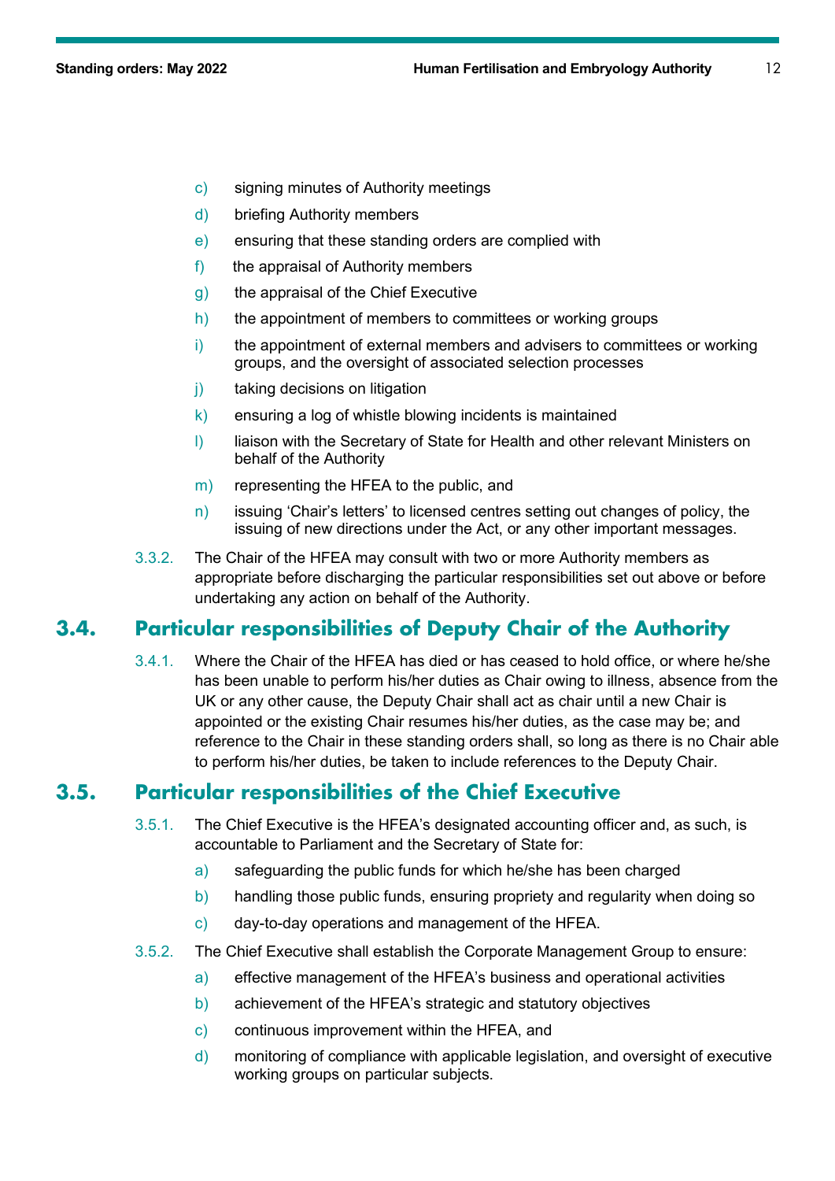c) signing minutes of Authority meetings

d) briefing Authority members

e) ensuring that these standing orders are complied with

f) the appraisal of Authority members

g) the appraisal of the Chief Executive

h) the appointment of members to committees or working groups

i) the appointment of external members and advisers to committees or working groups, and the oversight of associated selection processes

j) taking decisions on litigation

k) ensuring a log of whistle blowing incidents is maintained

l) liaison with the Secretary of State for Health and other relevant Ministers on behalf of the Authority

m) representing the HFEA to the public, and

n) issuing 'Chair's letters' to licensed centres setting out changes of policy, the issuing of new directions under the Act, or any other important messages.

3.3.2. The Chair of the HFEA may consult with two or more Authority members as appropriate before discharging the particular responsibilities set out above or before undertaking any action on behalf of the Authority.

## 3.4. Particular responsibilities of Deputy Chair of the Authority

3.4.1. Where the Chair of the HFEA has died or has ceased to hold office, or where he/she has been unable to perform his/her duties as Chair owing to illness, absence from the UK or any other cause, the Deputy Chair shall act as chair until a new Chair is appointed or the existing Chair resumes his/her duties, as the case may be; and reference to the Chair in these standing orders shall, so long as there is no Chair able to perform his/her duties, be taken to include references to the Deputy Chair.

## 3.5. Particular responsibilities of the Chief Executive

3.5.1. The Chief Executive is the HFEA's designated accounting officer and, as such, is accountable to Parliament and the Secretary of State for:

a) safeguarding the public funds for which he/she has been charged

b) handling those public funds, ensuring propriety and regularity when doing so

c) day-to-day operations and management of the HFEA.

3.5.2. The Chief Executive shall establish the Corporate Management Group to ensure:

a) effective management of the HFEA's business and operational activities

b) achievement of the HFEA's strategic and statutory objectives

c) continuous improvement within the HFEA, and

d) monitoring of compliance with applicable legislation, and oversight of executive working groups on particular subjects.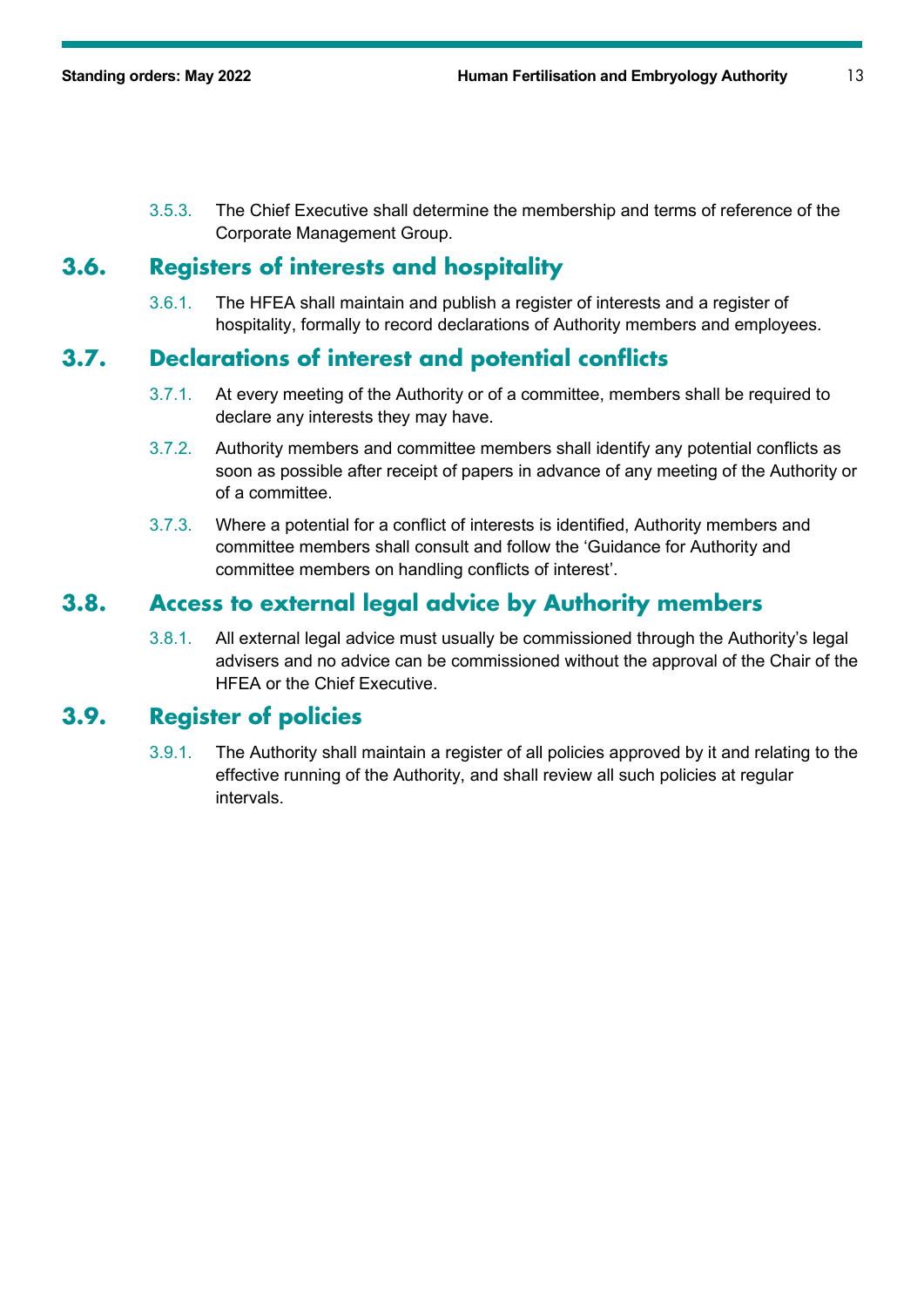3.5.3. The Chief Executive shall determine the membership and terms of reference of the Corporate Management Group.

## 3.6. Registers of interests and hospitality

3.6.1. The HFEA shall maintain and publish a register of interests and a register of hospitality, formally to record declarations of Authority members and employees.

## 3.7. Declarations of interest and potential conflicts

3.7.1. At every meeting of the Authority or of a committee, members shall be required to declare any interests they may have.

3.7.2. Authority members and committee members shall identify any potential conflicts as soon as possible after receipt of papers in advance of any meeting of the Authority or of a committee.

3.7.3. Where a potential for a conflict of interests is identified, Authority members and committee members shall consult and follow the 'Guidance for Authority and committee members on handling conflicts of interest'.

## 3.8. Access to external legal advice by Authority members

3.8.1. All external legal advice must usually be commissioned through the Authority's legal advisers and no advice can be commissioned without the approval of the Chair of the HFEA or the Chief Executive.

## 3.9. Register of policies

3.9.1. The Authority shall maintain a register of all policies approved by it and relating to the effective running of the Authority, and shall review all such policies at regular intervals.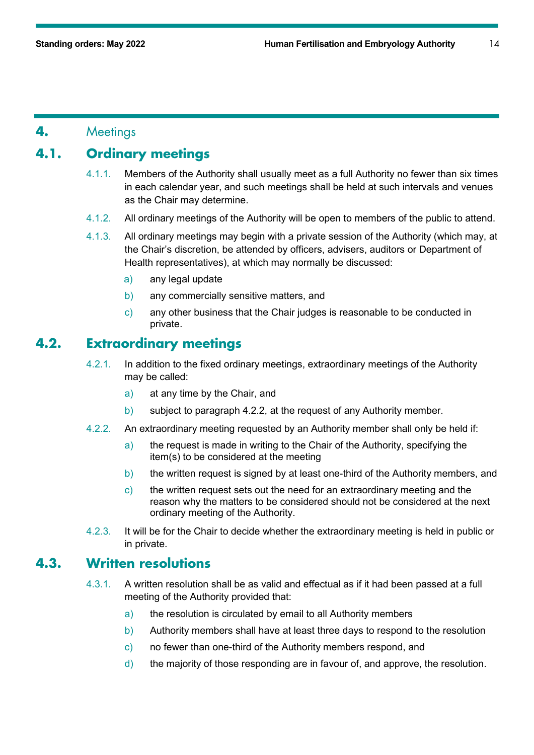# 4. Meetings

## 4.1. Ordinary meetings

4.1.1. Members of the Authority shall usually meet as a full Authority no fewer than six times in each calendar year, and such meetings shall be held at such intervals and venues as the Chair may determine.

4.1.2. All ordinary meetings of the Authority will be open to members of the public to attend.

4.1.3. All ordinary meetings may begin with a private session of the Authority (which may, at the Chair's discretion, be attended by officers, advisers, auditors or Department of Health representatives), at which may normally be discussed:

- a) any legal update
- b) any commercially sensitive matters, and
- c) any other business that the Chair judges is reasonable to be conducted in private.

## 4.2. Extraordinary meetings

4.2.1. In addition to the fixed ordinary meetings, extraordinary meetings of the Authority may be called:

- a) at any time by the Chair, and
- b) subject to paragraph 4.2.2, at the request of any Authority member.

4.2.2. An extraordinary meeting requested by an Authority member shall only be held if:

- a) the request is made in writing to the Chair of the Authority, specifying the item(s) to be considered at the meeting
- b) the written request is signed by at least one-third of the Authority members, and
- c) the written request sets out the need for an extraordinary meeting and the reason why the matters to be considered should not be considered at the next ordinary meeting of the Authority.

4.2.3. It will be for the Chair to decide whether the extraordinary meeting is held in public or in private.

## 4.3. Written resolutions

4.3.1. A written resolution shall be as valid and effectual as if it had been passed at a full meeting of the Authority provided that:

- a) the resolution is circulated by email to all Authority members
- b) Authority members shall have at least three days to respond to the resolution
- c) no fewer than one-third of the Authority members respond, and
- d) the majority of those responding are in favour of, and approve, the resolution.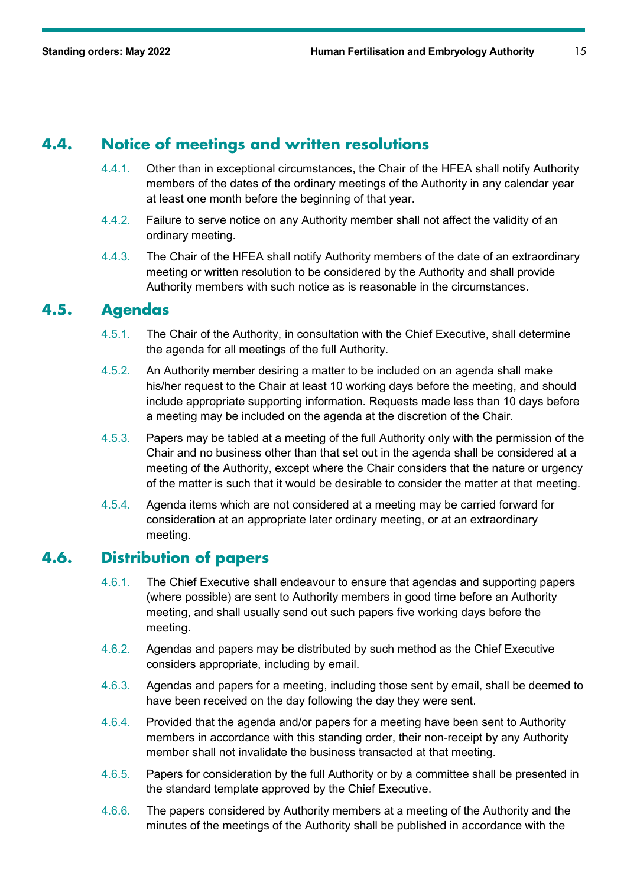## 4.4. Notice of meetings and written resolutions

4.4.1. Other than in exceptional circumstances, the Chair of the HFEA shall notify Authority members of the dates of the ordinary meetings of the Authority in any calendar year at least one month before the beginning of that year.

4.4.2. Failure to serve notice on any Authority member shall not affect the validity of an ordinary meeting.

4.4.3. The Chair of the HFEA shall notify Authority members of the date of an extraordinary meeting or written resolution to be considered by the Authority and shall provide Authority members with such notice as is reasonable in the circumstances.

## 4.5. Agendas

4.5.1. The Chair of the Authority, in consultation with the Chief Executive, shall determine the agenda for all meetings of the full Authority.

4.5.2. An Authority member desiring a matter to be included on an agenda shall make his/her request to the Chair at least 10 working days before the meeting, and should include appropriate supporting information. Requests made less than 10 days before a meeting may be included on the agenda at the discretion of the Chair.

4.5.3. Papers may be tabled at a meeting of the full Authority only with the permission of the Chair and no business other than that set out in the agenda shall be considered at a meeting of the Authority, except where the Chair considers that the nature or urgency of the matter is such that it would be desirable to consider the matter at that meeting.

4.5.4. Agenda items which are not considered at a meeting may be carried forward for consideration at an appropriate later ordinary meeting, or at an extraordinary meeting.

## 4.6. Distribution of papers

4.6.1. The Chief Executive shall endeavour to ensure that agendas and supporting papers (where possible) are sent to Authority members in good time before an Authority meeting, and shall usually send out such papers five working days before the meeting.

4.6.2. Agendas and papers may be distributed by such method as the Chief Executive considers appropriate, including by email.

4.6.3. Agendas and papers for a meeting, including those sent by email, shall be deemed to have been received on the day following the day they were sent.

4.6.4. Provided that the agenda and/or papers for a meeting have been sent to Authority members in accordance with this standing order, their non-receipt by any Authority member shall not invalidate the business transacted at that meeting.

4.6.5. Papers for consideration by the full Authority or by a committee shall be presented in the standard template approved by the Chief Executive.

4.6.6. The papers considered by Authority members at a meeting of the Authority and the minutes of the meetings of the Authority shall be published in accordance with the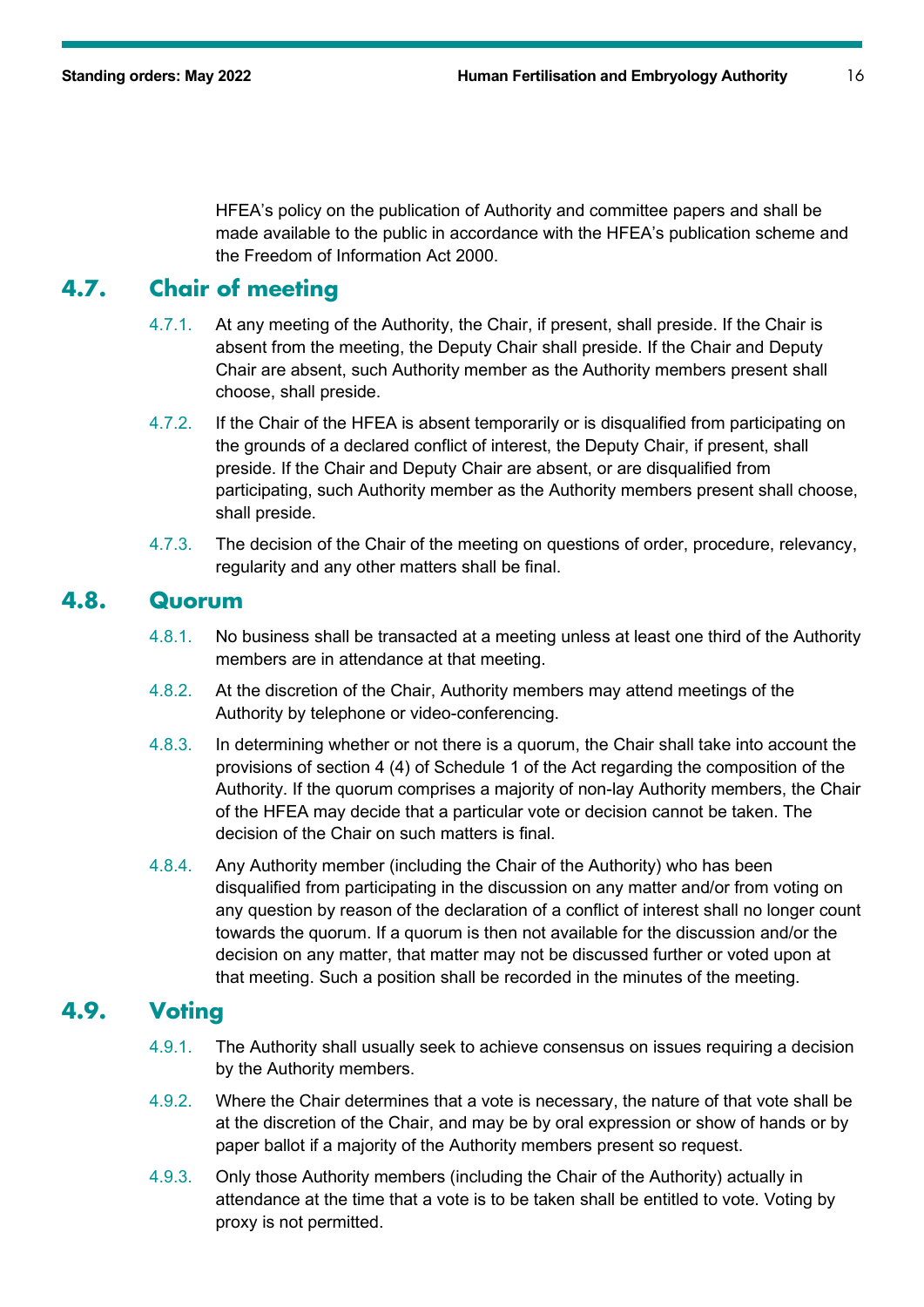HFEA's policy on the publication of Authority and committee papers and shall be made available to the public in accordance with the HFEA's publication scheme and the Freedom of Information Act 2000.

## 4.7. Chair of meeting

4.7.1. At any meeting of the Authority, the Chair, if present, shall preside. If the Chair is absent from the meeting, the Deputy Chair shall preside. If the Chair and Deputy Chair are absent, such Authority member as the Authority members present shall choose, shall preside.

4.7.2. If the Chair of the HFEA is absent temporarily or is disqualified from participating on the grounds of a declared conflict of interest, the Deputy Chair, if present, shall preside. If the Chair and Deputy Chair are absent, or are disqualified from participating, such Authority member as the Authority members present shall choose, shall preside.

4.7.3. The decision of the Chair of the meeting on questions of order, procedure, relevancy, regularity and any other matters shall be final.

## 4.8. Quorum

4.8.1. No business shall be transacted at a meeting unless at least one third of the Authority members are in attendance at that meeting.

4.8.2. At the discretion of the Chair, Authority members may attend meetings of the Authority by telephone or video-conferencing.

4.8.3. In determining whether or not there is a quorum, the Chair shall take into account the provisions of section 4 (4) of Schedule 1 of the Act regarding the composition of the Authority. If the quorum comprises a majority of non-lay Authority members, the Chair of the HFEA may decide that a particular vote or decision cannot be taken. The decision of the Chair on such matters is final.

4.8.4. Any Authority member (including the Chair of the Authority) who has been disqualified from participating in the discussion on any matter and/or from voting on any question by reason of the declaration of a conflict of interest shall no longer count towards the quorum. If a quorum is then not available for the discussion and/or the decision on any matter, that matter may not be discussed further or voted upon at that meeting. Such a position shall be recorded in the minutes of the meeting.

## 4.9. Voting

4.9.1. The Authority shall usually seek to achieve consensus on issues requiring a decision by the Authority members.

4.9.2. Where the Chair determines that a vote is necessary, the nature of that vote shall be at the discretion of the Chair, and may be by oral expression or show of hands or by paper ballot if a majority of the Authority members present so request.

4.9.3. Only those Authority members (including the Chair of the Authority) actually in attendance at the time that a vote is to be taken shall be entitled to vote. Voting by proxy is not permitted.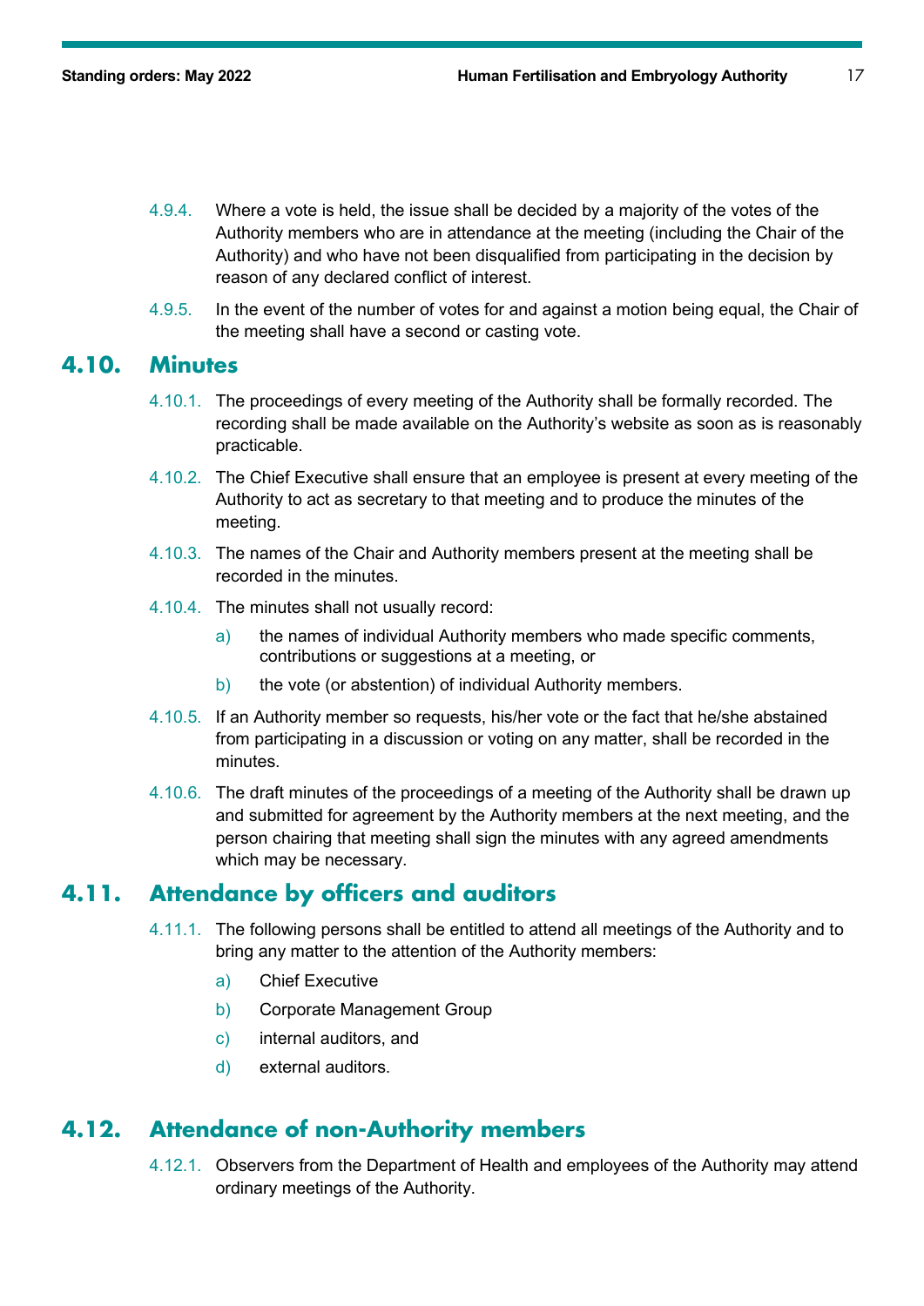4.9.4. Where a vote is held, the issue shall be decided by a majority of the votes of the Authority members who are in attendance at the meeting (including the Chair of the Authority) and who have not been disqualified from participating in the decision by reason of any declared conflict of interest.

4.9.5. In the event of the number of votes for and against a motion being equal, the Chair of the meeting shall have a second or casting vote.

## 4.10. Minutes

4.10.1. The proceedings of every meeting of the Authority shall be formally recorded. The recording shall be made available on the Authority's website as soon as is reasonably practicable.

4.10.2. The Chief Executive shall ensure that an employee is present at every meeting of the Authority to act as secretary to that meeting and to produce the minutes of the meeting.

4.10.3. The names of the Chair and Authority members present at the meeting shall be recorded in the minutes.

4.10.4. The minutes shall not usually record:

a) the names of individual Authority members who made specific comments, contributions or suggestions at a meeting, or

b) the vote (or abstention) of individual Authority members.

4.10.5. If an Authority member so requests, his/her vote or the fact that he/she abstained from participating in a discussion or voting on any matter, shall be recorded in the minutes.

4.10.6. The draft minutes of the proceedings of a meeting of the Authority shall be drawn up and submitted for agreement by the Authority members at the next meeting, and the person chairing that meeting shall sign the minutes with any agreed amendments which may be necessary.

## 4.11. Attendance by officers and auditors

4.11.1. The following persons shall be entitled to attend all meetings of the Authority and to bring any matter to the attention of the Authority members:

a) Chief Executive

b) Corporate Management Group

c) internal auditors, and

d) external auditors.

## 4.12. Attendance of non-Authority members

4.12.1. Observers from the Department of Health and employees of the Authority may attend ordinary meetings of the Authority.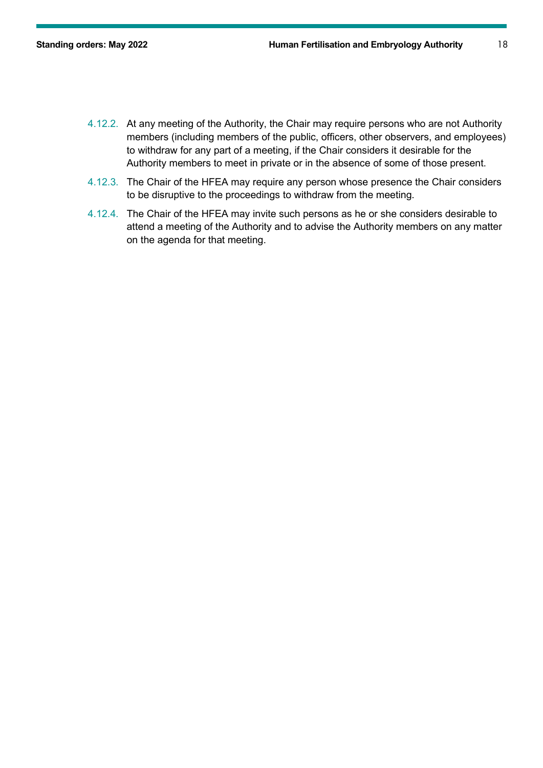4.12.2. At any meeting of the Authority, the Chair may require persons who are not Authority members (including members of the public, officers, other observers, and employees) to withdraw for any part of a meeting, if the Chair considers it desirable for the Authority members to meet in private or in the absence of some of those present.

4.12.3. The Chair of the HFEA may require any person whose presence the Chair considers to be disruptive to the proceedings to withdraw from the meeting.

4.12.4. The Chair of the HFEA may invite such persons as he or she considers desirable to attend a meeting of the Authority and to advise the Authority members on any matter on the agenda for that meeting.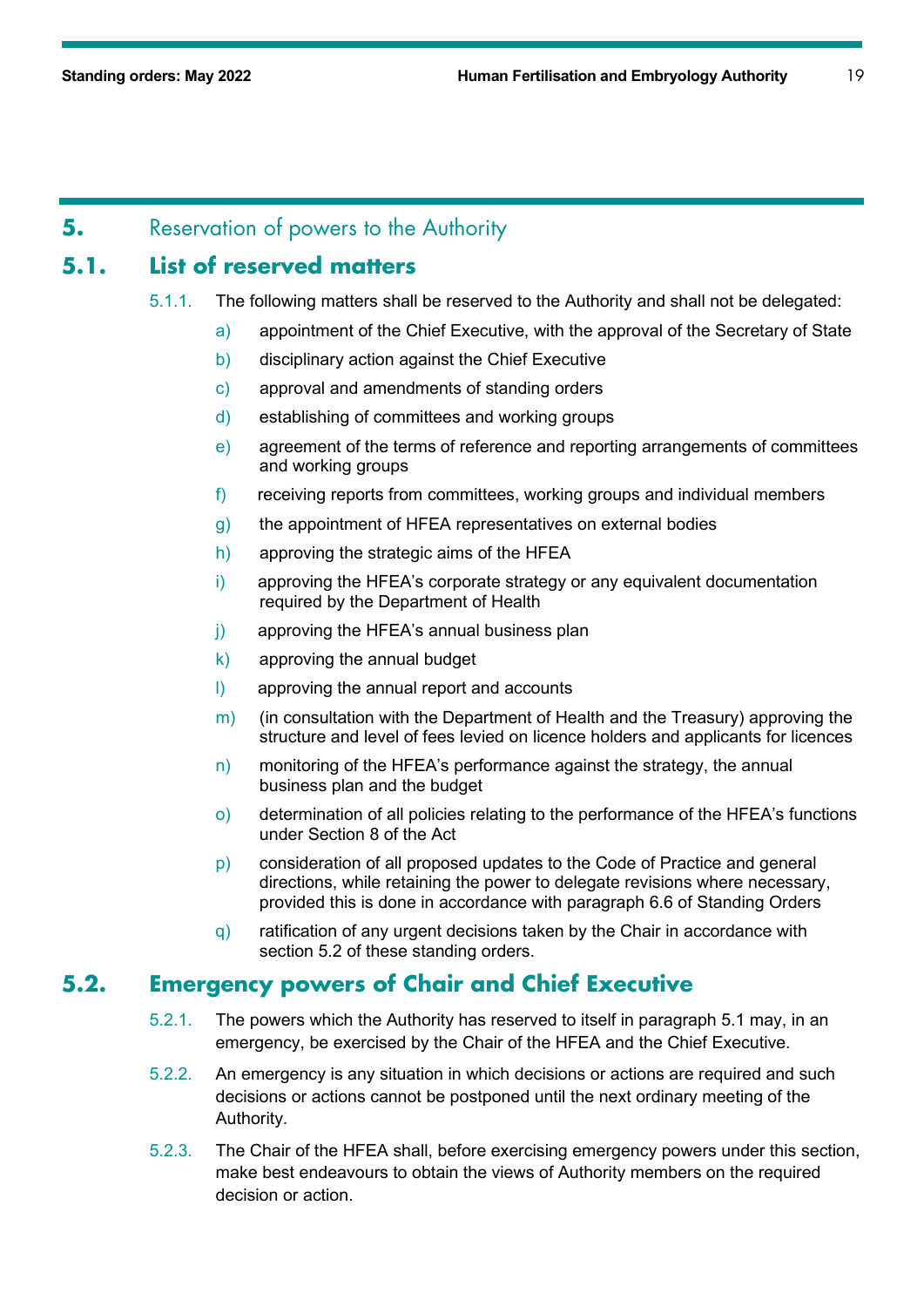# 5. Reservation of powers to the Authority

## 5.1. List of reserved matters

5.1.1. The following matters shall be reserved to the Authority and shall not be delegated:

a) appointment of the Chief Executive, with the approval of the Secretary of State

b) disciplinary action against the Chief Executive

c) approval and amendments of standing orders

d) establishing of committees and working groups

e) agreement of the terms of reference and reporting arrangements of committees and working groups

f) receiving reports from committees, working groups and individual members

g) the appointment of HFEA representatives on external bodies

h) approving the strategic aims of the HFEA

i) approving the HFEA's corporate strategy or any equivalent documentation required by the Department of Health

j) approving the HFEA's annual business plan

k) approving the annual budget

l) approving the annual report and accounts

m) (in consultation with the Department of Health and the Treasury) approving the structure and level of fees levied on licence holders and applicants for licences

n) monitoring of the HFEA's performance against the strategy, the annual business plan and the budget

o) determination of all policies relating to the performance of the HFEA's functions under Section 8 of the Act

p) consideration of all proposed updates to the Code of Practice and general directions, while retaining the power to delegate revisions where necessary, provided this is done in accordance with paragraph 6.6 of Standing Orders

q) ratification of any urgent decisions taken by the Chair in accordance with section 5.2 of these standing orders.

## 5.2. Emergency powers of Chair and Chief Executive

5.2.1. The powers which the Authority has reserved to itself in paragraph 5.1 may, in an emergency, be exercised by the Chair of the HFEA and the Chief Executive.

5.2.2. An emergency is any situation in which decisions or actions are required and such decisions or actions cannot be postponed until the next ordinary meeting of the Authority.

5.2.3. The Chair of the HFEA shall, before exercising emergency powers under this section, make best endeavours to obtain the views of Authority members on the required decision or action.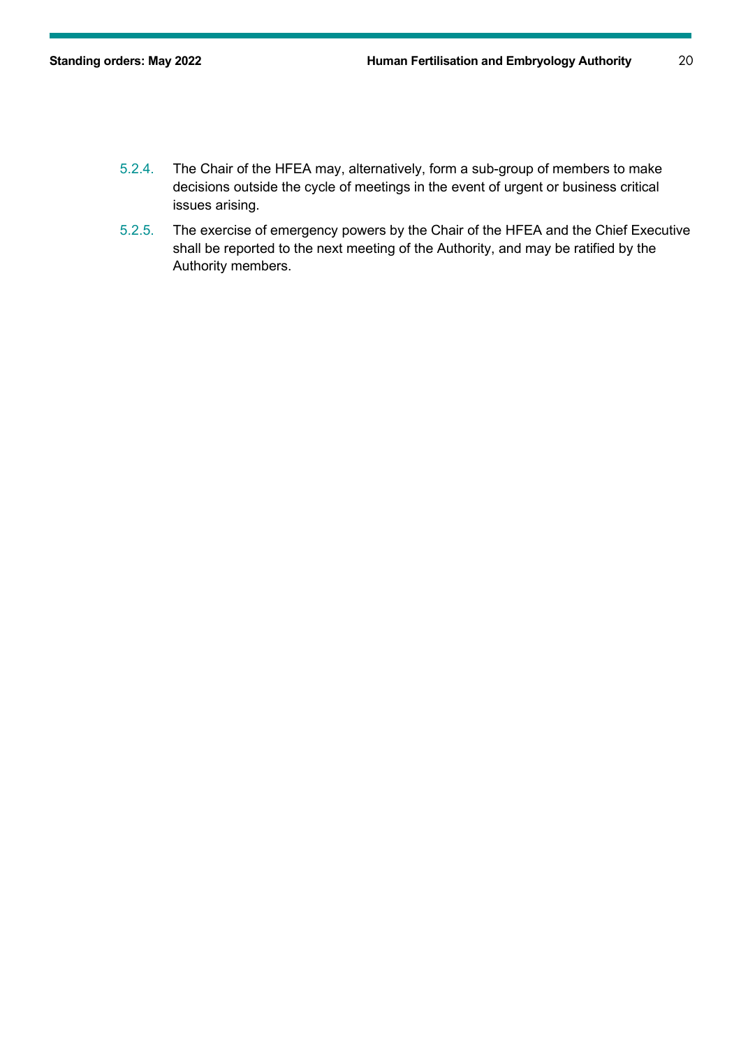5.2.4. The Chair of the HFEA may, alternatively, form a sub-group of members to make decisions outside the cycle of meetings in the event of urgent or business critical issues arising.

5.2.5. The exercise of emergency powers by the Chair of the HFEA and the Chief Executive shall be reported to the next meeting of the Authority, and may be ratified by the Authority members.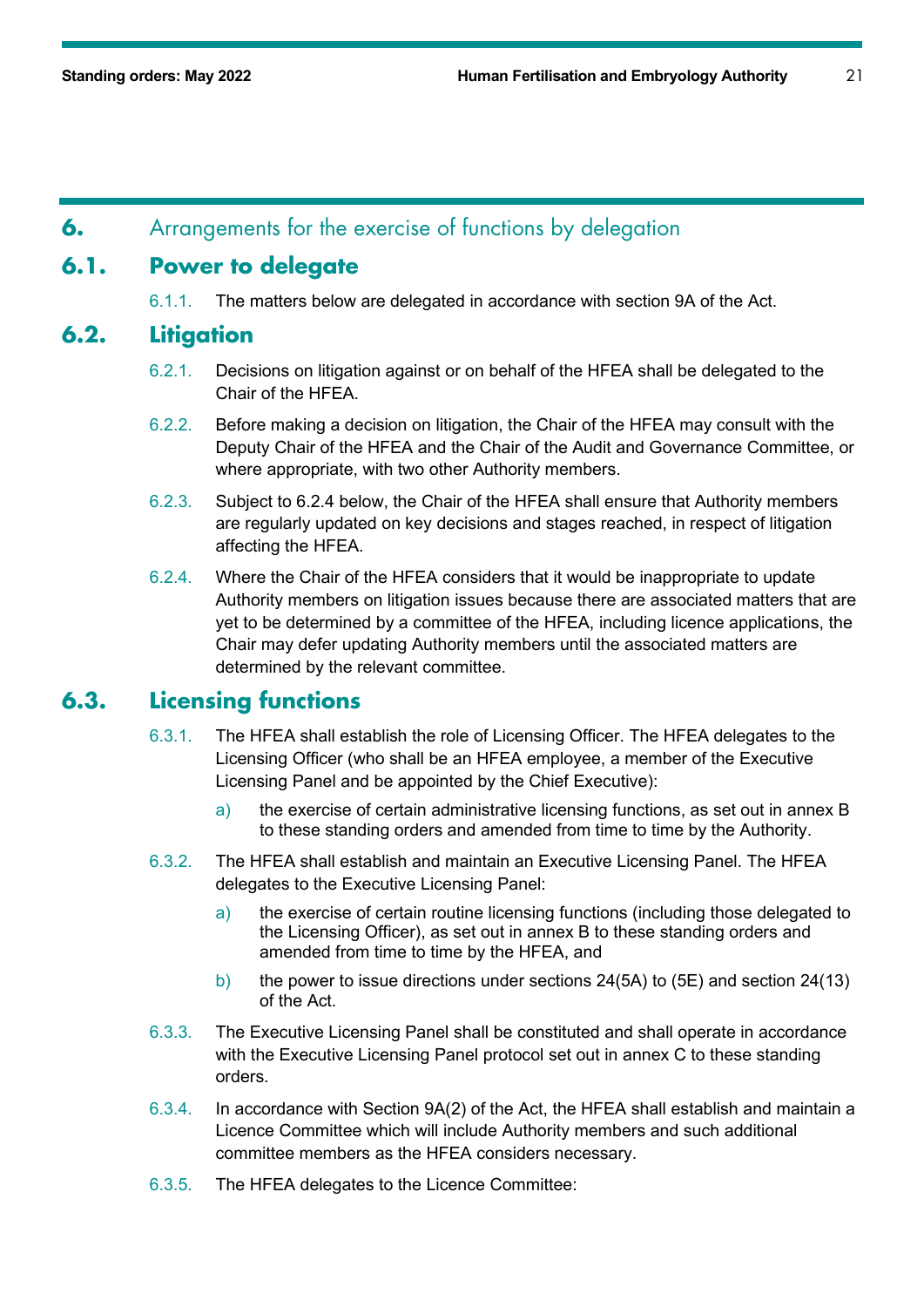# 6. Arrangements for the exercise of functions by delegation

## 6.1. Power to delegate

6.1.1. The matters below are delegated in accordance with section 9A of the Act.

## 6.2. Litigation

6.2.1. Decisions on litigation against or on behalf of the HFEA shall be delegated to the Chair of the HFEA.

6.2.2. Before making a decision on litigation, the Chair of the HFEA may consult with the Deputy Chair of the HFEA and the Chair of the Audit and Governance Committee, or where appropriate, with two other Authority members.

6.2.3. Subject to 6.2.4 below, the Chair of the HFEA shall ensure that Authority members are regularly updated on key decisions and stages reached, in respect of litigation affecting the HFEA.

6.2.4. Where the Chair of the HFEA considers that it would be inappropriate to update Authority members on litigation issues because there are associated matters that are yet to be determined by a committee of the HFEA, including licence applications, the Chair may defer updating Authority members until the associated matters are determined by the relevant committee.

## 6.3. Licensing functions

6.3.1. The HFEA shall establish the role of Licensing Officer. The HFEA delegates to the Licensing Officer (who shall be an HFEA employee, a member of the Executive Licensing Panel and be appointed by the Chief Executive):

a) the exercise of certain administrative licensing functions, as set out in annex B to these standing orders and amended from time to time by the Authority.

6.3.2. The HFEA shall establish and maintain an Executive Licensing Panel. The HFEA delegates to the Executive Licensing Panel:

a) the exercise of certain routine licensing functions (including those delegated to the Licensing Officer), as set out in annex B to these standing orders and amended from time to time by the HFEA, and

b) the power to issue directions under sections 24(5A) to (5E) and section 24(13) of the Act.

6.3.3. The Executive Licensing Panel shall be constituted and shall operate in accordance with the Executive Licensing Panel protocol set out in annex C to these standing orders.

6.3.4. In accordance with Section 9A(2) of the Act, the HFEA shall establish and maintain a Licence Committee which will include Authority members and such additional committee members as the HFEA considers necessary.

6.3.5. The HFEA delegates to the Licence Committee: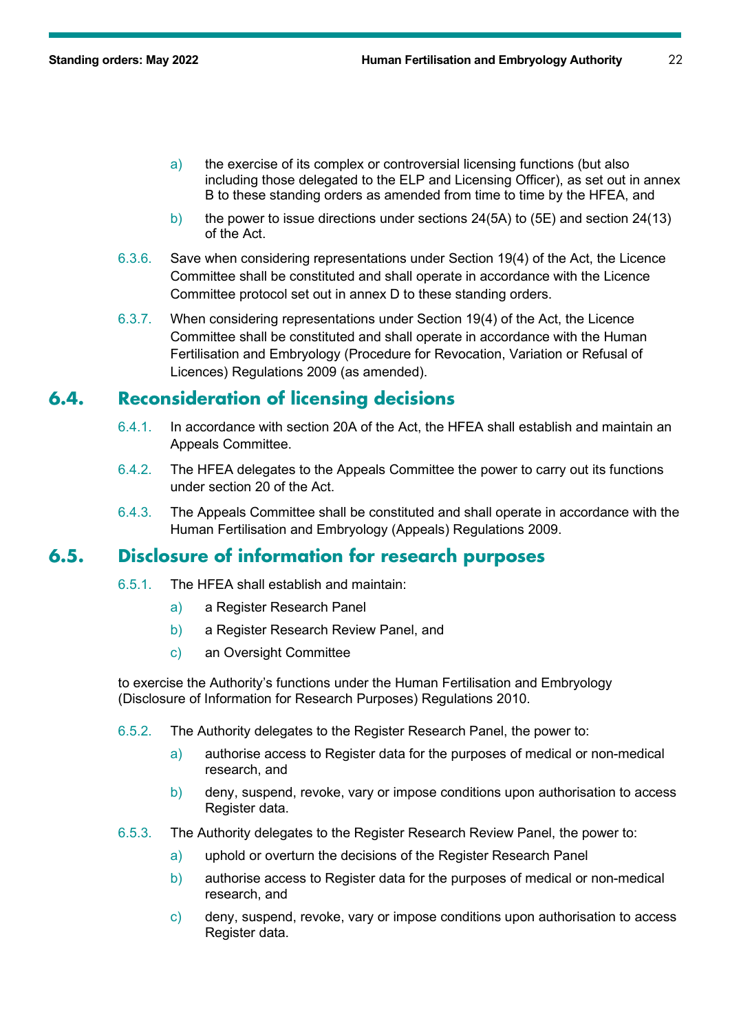a) the exercise of its complex or controversial licensing functions (but also including those delegated to the ELP and Licensing Officer), as set out in annex B to these standing orders as amended from time to time by the HFEA, and

b) the power to issue directions under sections 24(5A) to (5E) and section 24(13) of the Act.

6.3.6. Save when considering representations under Section 19(4) of the Act, the Licence Committee shall be constituted and shall operate in accordance with the Licence Committee protocol set out in annex D to these standing orders.

6.3.7. When considering representations under Section 19(4) of the Act, the Licence Committee shall be constituted and shall operate in accordance with the Human Fertilisation and Embryology (Procedure for Revocation, Variation or Refusal of Licences) Regulations 2009 (as amended).

## 6.4. Reconsideration of licensing decisions

6.4.1. In accordance with section 20A of the Act, the HFEA shall establish and maintain an Appeals Committee.

6.4.2. The HFEA delegates to the Appeals Committee the power to carry out its functions under section 20 of the Act.

6.4.3. The Appeals Committee shall be constituted and shall operate in accordance with the Human Fertilisation and Embryology (Appeals) Regulations 2009.

## 6.5. Disclosure of information for research purposes

6.5.1. The HFEA shall establish and maintain:

a) a Register Research Panel

b) a Register Research Review Panel, and

c) an Oversight Committee

to exercise the Authority's functions under the Human Fertilisation and Embryology (Disclosure of Information for Research Purposes) Regulations 2010.

6.5.2. The Authority delegates to the Register Research Panel, the power to:

a) authorise access to Register data for the purposes of medical or non-medical research, and

b) deny, suspend, revoke, vary or impose conditions upon authorisation to access Register data.

6.5.3. The Authority delegates to the Register Research Review Panel, the power to:

a) uphold or overturn the decisions of the Register Research Panel

b) authorise access to Register data for the purposes of medical or non-medical research, and

c) deny, suspend, revoke, vary or impose conditions upon authorisation to access Register data.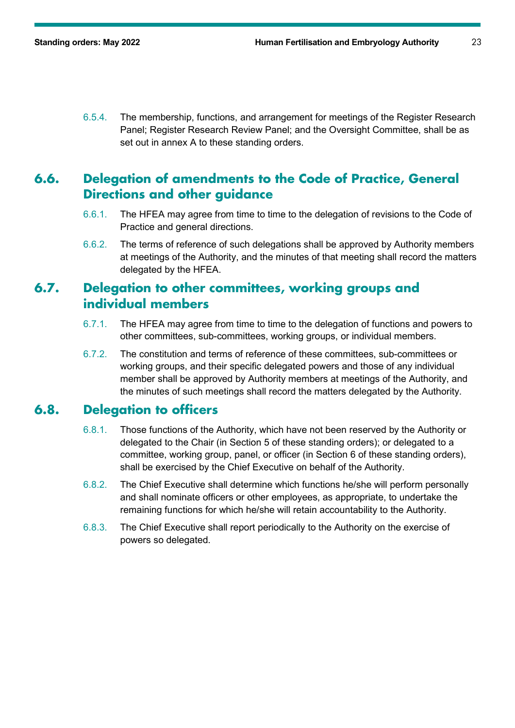6.5.4. The membership, functions, and arrangement for meetings of the Register Research Panel; Register Research Review Panel; and the Oversight Committee, shall be as set out in annex A to these standing orders.

## 6.6. Delegation of amendments to the Code of Practice, General Directions and other guidance

6.6.1. The HFEA may agree from time to time to the delegation of revisions to the Code of Practice and general directions.

6.6.2. The terms of reference of such delegations shall be approved by Authority members at meetings of the Authority, and the minutes of that meeting shall record the matters delegated by the HFEA.

## 6.7. Delegation to other committees, working groups and individual members

6.7.1. The HFEA may agree from time to time to the delegation of functions and powers to other committees, sub-committees, working groups, or individual members.

6.7.2. The constitution and terms of reference of these committees, sub-committees or working groups, and their specific delegated powers and those of any individual member shall be approved by Authority members at meetings of the Authority, and the minutes of such meetings shall record the matters delegated by the Authority.

## 6.8. Delegation to officers

6.8.1. Those functions of the Authority, which have not been reserved by the Authority or delegated to the Chair (in Section 5 of these standing orders); or delegated to a committee, working group, panel, or officer (in Section 6 of these standing orders), shall be exercised by the Chief Executive on behalf of the Authority.

6.8.2. The Chief Executive shall determine which functions he/she will perform personally and shall nominate officers or other employees, as appropriate, to undertake the remaining functions for which he/she will retain accountability to the Authority.

6.8.3. The Chief Executive shall report periodically to the Authority on the exercise of powers so delegated.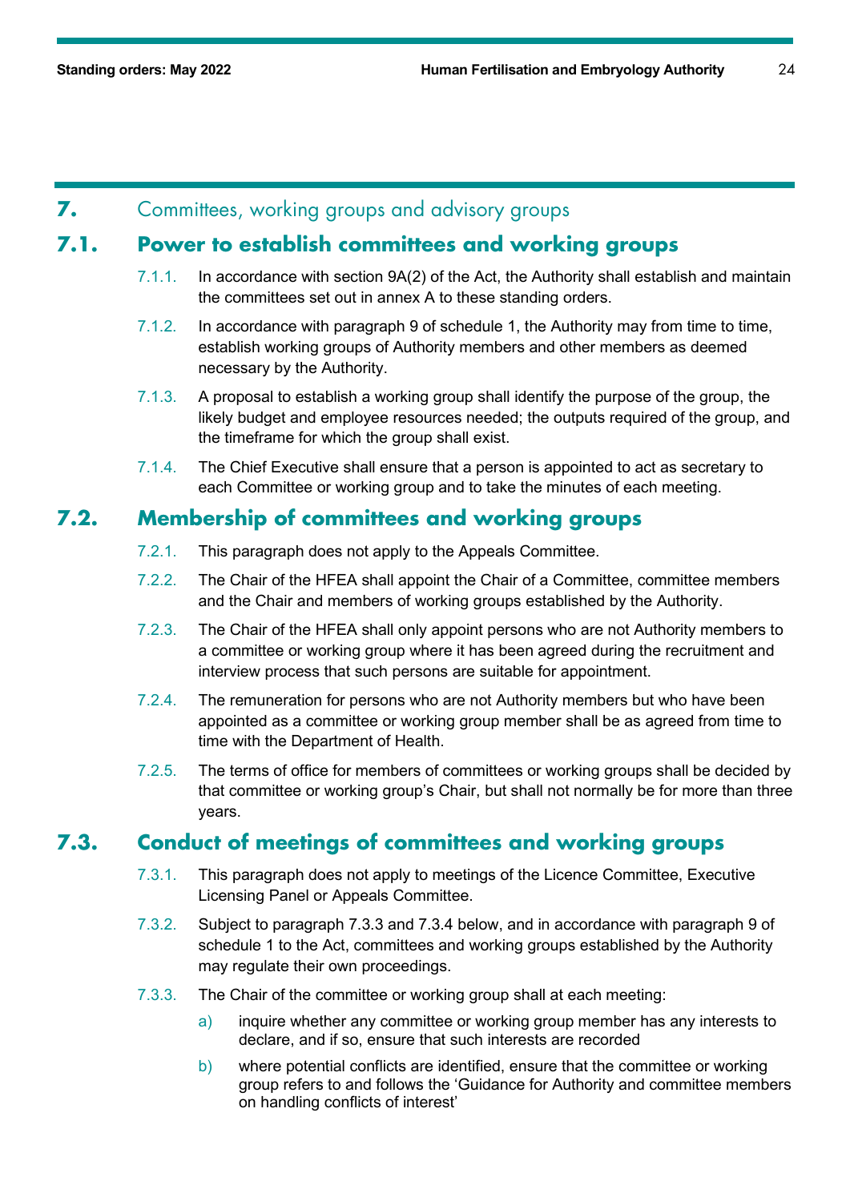# 7. Committees, working groups and advisory groups

## 7.1. Power to establish committees and working groups

7.1.1. In accordance with section 9A(2) of the Act, the Authority shall establish and maintain the committees set out in annex A to these standing orders.

7.1.2. In accordance with paragraph 9 of schedule 1, the Authority may from time to time, establish working groups of Authority members and other members as deemed necessary by the Authority.

7.1.3. A proposal to establish a working group shall identify the purpose of the group, the likely budget and employee resources needed; the outputs required of the group, and the timeframe for which the group shall exist.

7.1.4. The Chief Executive shall ensure that a person is appointed to act as secretary to each Committee or working group and to take the minutes of each meeting.

## 7.2. Membership of committees and working groups

7.2.1. This paragraph does not apply to the Appeals Committee.

7.2.2. The Chair of the HFEA shall appoint the Chair of a Committee, committee members and the Chair and members of working groups established by the Authority.

7.2.3. The Chair of the HFEA shall only appoint persons who are not Authority members to a committee or working group where it has been agreed during the recruitment and interview process that such persons are suitable for appointment.

7.2.4. The remuneration for persons who are not Authority members but who have been appointed as a committee or working group member shall be as agreed from time to time with the Department of Health.

7.2.5. The terms of office for members of committees or working groups shall be decided by that committee or working group's Chair, but shall not normally be for more than three years.

## 7.3. Conduct of meetings of committees and working groups

7.3.1. This paragraph does not apply to meetings of the Licence Committee, Executive Licensing Panel or Appeals Committee.

7.3.2. Subject to paragraph 7.3.3 and 7.3.4 below, and in accordance with paragraph 9 of schedule 1 to the Act, committees and working groups established by the Authority may regulate their own proceedings.

7.3.3. The Chair of the committee or working group shall at each meeting:

a) inquire whether any committee or working group member has any interests to declare, and if so, ensure that such interests are recorded

b) where potential conflicts are identified, ensure that the committee or working group refers to and follows the 'Guidance for Authority and committee members on handling conflicts of interest'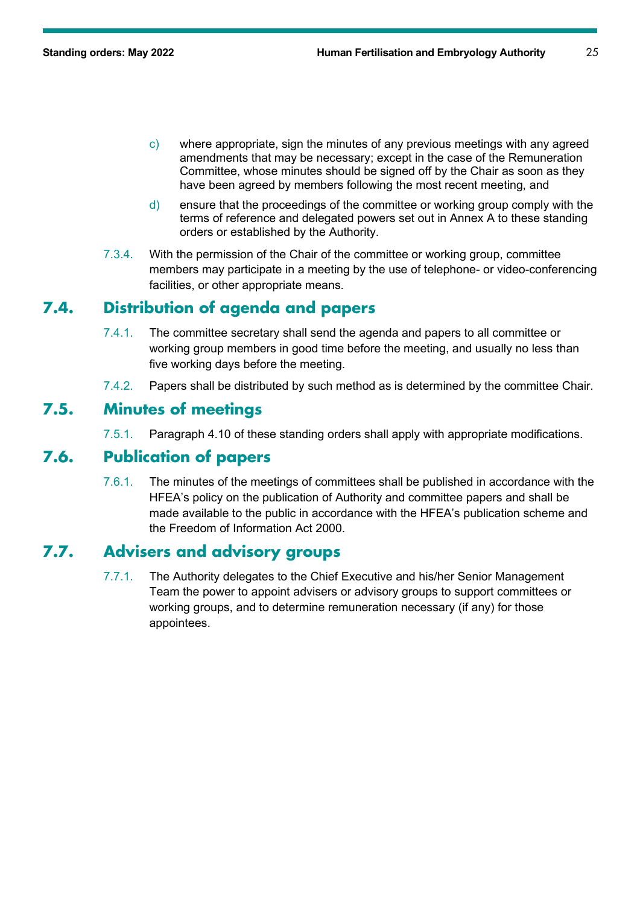c) where appropriate, sign the minutes of any previous meetings with any agreed amendments that may be necessary; except in the case of the Remuneration Committee, whose minutes should be signed off by the Chair as soon as they have been agreed by members following the most recent meeting, and

d) ensure that the proceedings of the committee or working group comply with the terms of reference and delegated powers set out in Annex A to these standing orders or established by the Authority.

7.3.4. With the permission of the Chair of the committee or working group, committee members may participate in a meeting by the use of telephone- or video-conferencing facilities, or other appropriate means.

## 7.4. Distribution of agenda and papers

7.4.1. The committee secretary shall send the agenda and papers to all committee or working group members in good time before the meeting, and usually no less than five working days before the meeting.

7.4.2. Papers shall be distributed by such method as is determined by the committee Chair.

## 7.5. Minutes of meetings

7.5.1. Paragraph 4.10 of these standing orders shall apply with appropriate modifications.

## 7.6. Publication of papers

7.6.1. The minutes of the meetings of committees shall be published in accordance with the HFEA's policy on the publication of Authority and committee papers and shall be made available to the public in accordance with the HFEA's publication scheme and the Freedom of Information Act 2000.

## 7.7. Advisers and advisory groups

7.7.1. The Authority delegates to the Chief Executive and his/her Senior Management Team the power to appoint advisers or advisory groups to support committees or working groups, and to determine remuneration necessary (if any) for those appointees.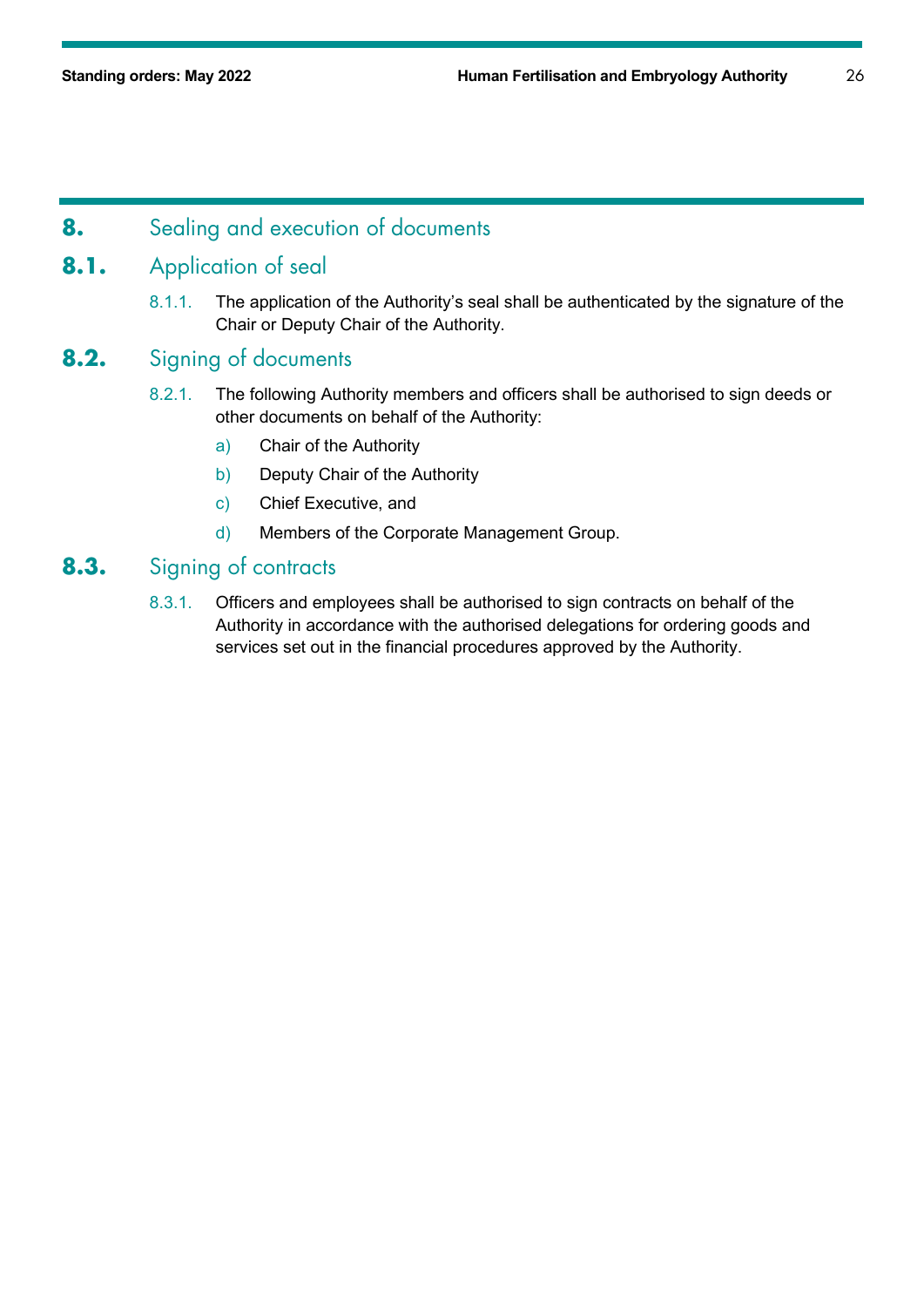# 8. Sealing and execution of documents

## 8.1. Application of seal

8.1.1. The application of the Authority's seal shall be authenticated by the signature of the Chair or Deputy Chair of the Authority.

## 8.2. Signing of documents

8.2.1. The following Authority members and officers shall be authorised to sign deeds or other documents on behalf of the Authority:

a) Chair of the Authority

b) Deputy Chair of the Authority

c) Chief Executive, and

d) Members of the Corporate Management Group.

## 8.3. Signing of contracts

8.3.1. Officers and employees shall be authorised to sign contracts on behalf of the Authority in accordance with the authorised delegations for ordering goods and services set out in the financial procedures approved by the Authority.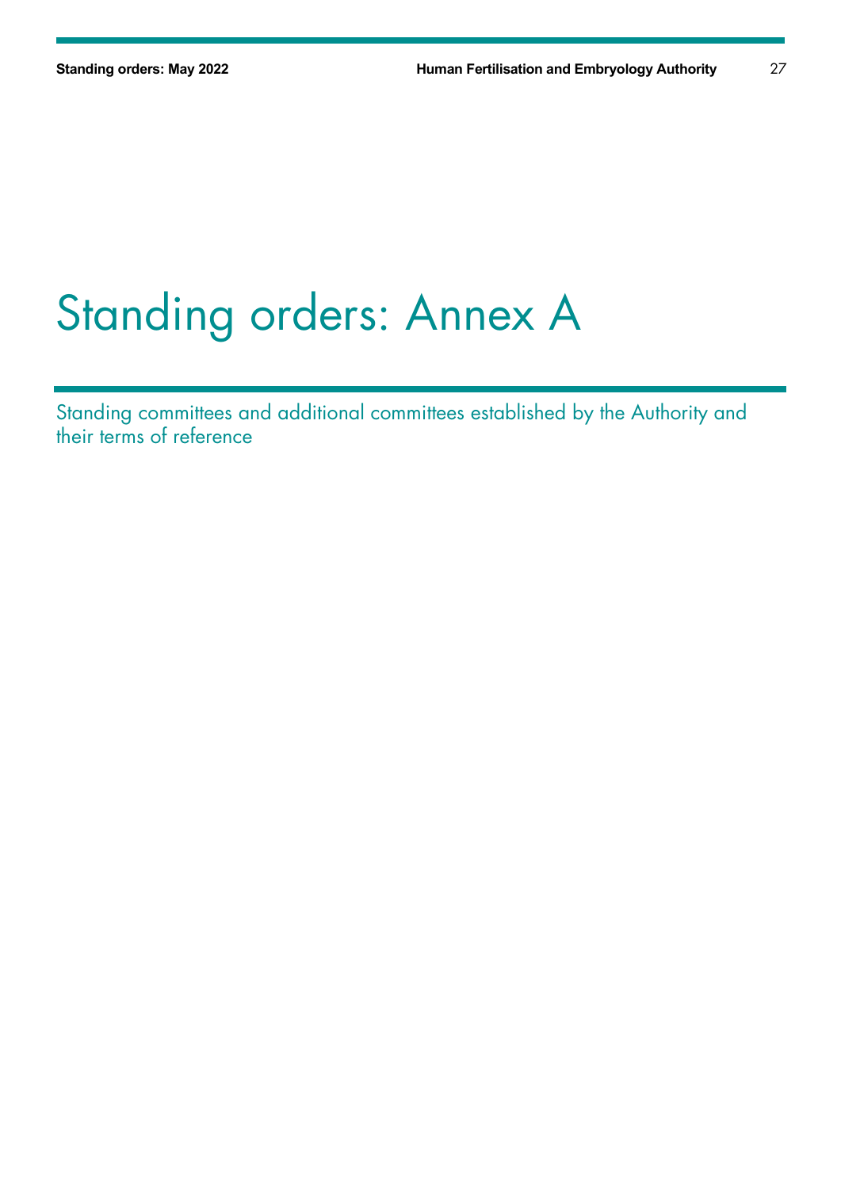# Standing orders: Annex A

Standing committees and additional committees established by the Authority and their terms of reference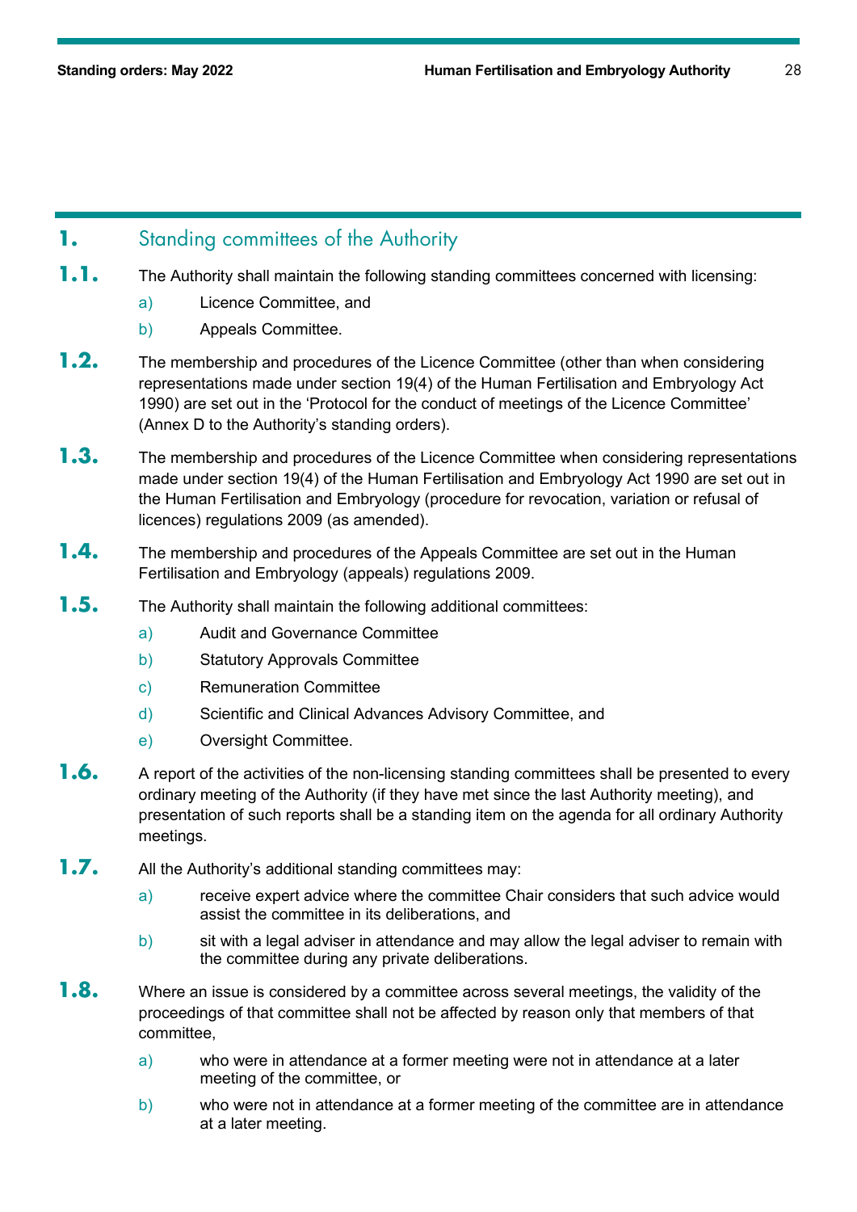# 1. Standing committees of the Authority

**1.1.** The Authority shall maintain the following standing committees concerned with licensing:

a) Licence Committee, and

b) Appeals Committee.

**1.2.** The membership and procedures of the Licence Committee (other than when considering representations made under section 19(4) of the Human Fertilisation and Embryology Act 1990) are set out in the 'Protocol for the conduct of meetings of the Licence Committee' (Annex D to the Authority's standing orders).

**1.3.** The membership and procedures of the Licence Committee when considering representations made under section 19(4) of the Human Fertilisation and Embryology Act 1990 are set out in the Human Fertilisation and Embryology (procedure for revocation, variation or refusal of licences) regulations 2009 (as amended).

**1.4.** The membership and procedures of the Appeals Committee are set out in the Human Fertilisation and Embryology (appeals) regulations 2009.

**1.5.** The Authority shall maintain the following additional committees:

a) Audit and Governance Committee

b) Statutory Approvals Committee

c) Remuneration Committee

d) Scientific and Clinical Advances Advisory Committee, and

e) Oversight Committee.

**1.6.** A report of the activities of the non-licensing standing committees shall be presented to every ordinary meeting of the Authority (if they have met since the last Authority meeting), and presentation of such reports shall be a standing item on the agenda for all ordinary Authority meetings.

**1.7.** All the Authority's additional standing committees may:

a) receive expert advice where the committee Chair considers that such advice would assist the committee in its deliberations, and

b) sit with a legal adviser in attendance and may allow the legal adviser to remain with the committee during any private deliberations.

**1.8.** Where an issue is considered by a committee across several meetings, the validity of the proceedings of that committee shall not be affected by reason only that members of that committee,

a) who were in attendance at a former meeting were not in attendance at a later meeting of the committee, or

b) who were not in attendance at a former meeting of the committee are in attendance at a later meeting.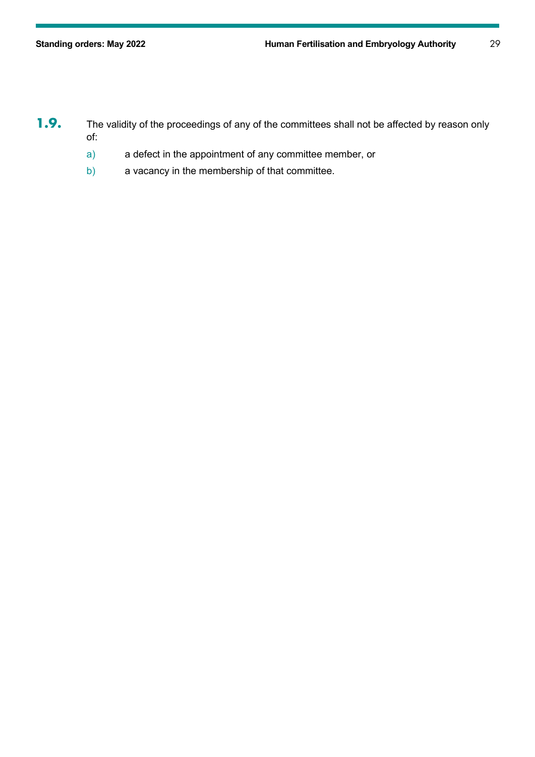**1.9.** The validity of the proceedings of any of the committees shall not be affected by reason only of:

a) a defect in the appointment of any committee member, or

b) a vacancy in the membership of that committee.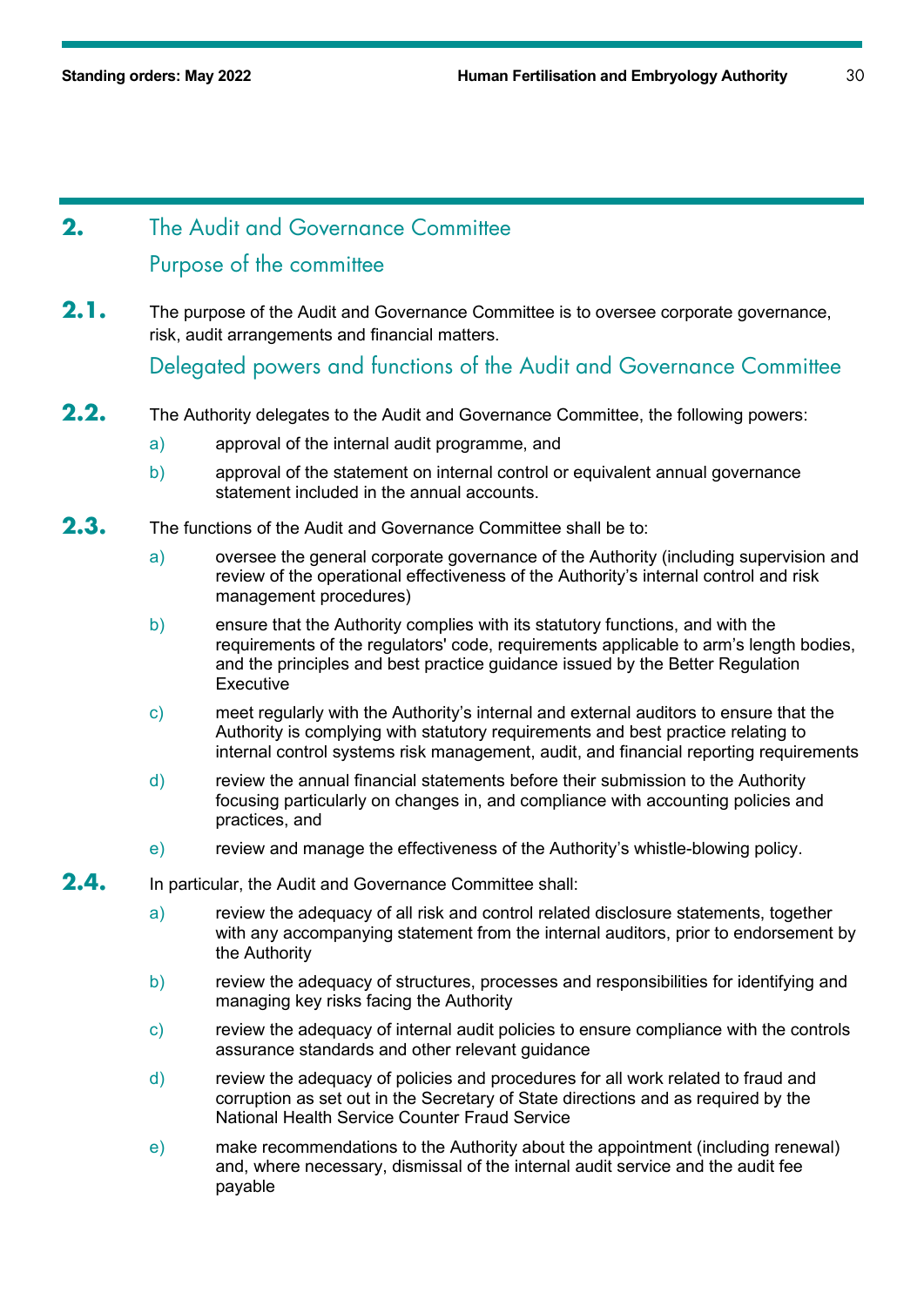## 2. The Audit and Governance Committee

### Purpose of the committee

**2.1.** The purpose of the Audit and Governance Committee is to oversee corporate governance, risk, audit arrangements and financial matters.

### Delegated powers and functions of the Audit and Governance Committee

**2.2.** The Authority delegates to the Audit and Governance Committee, the following powers:

- a) approval of the internal audit programme, and
- b) approval of the statement on internal control or equivalent annual governance statement included in the annual accounts.

**2.3.** The functions of the Audit and Governance Committee shall be to:

- a) oversee the general corporate governance of the Authority (including supervision and review of the operational effectiveness of the Authority's internal control and risk management procedures)
- b) ensure that the Authority complies with its statutory functions, and with the requirements of the regulators' code, requirements applicable to arm's length bodies, and the principles and best practice guidance issued by the Better Regulation Executive
- c) meet regularly with the Authority's internal and external auditors to ensure that the Authority is complying with statutory requirements and best practice relating to internal control systems risk management, audit, and financial reporting requirements
- d) review the annual financial statements before their submission to the Authority focusing particularly on changes in, and compliance with accounting policies and practices, and
- e) review and manage the effectiveness of the Authority's whistle-blowing policy.

**2.4.** In particular, the Audit and Governance Committee shall:

- a) review the adequacy of all risk and control related disclosure statements, together with any accompanying statement from the internal auditors, prior to endorsement by the Authority
- b) review the adequacy of structures, processes and responsibilities for identifying and managing key risks facing the Authority
- c) review the adequacy of internal audit policies to ensure compliance with the controls assurance standards and other relevant guidance
- d) review the adequacy of policies and procedures for all work related to fraud and corruption as set out in the Secretary of State directions and as required by the National Health Service Counter Fraud Service
- e) make recommendations to the Authority about the appointment (including renewal) and, where necessary, dismissal of the internal audit service and the audit fee payable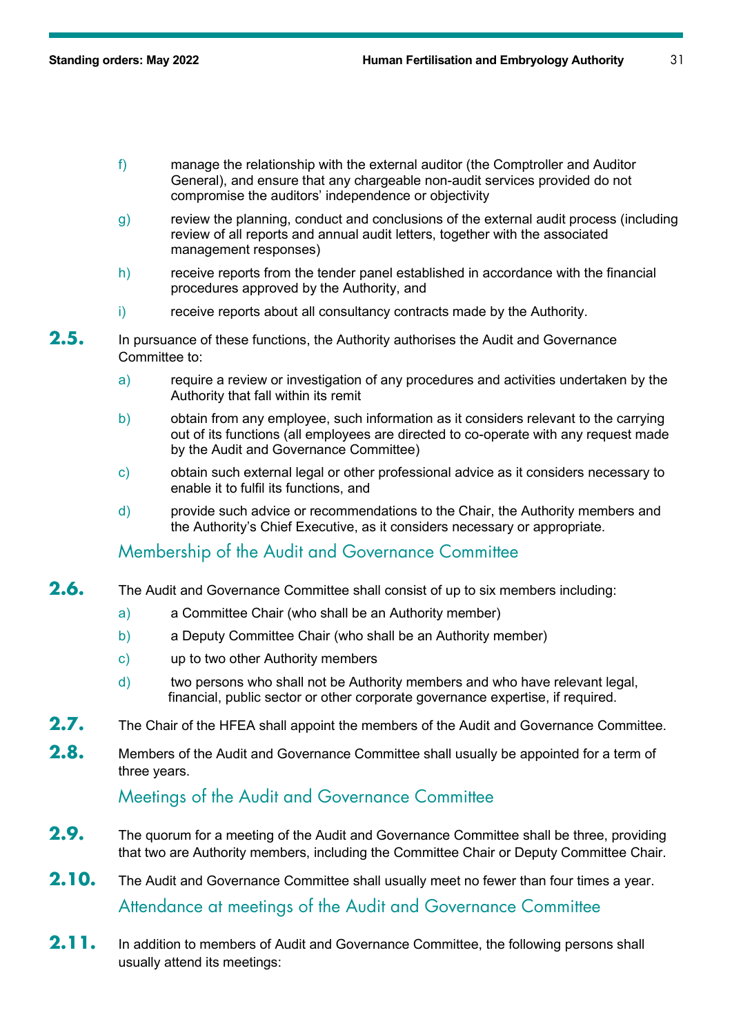f) manage the relationship with the external auditor (the Comptroller and Auditor General), and ensure that any chargeable non-audit services provided do not compromise the auditors' independence or objectivity

g) review the planning, conduct and conclusions of the external audit process (including review of all reports and annual audit letters, together with the associated management responses)

h) receive reports from the tender panel established in accordance with the financial procedures approved by the Authority, and

i) receive reports about all consultancy contracts made by the Authority.

**2.5.** In pursuance of these functions, the Authority authorises the Audit and Governance Committee to:

a) require a review or investigation of any procedures and activities undertaken by the Authority that fall within its remit

b) obtain from any employee, such information as it considers relevant to the carrying out of its functions (all employees are directed to co-operate with any request made by the Audit and Governance Committee)

c) obtain such external legal or other professional advice as it considers necessary to enable it to fulfil its functions, and

d) provide such advice or recommendations to the Chair, the Authority members and the Authority's Chief Executive, as it considers necessary or appropriate.

## Membership of the Audit and Governance Committee

**2.6.** The Audit and Governance Committee shall consist of up to six members including:

a) a Committee Chair (who shall be an Authority member)

b) a Deputy Committee Chair (who shall be an Authority member)

c) up to two other Authority members

d) two persons who shall not be Authority members and who have relevant legal, financial, public sector or other corporate governance expertise, if required.

**2.7.** The Chair of the HFEA shall appoint the members of the Audit and Governance Committee.

**2.8.** Members of the Audit and Governance Committee shall usually be appointed for a term of three years.

## Meetings of the Audit and Governance Committee

**2.9.** The quorum for a meeting of the Audit and Governance Committee shall be three, providing that two are Authority members, including the Committee Chair or Deputy Committee Chair.

**2.10.** The Audit and Governance Committee shall usually meet no fewer than four times a year.

## Attendance at meetings of the Audit and Governance Committee

**2.11.** In addition to members of Audit and Governance Committee, the following persons shall usually attend its meetings: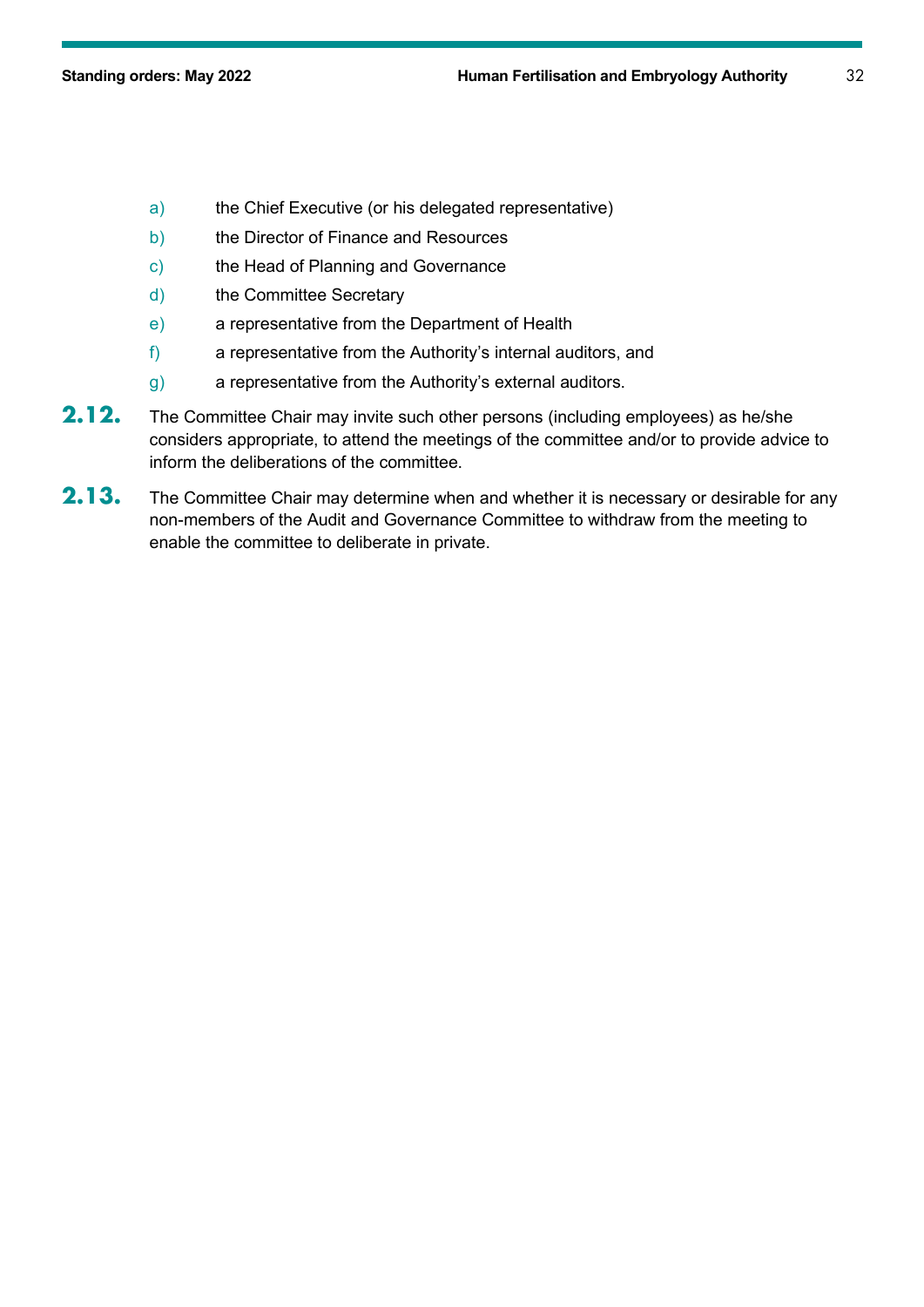a) the Chief Executive (or his delegated representative)

b) the Director of Finance and Resources

c) the Head of Planning and Governance

d) the Committee Secretary

e) a representative from the Department of Health

f) a representative from the Authority's internal auditors, and

g) a representative from the Authority's external auditors.

**2.12.** The Committee Chair may invite such other persons (including employees) as he/she considers appropriate, to attend the meetings of the committee and/or to provide advice to inform the deliberations of the committee.

**2.13.** The Committee Chair may determine when and whether it is necessary or desirable for any non-members of the Audit and Governance Committee to withdraw from the meeting to enable the committee to deliberate in private.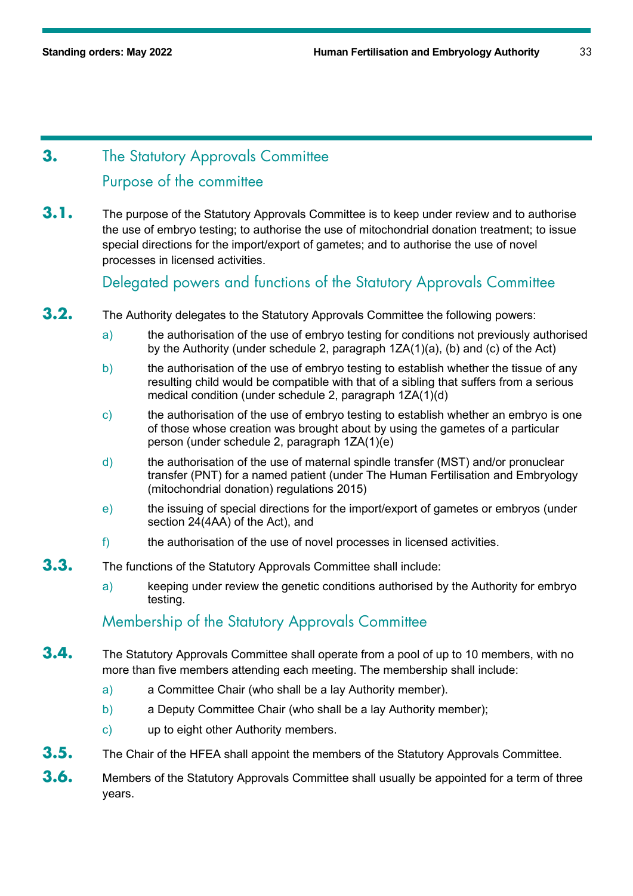## 3. The Statutory Approvals Committee

### Purpose of the committee

**3.1.** The purpose of the Statutory Approvals Committee is to keep under review and to authorise the use of embryo testing; to authorise the use of mitochondrial donation treatment; to issue special directions for the import/export of gametes; and to authorise the use of novel processes in licensed activities.

### Delegated powers and functions of the Statutory Approvals Committee

**3.2.** The Authority delegates to the Statutory Approvals Committee the following powers:

- a) the authorisation of the use of embryo testing for conditions not previously authorised by the Authority (under schedule 2, paragraph 1ZA(1)(a), (b) and (c) of the Act)
- b) the authorisation of the use of embryo testing to establish whether the tissue of any resulting child would be compatible with that of a sibling that suffers from a serious medical condition (under schedule 2, paragraph 1ZA(1)(d)
- c) the authorisation of the use of embryo testing to establish whether an embryo is one of those whose creation was brought about by using the gametes of a particular person (under schedule 2, paragraph 1ZA(1)(e)
- d) the authorisation of the use of maternal spindle transfer (MST) and/or pronuclear transfer (PNT) for a named patient (under The Human Fertilisation and Embryology (mitochondrial donation) regulations 2015)
- e) the issuing of special directions for the import/export of gametes or embryos (under section 24(4AA) of the Act), and
- f) the authorisation of the use of novel processes in licensed activities.

**3.3.** The functions of the Statutory Approvals Committee shall include:

- a) keeping under review the genetic conditions authorised by the Authority for embryo testing.

### Membership of the Statutory Approvals Committee

**3.4.** The Statutory Approvals Committee shall operate from a pool of up to 10 members, with no more than five members attending each meeting. The membership shall include:

- a) a Committee Chair (who shall be a lay Authority member).
- b) a Deputy Committee Chair (who shall be a lay Authority member);
- c) up to eight other Authority members.

**3.5.** The Chair of the HFEA shall appoint the members of the Statutory Approvals Committee.

**3.6.** Members of the Statutory Approvals Committee shall usually be appointed for a term of three years.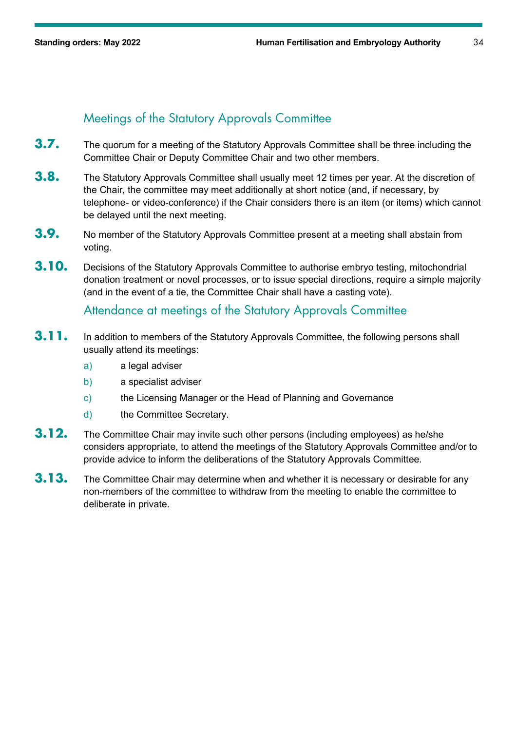## Meetings of the Statutory Approvals Committee

**3.7.** The quorum for a meeting of the Statutory Approvals Committee shall be three including the Committee Chair or Deputy Committee Chair and two other members.

**3.8.** The Statutory Approvals Committee shall usually meet 12 times per year. At the discretion of the Chair, the committee may meet additionally at short notice (and, if necessary, by telephone- or video-conference) if the Chair considers there is an item (or items) which cannot be delayed until the next meeting.

**3.9.** No member of the Statutory Approvals Committee present at a meeting shall abstain from voting.

**3.10.** Decisions of the Statutory Approvals Committee to authorise embryo testing, mitochondrial donation treatment or novel processes, or to issue special directions, require a simple majority (and in the event of a tie, the Committee Chair shall have a casting vote).

## Attendance at meetings of the Statutory Approvals Committee

**3.11.** In addition to members of the Statutory Approvals Committee, the following persons shall usually attend its meetings:

a) a legal adviser

b) a specialist adviser

c) the Licensing Manager or the Head of Planning and Governance

d) the Committee Secretary.

**3.12.** The Committee Chair may invite such other persons (including employees) as he/she considers appropriate, to attend the meetings of the Statutory Approvals Committee and/or to provide advice to inform the deliberations of the Statutory Approvals Committee.

**3.13.** The Committee Chair may determine when and whether it is necessary or desirable for any non-members of the committee to withdraw from the meeting to enable the committee to deliberate in private.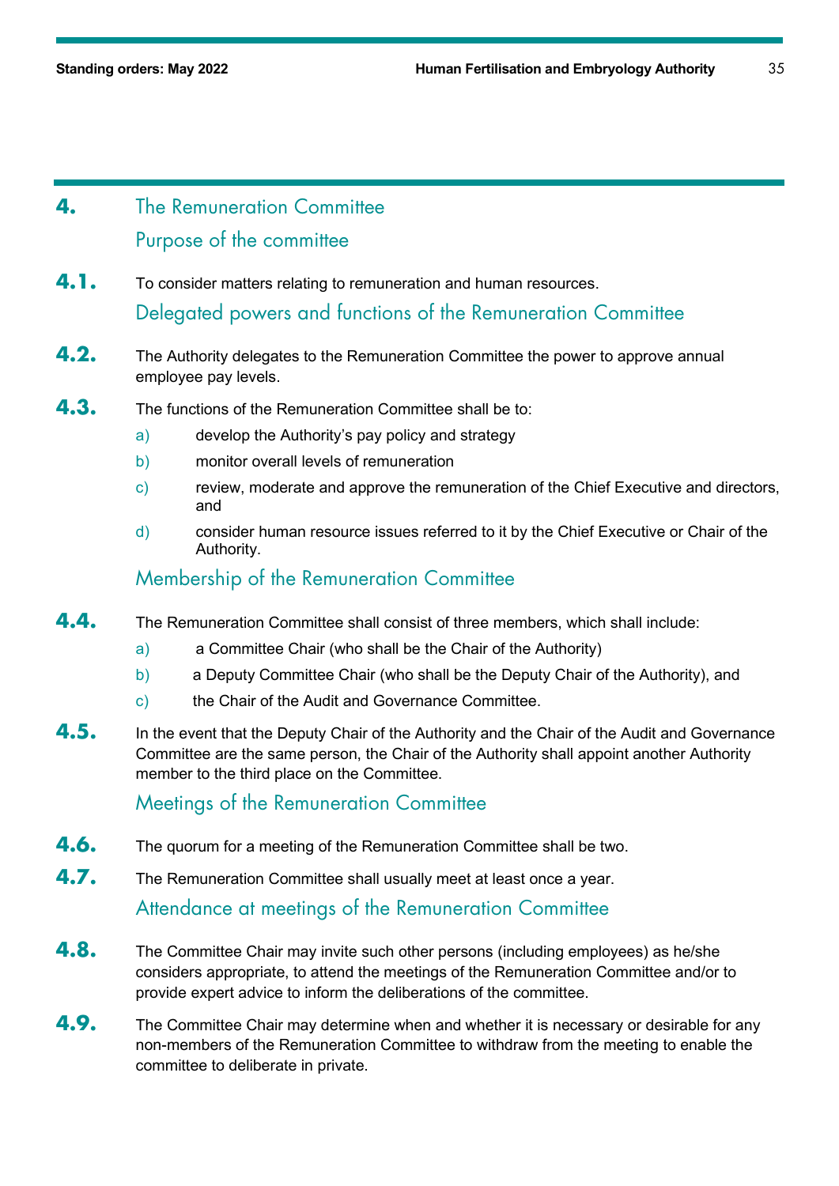## 4. The Remuneration Committee

### Purpose of the committee

**4.1.** To consider matters relating to remuneration and human resources.

### Delegated powers and functions of the Remuneration Committee

**4.2.** The Authority delegates to the Remuneration Committee the power to approve annual employee pay levels.

**4.3.** The functions of the Remuneration Committee shall be to:

a) develop the Authority's pay policy and strategy

b) monitor overall levels of remuneration

c) review, moderate and approve the remuneration of the Chief Executive and directors, and

d) consider human resource issues referred to it by the Chief Executive or Chair of the Authority.

### Membership of the Remuneration Committee

**4.4.** The Remuneration Committee shall consist of three members, which shall include:

a) a Committee Chair (who shall be the Chair of the Authority)

b) a Deputy Committee Chair (who shall be the Deputy Chair of the Authority), and

c) the Chair of the Audit and Governance Committee.

**4.5.** In the event that the Deputy Chair of the Authority and the Chair of the Audit and Governance Committee are the same person, the Chair of the Authority shall appoint another Authority member to the third place on the Committee.

### Meetings of the Remuneration Committee

**4.6.** The quorum for a meeting of the Remuneration Committee shall be two.

**4.7.** The Remuneration Committee shall usually meet at least once a year.

### Attendance at meetings of the Remuneration Committee

**4.8.** The Committee Chair may invite such other persons (including employees) as he/she considers appropriate, to attend the meetings of the Remuneration Committee and/or to provide expert advice to inform the deliberations of the committee.

**4.9.** The Committee Chair may determine when and whether it is necessary or desirable for any non-members of the Remuneration Committee to withdraw from the meeting to enable the committee to deliberate in private.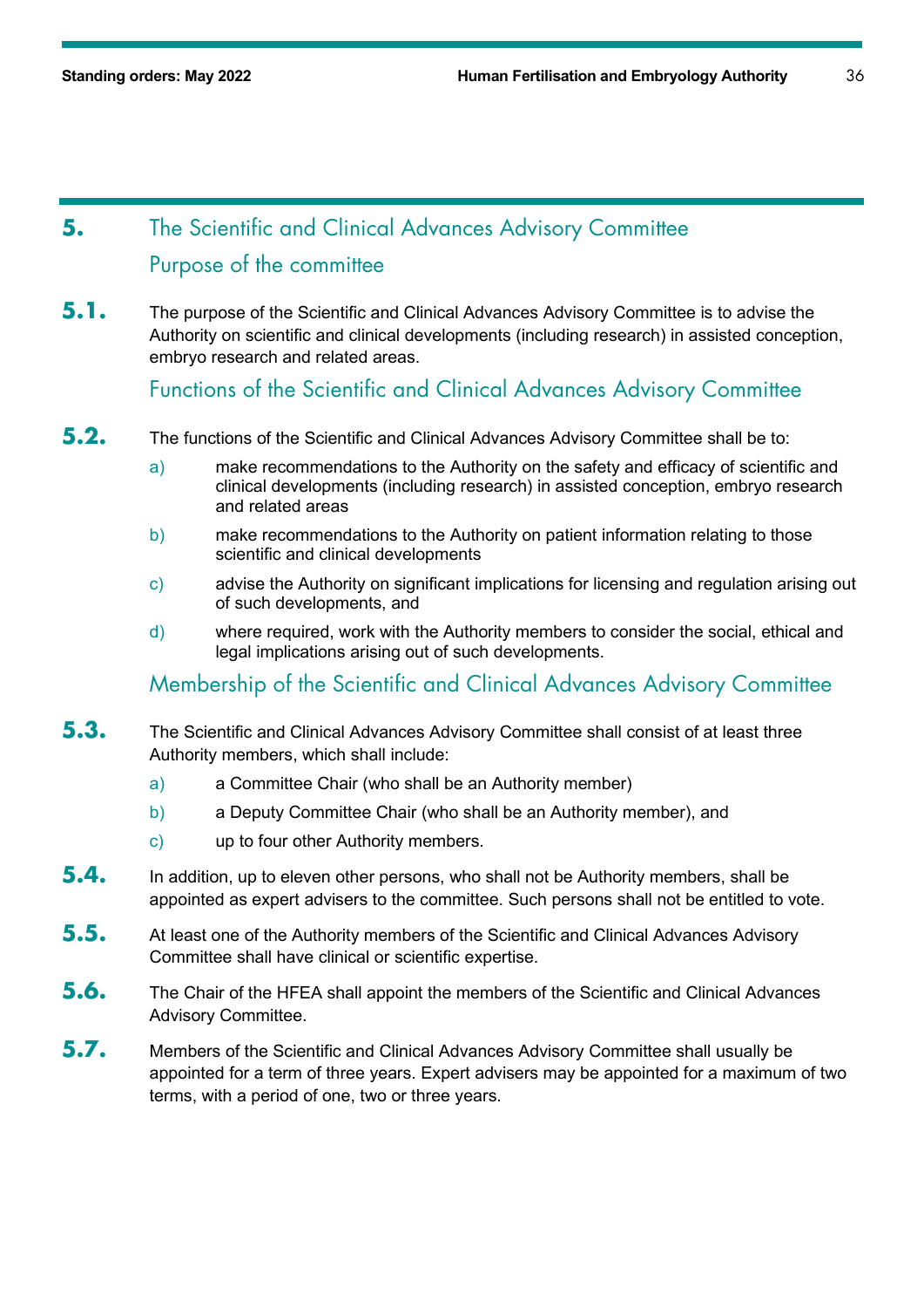## 5. The Scientific and Clinical Advances Advisory Committee

### Purpose of the committee

**5.1.** The purpose of the Scientific and Clinical Advances Advisory Committee is to advise the Authority on scientific and clinical developments (including research) in assisted conception, embryo research and related areas.

### Functions of the Scientific and Clinical Advances Advisory Committee

**5.2.** The functions of the Scientific and Clinical Advances Advisory Committee shall be to:

- a) make recommendations to the Authority on the safety and efficacy of scientific and clinical developments (including research) in assisted conception, embryo research and related areas
- b) make recommendations to the Authority on patient information relating to those scientific and clinical developments
- c) advise the Authority on significant implications for licensing and regulation arising out of such developments, and
- d) where required, work with the Authority members to consider the social, ethical and legal implications arising out of such developments.

### Membership of the Scientific and Clinical Advances Advisory Committee

**5.3.** The Scientific and Clinical Advances Advisory Committee shall consist of at least three Authority members, which shall include:

- a) a Committee Chair (who shall be an Authority member)
- b) a Deputy Committee Chair (who shall be an Authority member), and
- c) up to four other Authority members.

**5.4.** In addition, up to eleven other persons, who shall not be Authority members, shall be appointed as expert advisers to the committee. Such persons shall not be entitled to vote.

**5.5.** At least one of the Authority members of the Scientific and Clinical Advances Advisory Committee shall have clinical or scientific expertise.

**5.6.** The Chair of the HFEA shall appoint the members of the Scientific and Clinical Advances Advisory Committee.

**5.7.** Members of the Scientific and Clinical Advances Advisory Committee shall usually be appointed for a term of three years. Expert advisers may be appointed for a maximum of two terms, with a period of one, two or three years.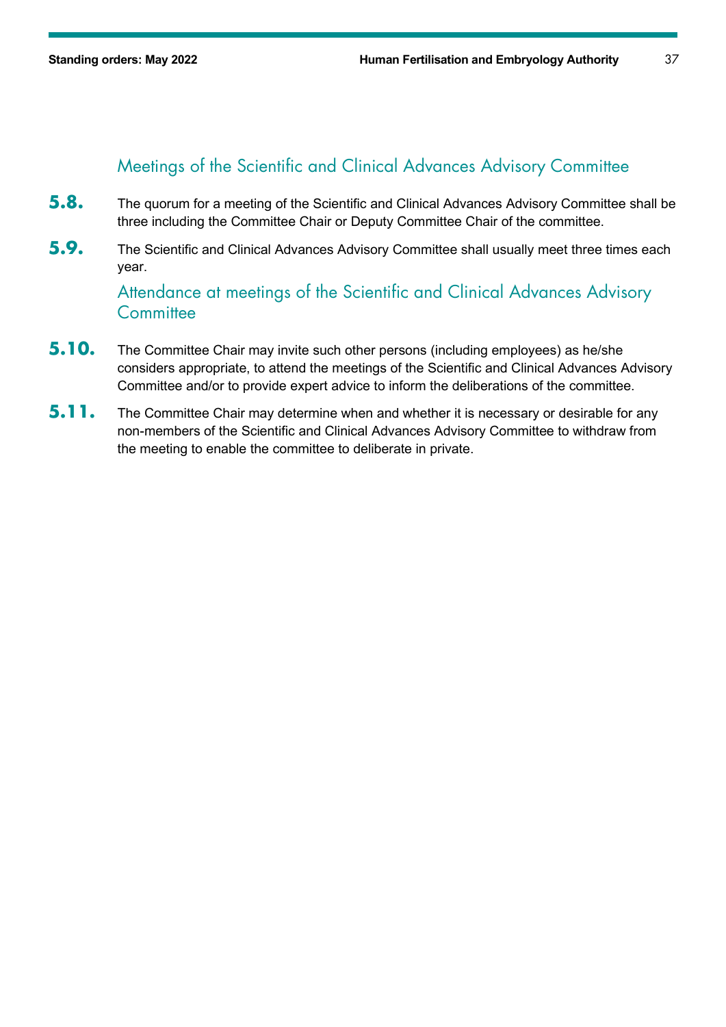## Meetings of the Scientific and Clinical Advances Advisory Committee

**5.8.** The quorum for a meeting of the Scientific and Clinical Advances Advisory Committee shall be three including the Committee Chair or Deputy Committee Chair of the committee.

**5.9.** The Scientific and Clinical Advances Advisory Committee shall usually meet three times each year.

## Attendance at meetings of the Scientific and Clinical Advances Advisory Committee

**5.10.** The Committee Chair may invite such other persons (including employees) as he/she considers appropriate, to attend the meetings of the Scientific and Clinical Advances Advisory Committee and/or to provide expert advice to inform the deliberations of the committee.

**5.11.** The Committee Chair may determine when and whether it is necessary or desirable for any non-members of the Scientific and Clinical Advances Advisory Committee to withdraw from the meeting to enable the committee to deliberate in private.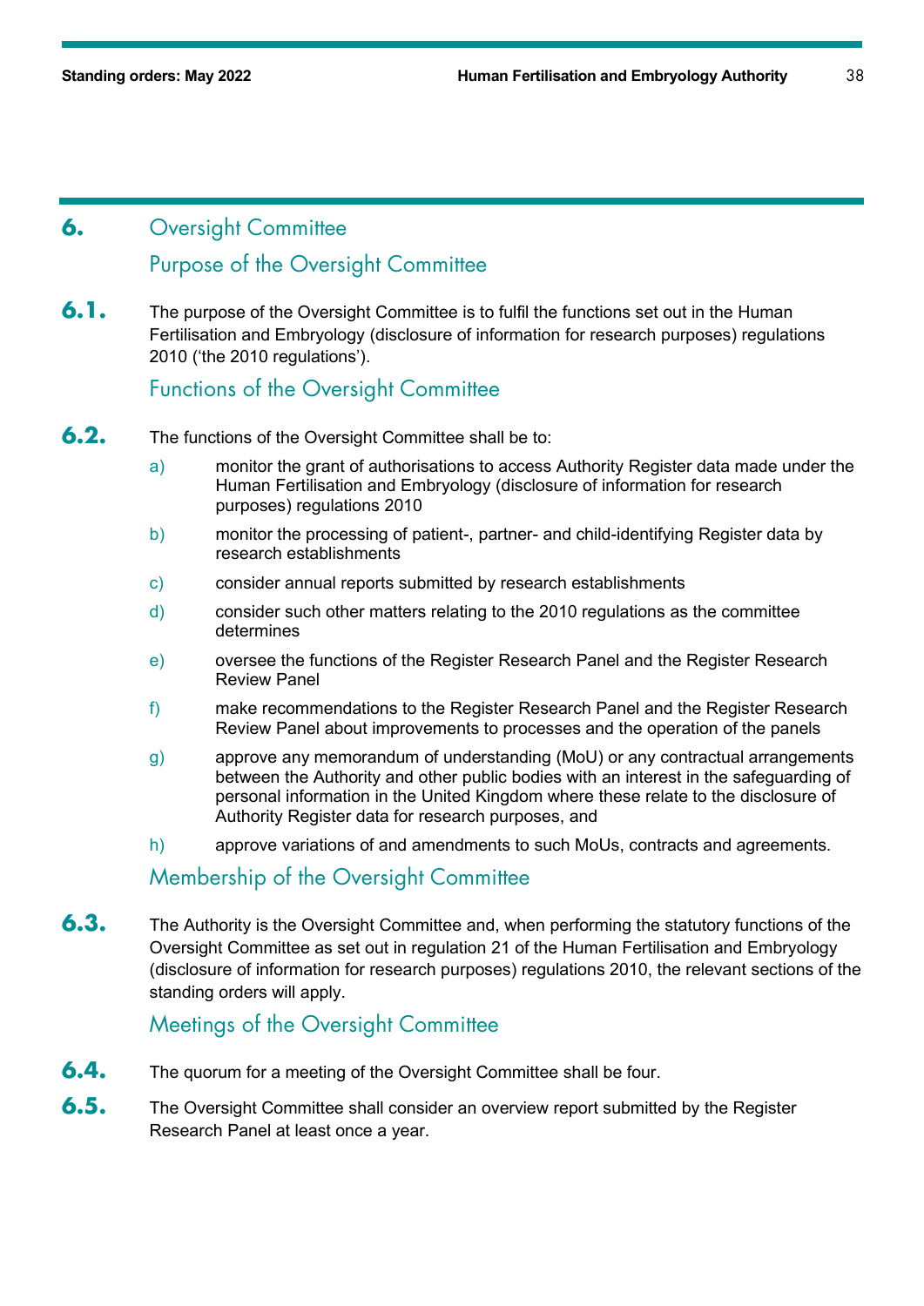# 6. Oversight Committee

## Purpose of the Oversight Committee

**6.1.** The purpose of the Oversight Committee is to fulfil the functions set out in the Human Fertilisation and Embryology (disclosure of information for research purposes) regulations 2010 ('the 2010 regulations').

## Functions of the Oversight Committee

**6.2.** The functions of the Oversight Committee shall be to:

a) monitor the grant of authorisations to access Authority Register data made under the Human Fertilisation and Embryology (disclosure of information for research purposes) regulations 2010

b) monitor the processing of patient-, partner- and child-identifying Register data by research establishments

c) consider annual reports submitted by research establishments

d) consider such other matters relating to the 2010 regulations as the committee determines

e) oversee the functions of the Register Research Panel and the Register Research Review Panel

f) make recommendations to the Register Research Panel and the Register Research Review Panel about improvements to processes and the operation of the panels

g) approve any memorandum of understanding (MoU) or any contractual arrangements between the Authority and other public bodies with an interest in the safeguarding of personal information in the United Kingdom where these relate to the disclosure of Authority Register data for research purposes, and

h) approve variations of and amendments to such MoUs, contracts and agreements.

## Membership of the Oversight Committee

**6.3.** The Authority is the Oversight Committee and, when performing the statutory functions of the Oversight Committee as set out in regulation 21 of the Human Fertilisation and Embryology (disclosure of information for research purposes) regulations 2010, the relevant sections of the standing orders will apply.

## Meetings of the Oversight Committee

**6.4.** The quorum for a meeting of the Oversight Committee shall be four.

**6.5.** The Oversight Committee shall consider an overview report submitted by the Register Research Panel at least once a year.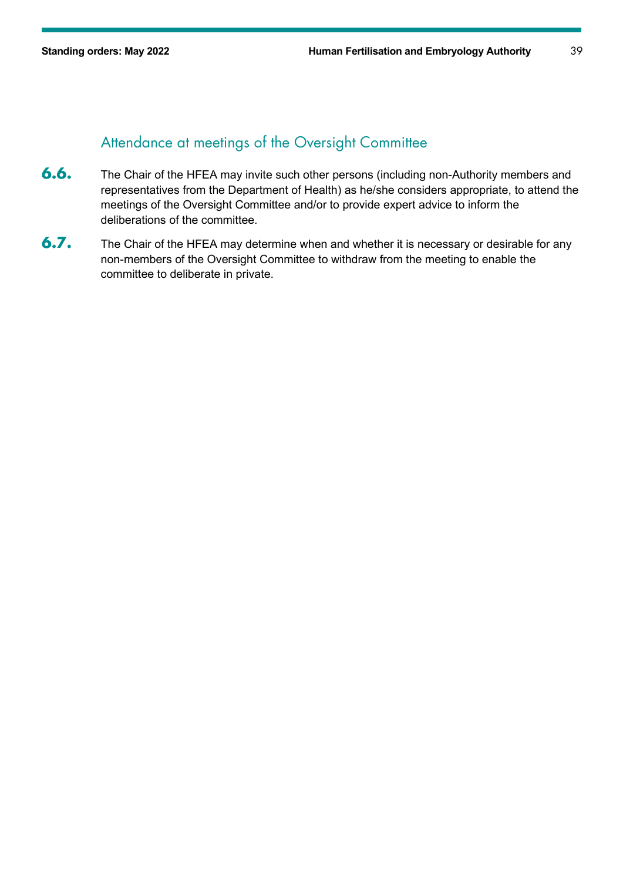## Attendance at meetings of the Oversight Committee

**6.6.** The Chair of the HFEA may invite such other persons (including non-Authority members and representatives from the Department of Health) as he/she considers appropriate, to attend the meetings of the Oversight Committee and/or to provide expert advice to inform the deliberations of the committee.

**6.7.** The Chair of the HFEA may determine when and whether it is necessary or desirable for any non-members of the Oversight Committee to withdraw from the meeting to enable the committee to deliberate in private.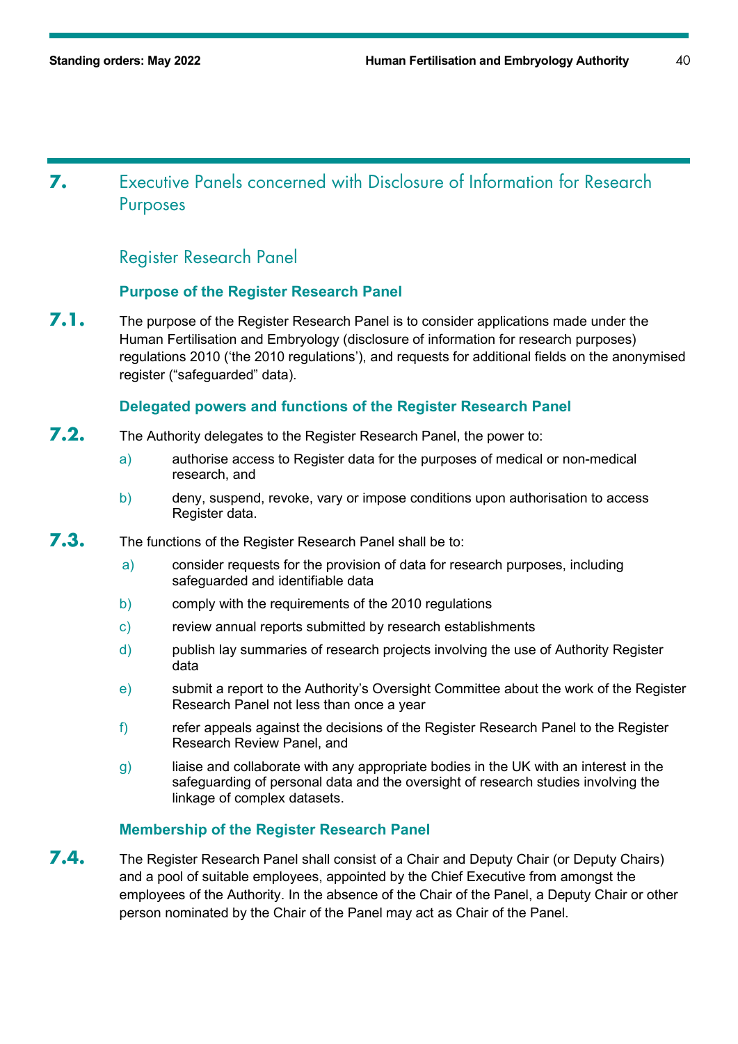## 7. Executive Panels concerned with Disclosure of Information for Research Purposes

### Register Research Panel

#### Purpose of the Register Research Panel

**7.1.** The purpose of the Register Research Panel is to consider applications made under the Human Fertilisation and Embryology (disclosure of information for research purposes) regulations 2010 ('the 2010 regulations'), and requests for additional fields on the anonymised register ("safeguarded" data).

#### Delegated powers and functions of the Register Research Panel

**7.2.** The Authority delegates to the Register Research Panel, the power to:

a) authorise access to Register data for the purposes of medical or non-medical research, and

b) deny, suspend, revoke, vary or impose conditions upon authorisation to access Register data.

**7.3.** The functions of the Register Research Panel shall be to:

a) consider requests for the provision of data for research purposes, including safeguarded and identifiable data

b) comply with the requirements of the 2010 regulations

c) review annual reports submitted by research establishments

d) publish lay summaries of research projects involving the use of Authority Register data

e) submit a report to the Authority's Oversight Committee about the work of the Register Research Panel not less than once a year

f) refer appeals against the decisions of the Register Research Panel to the Register Research Review Panel, and

g) liaise and collaborate with any appropriate bodies in the UK with an interest in the safeguarding of personal data and the oversight of research studies involving the linkage of complex datasets.

#### Membership of the Register Research Panel

**7.4.** The Register Research Panel shall consist of a Chair and Deputy Chair (or Deputy Chairs) and a pool of suitable employees, appointed by the Chief Executive from amongst the employees of the Authority. In the absence of the Chair of the Panel, a Deputy Chair or other person nominated by the Chair of the Panel may act as Chair of the Panel.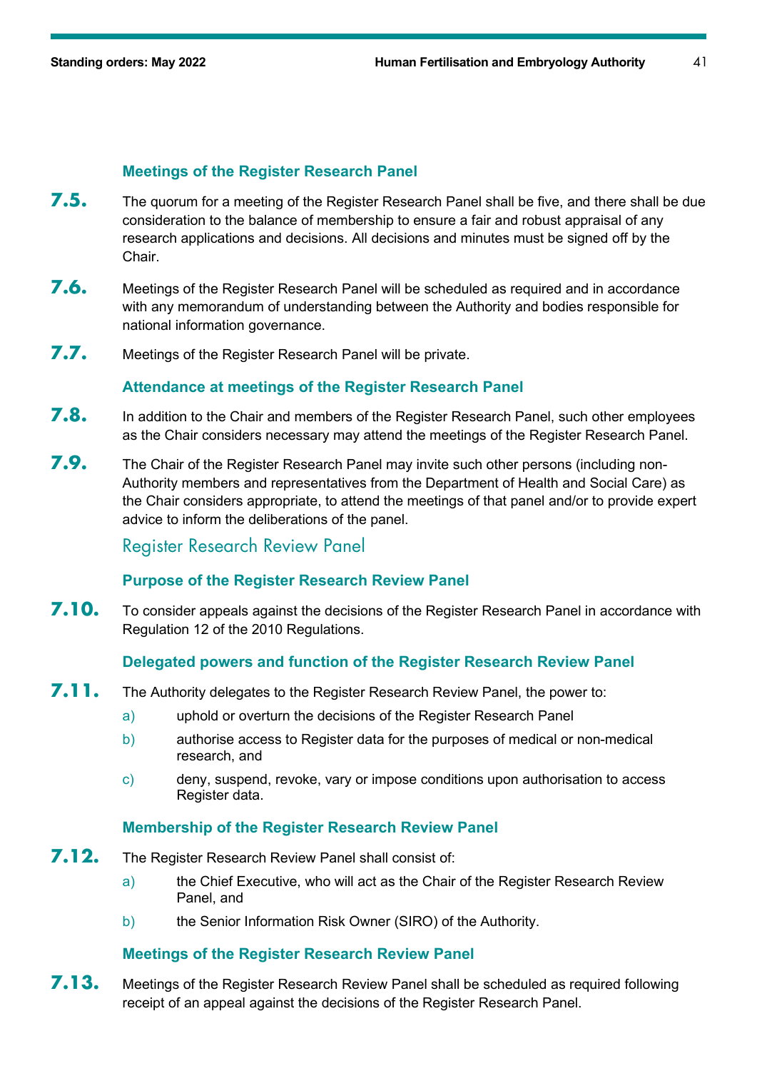### Meetings of the Register Research Panel

**7.5.** The quorum for a meeting of the Register Research Panel shall be five, and there shall be due consideration to the balance of membership to ensure a fair and robust appraisal of any research applications and decisions. All decisions and minutes must be signed off by the Chair.

**7.6.** Meetings of the Register Research Panel will be scheduled as required and in accordance with any memorandum of understanding between the Authority and bodies responsible for national information governance.

**7.7.** Meetings of the Register Research Panel will be private.

### Attendance at meetings of the Register Research Panel

**7.8.** In addition to the Chair and members of the Register Research Panel, such other employees as the Chair considers necessary may attend the meetings of the Register Research Panel.

**7.9.** The Chair of the Register Research Panel may invite such other persons (including non-Authority members and representatives from the Department of Health and Social Care) as the Chair considers appropriate, to attend the meetings of that panel and/or to provide expert advice to inform the deliberations of the panel.

## Register Research Review Panel

### Purpose of the Register Research Review Panel

**7.10.** To consider appeals against the decisions of the Register Research Panel in accordance with Regulation 12 of the 2010 Regulations.

### Delegated powers and function of the Register Research Review Panel

**7.11.** The Authority delegates to the Register Research Review Panel, the power to:

- a) uphold or overturn the decisions of the Register Research Panel
- b) authorise access to Register data for the purposes of medical or non-medical research, and
- c) deny, suspend, revoke, vary or impose conditions upon authorisation to access Register data.

### Membership of the Register Research Review Panel

**7.12.** The Register Research Review Panel shall consist of:

- a) the Chief Executive, who will act as the Chair of the Register Research Review Panel, and
- b) the Senior Information Risk Owner (SIRO) of the Authority.

### Meetings of the Register Research Review Panel

**7.13.** Meetings of the Register Research Review Panel shall be scheduled as required following receipt of an appeal against the decisions of the Register Research Panel.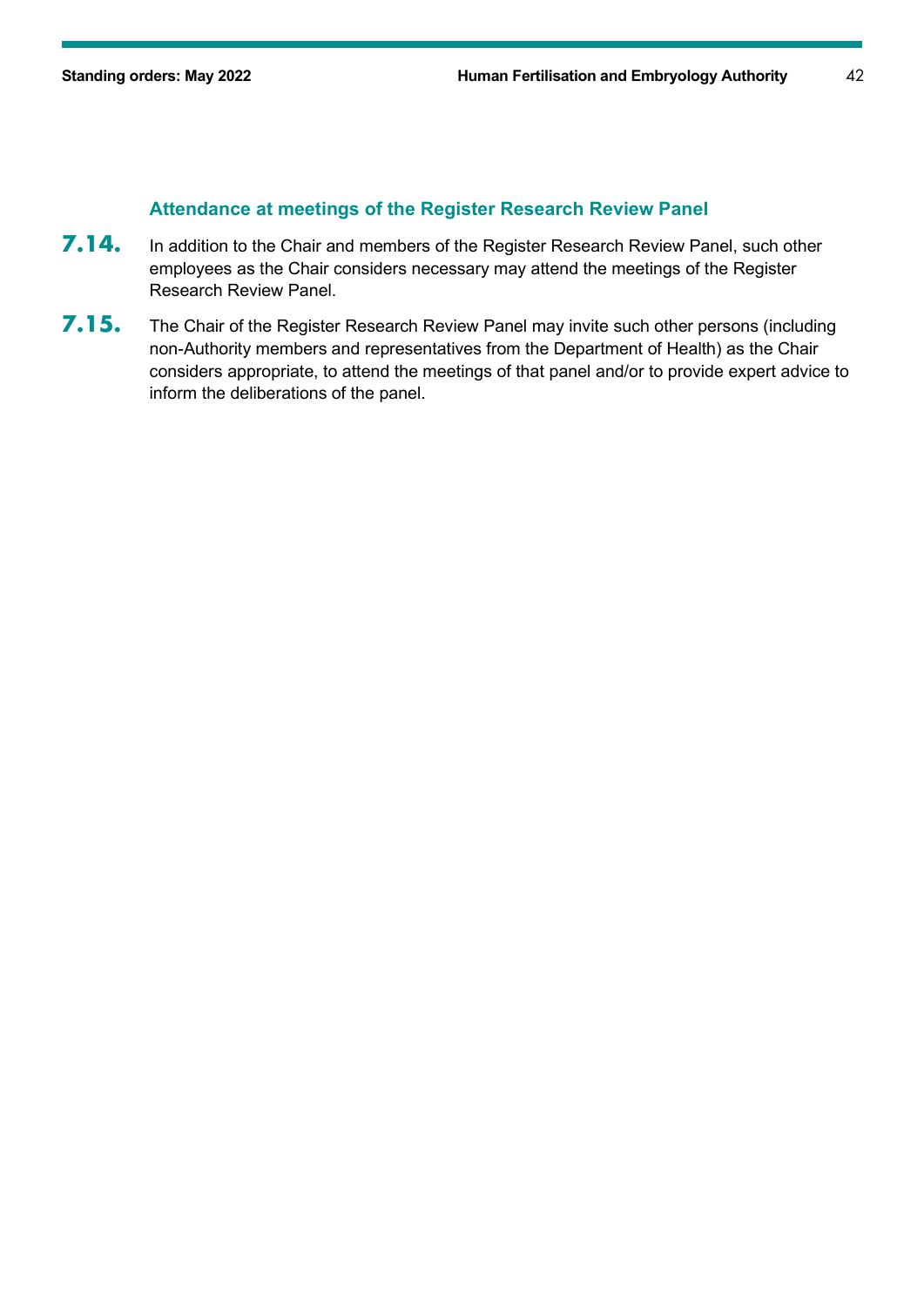### Attendance at meetings of the Register Research Review Panel

**7.14.** In addition to the Chair and members of the Register Research Review Panel, such other employees as the Chair considers necessary may attend the meetings of the Register Research Review Panel.

**7.15.** The Chair of the Register Research Review Panel may invite such other persons (including non-Authority members and representatives from the Department of Health) as the Chair considers appropriate, to attend the meetings of that panel and/or to provide expert advice to inform the deliberations of the panel.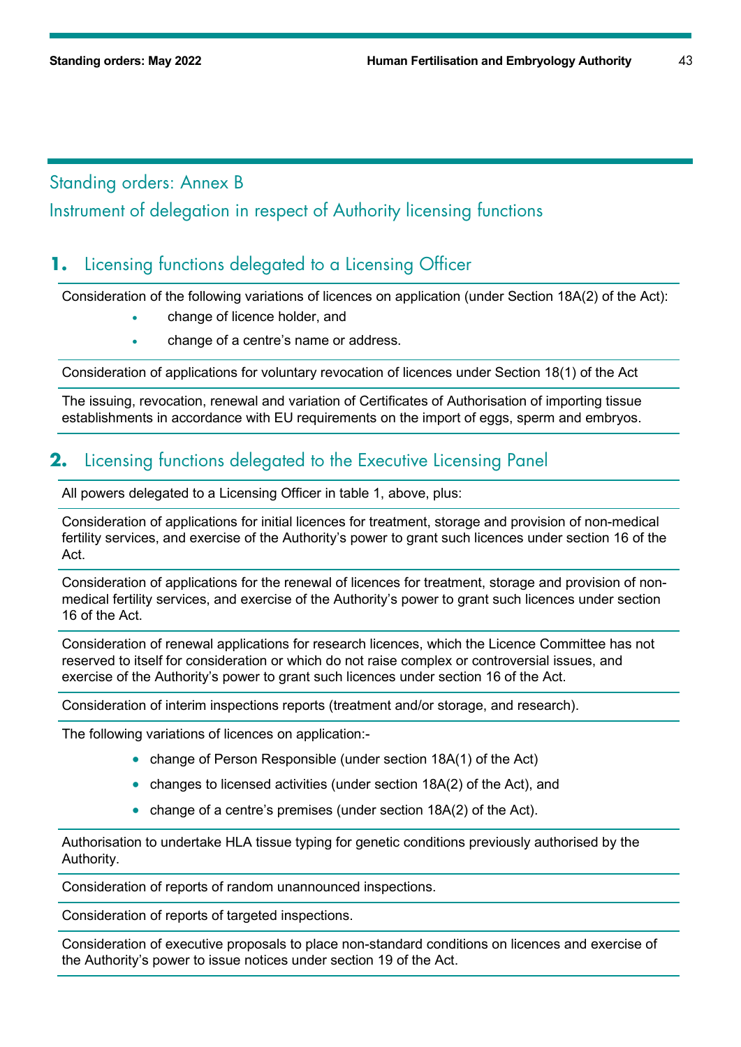## Standing orders: Annex B

## Instrument of delegation in respect of Authority licensing functions

### 1. Licensing functions delegated to a Licensing Officer

Consideration of the following variations of licences on application (under Section 18A(2) of the Act):

- change of licence holder, and
- change of a centre's name or address.

Consideration of applications for voluntary revocation of licences under Section 18(1) of the Act

The issuing, revocation, renewal and variation of Certificates of Authorisation of importing tissue establishments in accordance with EU requirements on the import of eggs, sperm and embryos.

### 2. Licensing functions delegated to the Executive Licensing Panel

All powers delegated to a Licensing Officer in table 1, above, plus:

Consideration of applications for initial licences for treatment, storage and provision of non-medical fertility services, and exercise of the Authority's power to grant such licences under section 16 of the Act.

Consideration of applications for the renewal of licences for treatment, storage and provision of non-medical fertility services, and exercise of the Authority's power to grant such licences under section 16 of the Act.

Consideration of renewal applications for research licences, which the Licence Committee has not reserved to itself for consideration or which do not raise complex or controversial issues, and exercise of the Authority's power to grant such licences under section 16 of the Act.

Consideration of interim inspections reports (treatment and/or storage, and research).

The following variations of licences on application:-

- change of Person Responsible (under section 18A(1) of the Act)
- changes to licensed activities (under section 18A(2) of the Act), and
- change of a centre's premises (under section 18A(2) of the Act).

Authorisation to undertake HLA tissue typing for genetic conditions previously authorised by the Authority.

Consideration of reports of random unannounced inspections.

Consideration of reports of targeted inspections.

Consideration of executive proposals to place non-standard conditions on licences and exercise of the Authority's power to issue notices under section 19 of the Act.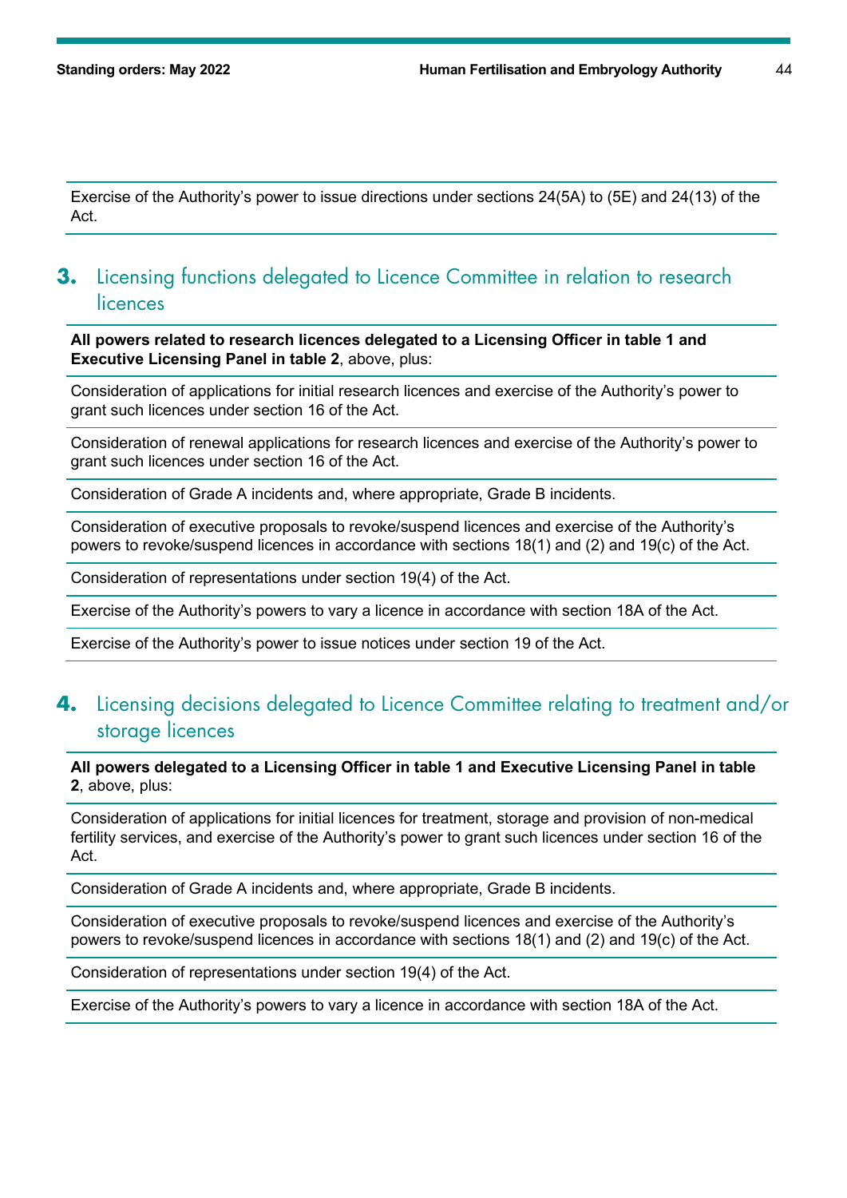| Exercise of the Authority's power to issue directions under sections 24(5A) to (5E) and 24(13) of the Act. |
| --- |

## 3. Licensing functions delegated to Licence Committee in relation to research licences

| **All powers related to research licences delegated to a Licensing Officer in table 1 and Executive Licensing Panel in table 2**, above, plus: |
| --- |
| Consideration of applications for initial research licences and exercise of the Authority's power to grant such licences under section 16 of the Act. |
| Consideration of renewal applications for research licences and exercise of the Authority's power to grant such licences under section 16 of the Act. |
| Consideration of Grade A incidents and, where appropriate, Grade B incidents. |
| Consideration of executive proposals to revoke/suspend licences and exercise of the Authority's powers to revoke/suspend licences in accordance with sections 18(1) and (2) and 19(c) of the Act. |
| Consideration of representations under section 19(4) of the Act. |
| Exercise of the Authority's powers to vary a licence in accordance with section 18A of the Act. |
| Exercise of the Authority's power to issue notices under section 19 of the Act. |

## 4. Licensing decisions delegated to Licence Committee relating to treatment and/or storage licences

| **All powers delegated to a Licensing Officer in table 1 and Executive Licensing Panel in table 2**, above, plus: |
| --- |
| Consideration of applications for initial licences for treatment, storage and provision of non-medical fertility services, and exercise of the Authority's power to grant such licences under section 16 of the Act. |
| Consideration of Grade A incidents and, where appropriate, Grade B incidents. |
| Consideration of executive proposals to revoke/suspend licences and exercise of the Authority's powers to revoke/suspend licences in accordance with sections 18(1) and (2) and 19(c) of the Act. |
| Consideration of representations under section 19(4) of the Act. |
| Exercise of the Authority's powers to vary a licence in accordance with section 18A of the Act. |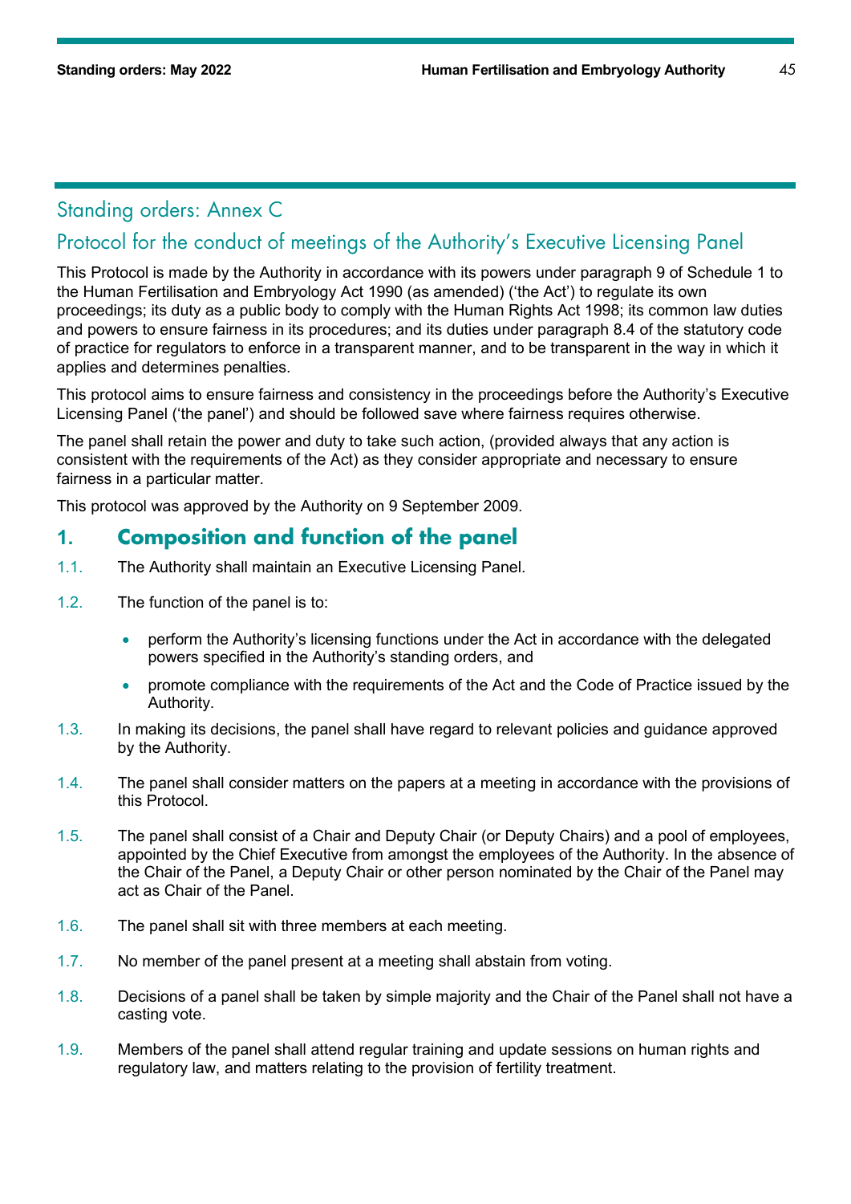## Standing orders: Annex C

## Protocol for the conduct of meetings of the Authority's Executive Licensing Panel

This Protocol is made by the Authority in accordance with its powers under paragraph 9 of Schedule 1 to the Human Fertilisation and Embryology Act 1990 (as amended) ('the Act') to regulate its own proceedings; its duty as a public body to comply with the Human Rights Act 1998; its common law duties and powers to ensure fairness in its procedures; and its duties under paragraph 8.4 of the statutory code of practice for regulators to enforce in a transparent manner, and to be transparent in the way in which it applies and determines penalties.

This protocol aims to ensure fairness and consistency in the proceedings before the Authority's Executive Licensing Panel ('the panel') and should be followed save where fairness requires otherwise.

The panel shall retain the power and duty to take such action, (provided always that any action is consistent with the requirements of the Act) as they consider appropriate and necessary to ensure fairness in a particular matter.

This protocol was approved by the Authority on 9 September 2009.

### 1. Composition and function of the panel

1.1. The Authority shall maintain an Executive Licensing Panel.

1.2. The function of the panel is to:

- perform the Authority's licensing functions under the Act in accordance with the delegated powers specified in the Authority's standing orders, and
- promote compliance with the requirements of the Act and the Code of Practice issued by the Authority.

1.3. In making its decisions, the panel shall have regard to relevant policies and guidance approved by the Authority.

1.4. The panel shall consider matters on the papers at a meeting in accordance with the provisions of this Protocol.

1.5. The panel shall consist of a Chair and Deputy Chair (or Deputy Chairs) and a pool of employees, appointed by the Chief Executive from amongst the employees of the Authority. In the absence of the Chair of the Panel, a Deputy Chair or other person nominated by the Chair of the Panel may act as Chair of the Panel.

1.6. The panel shall sit with three members at each meeting.

1.7. No member of the panel present at a meeting shall abstain from voting.

1.8. Decisions of a panel shall be taken by simple majority and the Chair of the Panel shall not have a casting vote.

1.9. Members of the panel shall attend regular training and update sessions on human rights and regulatory law, and matters relating to the provision of fertility treatment.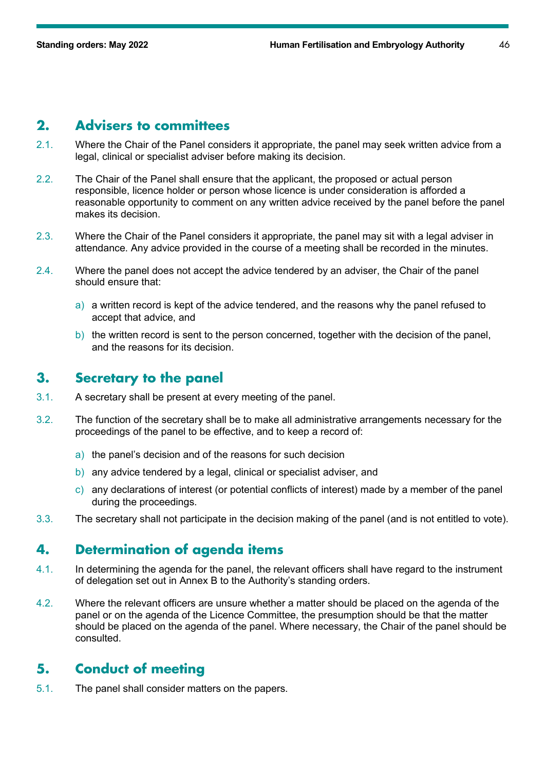## 2. Advisers to committees

2.1. Where the Chair of the Panel considers it appropriate, the panel may seek written advice from a legal, clinical or specialist adviser before making its decision.

2.2. The Chair of the Panel shall ensure that the applicant, the proposed or actual person responsible, licence holder or person whose licence is under consideration is afforded a reasonable opportunity to comment on any written advice received by the panel before the panel makes its decision.

2.3. Where the Chair of the Panel considers it appropriate, the panel may sit with a legal adviser in attendance. Any advice provided in the course of a meeting shall be recorded in the minutes.

2.4. Where the panel does not accept the advice tendered by an adviser, the Chair of the panel should ensure that:

a) a written record is kept of the advice tendered, and the reasons why the panel refused to accept that advice, and

b) the written record is sent to the person concerned, together with the decision of the panel, and the reasons for its decision.

## 3. Secretary to the panel

3.1. A secretary shall be present at every meeting of the panel.

3.2. The function of the secretary shall be to make all administrative arrangements necessary for the proceedings of the panel to be effective, and to keep a record of:

a) the panel's decision and of the reasons for such decision

b) any advice tendered by a legal, clinical or specialist adviser, and

c) any declarations of interest (or potential conflicts of interest) made by a member of the panel during the proceedings.

3.3. The secretary shall not participate in the decision making of the panel (and is not entitled to vote).

## 4. Determination of agenda items

4.1. In determining the agenda for the panel, the relevant officers shall have regard to the instrument of delegation set out in Annex B to the Authority's standing orders.

4.2. Where the relevant officers are unsure whether a matter should be placed on the agenda of the panel or on the agenda of the Licence Committee, the presumption should be that the matter should be placed on the agenda of the panel. Where necessary, the Chair of the panel should be consulted.

## 5. Conduct of meeting

5.1. The panel shall consider matters on the papers.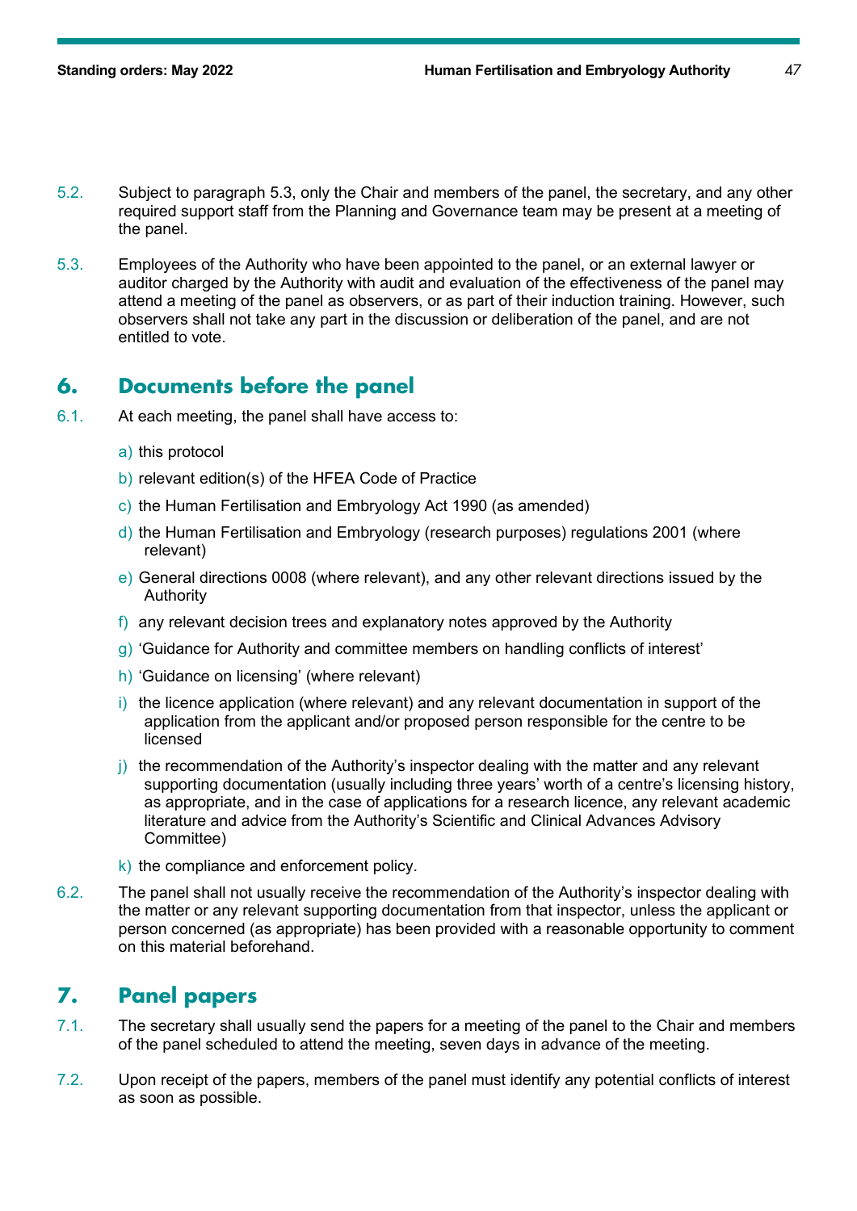5.2. Subject to paragraph 5.3, only the Chair and members of the panel, the secretary, and any other required support staff from the Planning and Governance team may be present at a meeting of the panel.

5.3. Employees of the Authority who have been appointed to the panel, or an external lawyer or auditor charged by the Authority with audit and evaluation of the effectiveness of the panel may attend a meeting of the panel as observers, or as part of their induction training. However, such observers shall not take any part in the discussion or deliberation of the panel, and are not entitled to vote.

## 6. Documents before the panel

6.1. At each meeting, the panel shall have access to:

a) this protocol

b) relevant edition(s) of the HFEA Code of Practice

c) the Human Fertilisation and Embryology Act 1990 (as amended)

d) the Human Fertilisation and Embryology (research purposes) regulations 2001 (where relevant)

e) General directions 0008 (where relevant), and any other relevant directions issued by the Authority

f) any relevant decision trees and explanatory notes approved by the Authority

g) 'Guidance for Authority and committee members on handling conflicts of interest'

h) 'Guidance on licensing' (where relevant)

i) the licence application (where relevant) and any relevant documentation in support of the application from the applicant and/or proposed person responsible for the centre to be licensed

j) the recommendation of the Authority's inspector dealing with the matter and any relevant supporting documentation (usually including three years' worth of a centre's licensing history, as appropriate, and in the case of applications for a research licence, any relevant academic literature and advice from the Authority's Scientific and Clinical Advances Advisory Committee)

k) the compliance and enforcement policy.

6.2. The panel shall not usually receive the recommendation of the Authority's inspector dealing with the matter or any relevant supporting documentation from that inspector, unless the applicant or person concerned (as appropriate) has been provided with a reasonable opportunity to comment on this material beforehand.

## 7. Panel papers

7.1. The secretary shall usually send the papers for a meeting of the panel to the Chair and members of the panel scheduled to attend the meeting, seven days in advance of the meeting.

7.2. Upon receipt of the papers, members of the panel must identify any potential conflicts of interest as soon as possible.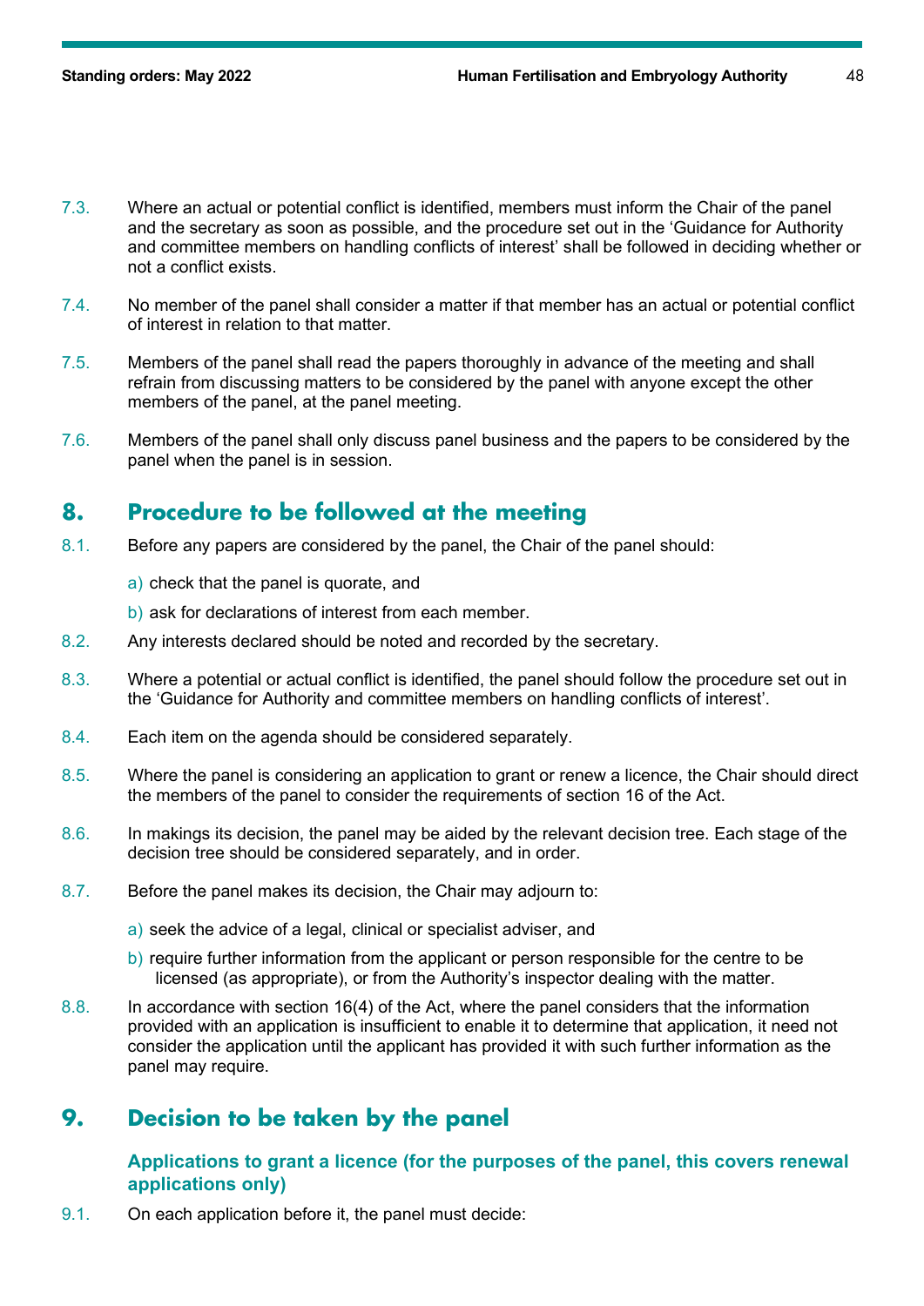7.3. Where an actual or potential conflict is identified, members must inform the Chair of the panel and the secretary as soon as possible, and the procedure set out in the 'Guidance for Authority and committee members on handling conflicts of interest' shall be followed in deciding whether or not a conflict exists.

7.4. No member of the panel shall consider a matter if that member has an actual or potential conflict of interest in relation to that matter.

7.5. Members of the panel shall read the papers thoroughly in advance of the meeting and shall refrain from discussing matters to be considered by the panel with anyone except the other members of the panel, at the panel meeting.

7.6. Members of the panel shall only discuss panel business and the papers to be considered by the panel when the panel is in session.

## 8. Procedure to be followed at the meeting

8.1. Before any papers are considered by the panel, the Chair of the panel should:

a) check that the panel is quorate, and

b) ask for declarations of interest from each member.

8.2. Any interests declared should be noted and recorded by the secretary.

8.3. Where a potential or actual conflict is identified, the panel should follow the procedure set out in the 'Guidance for Authority and committee members on handling conflicts of interest'.

8.4. Each item on the agenda should be considered separately.

8.5. Where the panel is considering an application to grant or renew a licence, the Chair should direct the members of the panel to consider the requirements of section 16 of the Act.

8.6. In makings its decision, the panel may be aided by the relevant decision tree. Each stage of the decision tree should be considered separately, and in order.

8.7. Before the panel makes its decision, the Chair may adjourn to:

a) seek the advice of a legal, clinical or specialist adviser, and

b) require further information from the applicant or person responsible for the centre to be licensed (as appropriate), or from the Authority's inspector dealing with the matter.

8.8. In accordance with section 16(4) of the Act, where the panel considers that the information provided with an application is insufficient to enable it to determine that application, it need not consider the application until the applicant has provided it with such further information as the panel may require.

## 9. Decision to be taken by the panel

### Applications to grant a licence (for the purposes of the panel, this covers renewal applications only)

9.1. On each application before it, the panel must decide: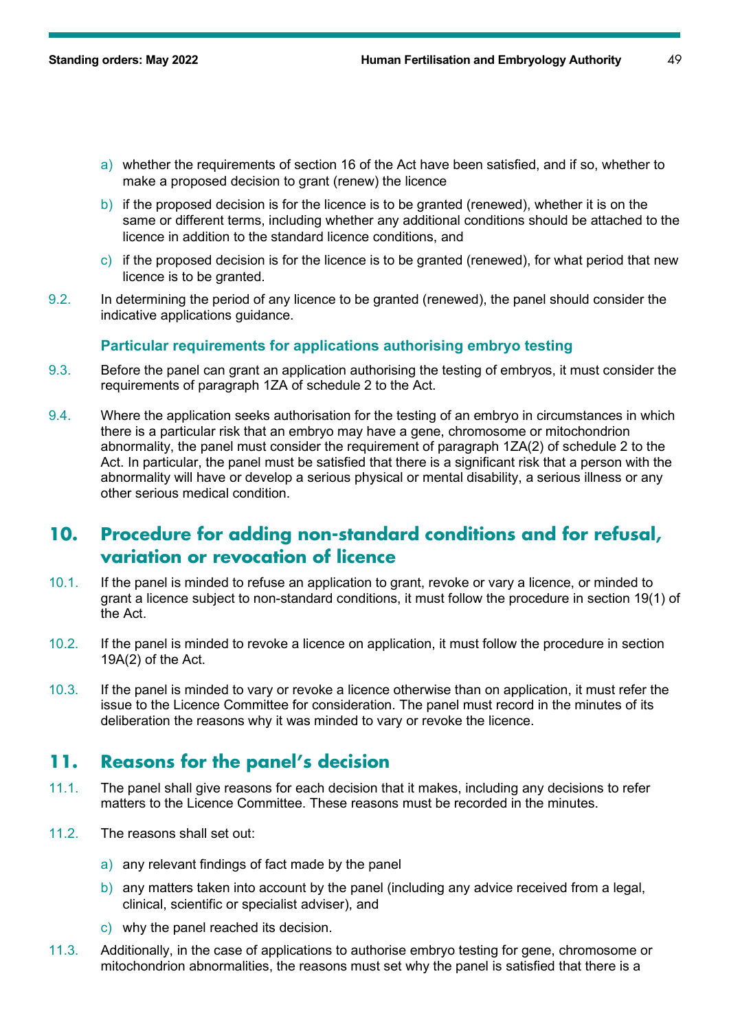a) whether the requirements of section 16 of the Act have been satisfied, and if so, whether to make a proposed decision to grant (renew) the licence

b) if the proposed decision is for the licence is to be granted (renewed), whether it is on the same or different terms, including whether any additional conditions should be attached to the licence in addition to the standard licence conditions, and

c) if the proposed decision is for the licence is to be granted (renewed), for what period that new licence is to be granted.

9.2. In determining the period of any licence to be granted (renewed), the panel should consider the indicative applications guidance.

### Particular requirements for applications authorising embryo testing

9.3. Before the panel can grant an application authorising the testing of embryos, it must consider the requirements of paragraph 1ZA of schedule 2 to the Act.

9.4. Where the application seeks authorisation for the testing of an embryo in circumstances in which there is a particular risk that an embryo may have a gene, chromosome or mitochondrion abnormality, the panel must consider the requirement of paragraph 1ZA(2) of schedule 2 to the Act. In particular, the panel must be satisfied that there is a significant risk that a person with the abnormality will have or develop a serious physical or mental disability, a serious illness or any other serious medical condition.

## 10. Procedure for adding non-standard conditions and for refusal, variation or revocation of licence

10.1. If the panel is minded to refuse an application to grant, revoke or vary a licence, or minded to grant a licence subject to non-standard conditions, it must follow the procedure in section 19(1) of the Act.

10.2. If the panel is minded to revoke a licence on application, it must follow the procedure in section 19A(2) of the Act.

10.3. If the panel is minded to vary or revoke a licence otherwise than on application, it must refer the issue to the Licence Committee for consideration. The panel must record in the minutes of its deliberation the reasons why it was minded to vary or revoke the licence.

## 11. Reasons for the panel's decision

11.1. The panel shall give reasons for each decision that it makes, including any decisions to refer matters to the Licence Committee. These reasons must be recorded in the minutes.

11.2. The reasons shall set out:

a) any relevant findings of fact made by the panel

b) any matters taken into account by the panel (including any advice received from a legal, clinical, scientific or specialist adviser), and

c) why the panel reached its decision.

11.3. Additionally, in the case of applications to authorise embryo testing for gene, chromosome or mitochondrion abnormalities, the reasons must set why the panel is satisfied that there is a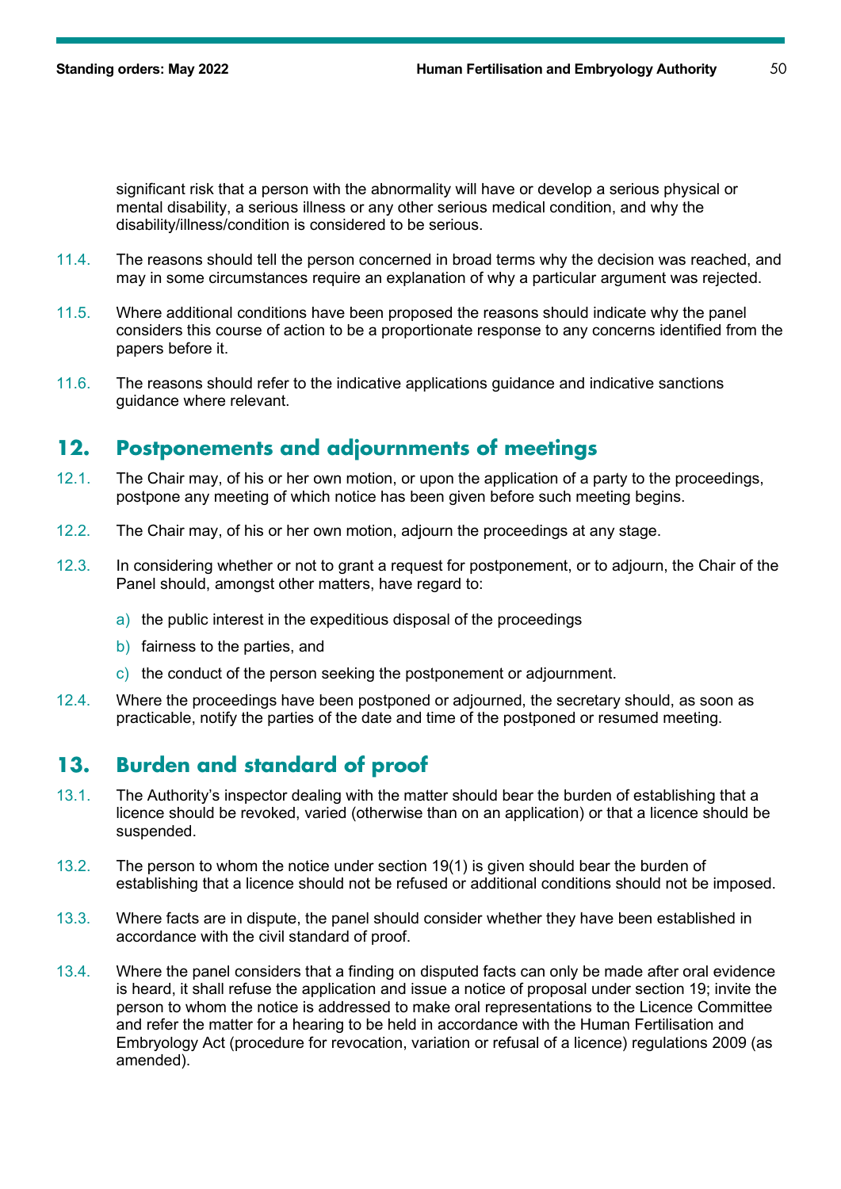significant risk that a person with the abnormality will have or develop a serious physical or mental disability, a serious illness or any other serious medical condition, and why the disability/illness/condition is considered to be serious.

11.4. The reasons should tell the person concerned in broad terms why the decision was reached, and may in some circumstances require an explanation of why a particular argument was rejected.

11.5. Where additional conditions have been proposed the reasons should indicate why the panel considers this course of action to be a proportionate response to any concerns identified from the papers before it.

11.6. The reasons should refer to the indicative applications guidance and indicative sanctions guidance where relevant.

## 12. Postponements and adjournments of meetings

12.1. The Chair may, of his or her own motion, or upon the application of a party to the proceedings, postpone any meeting of which notice has been given before such meeting begins.

12.2. The Chair may, of his or her own motion, adjourn the proceedings at any stage.

12.3. In considering whether or not to grant a request for postponement, or to adjourn, the Chair of the Panel should, amongst other matters, have regard to:

a) the public interest in the expeditious disposal of the proceedings

b) fairness to the parties, and

c) the conduct of the person seeking the postponement or adjournment.

12.4. Where the proceedings have been postponed or adjourned, the secretary should, as soon as practicable, notify the parties of the date and time of the postponed or resumed meeting.

## 13. Burden and standard of proof

13.1. The Authority's inspector dealing with the matter should bear the burden of establishing that a licence should be revoked, varied (otherwise than on an application) or that a licence should be suspended.

13.2. The person to whom the notice under section 19(1) is given should bear the burden of establishing that a licence should not be refused or additional conditions should not be imposed.

13.3. Where facts are in dispute, the panel should consider whether they have been established in accordance with the civil standard of proof.

13.4. Where the panel considers that a finding on disputed facts can only be made after oral evidence is heard, it shall refuse the application and issue a notice of proposal under section 19; invite the person to whom the notice is addressed to make oral representations to the Licence Committee and refer the matter for a hearing to be held in accordance with the Human Fertilisation and Embryology Act (procedure for revocation, variation or refusal of a licence) regulations 2009 (as amended).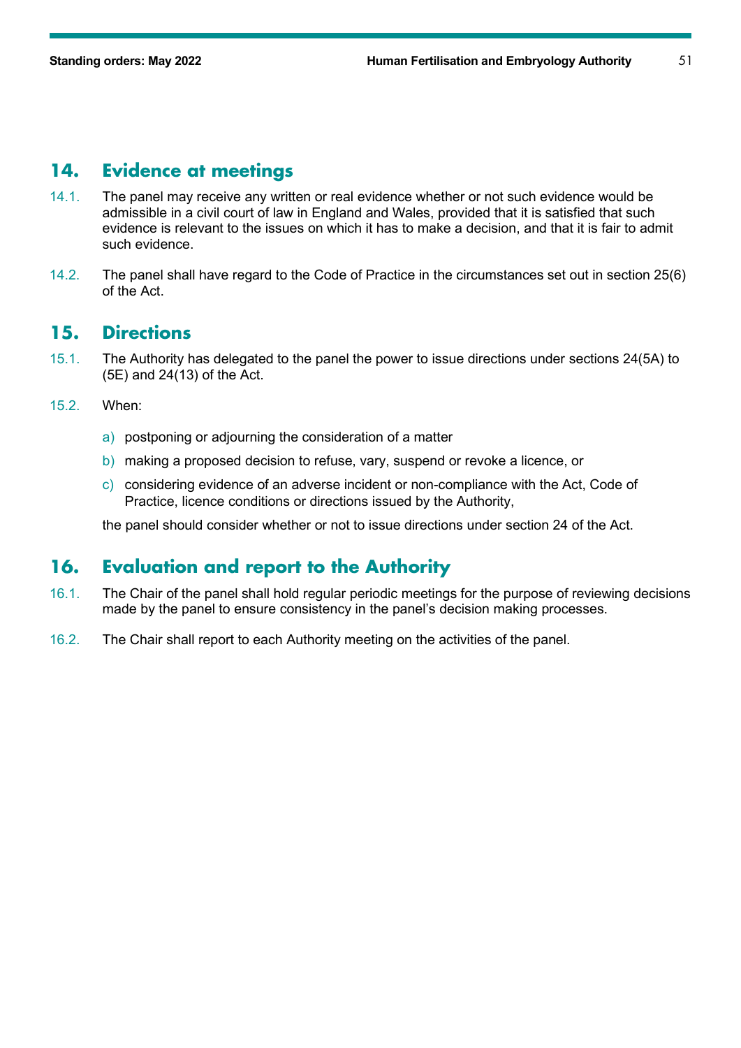## 14. Evidence at meetings

14.1. The panel may receive any written or real evidence whether or not such evidence would be admissible in a civil court of law in England and Wales, provided that it is satisfied that such evidence is relevant to the issues on which it has to make a decision, and that it is fair to admit such evidence.

14.2. The panel shall have regard to the Code of Practice in the circumstances set out in section 25(6) of the Act.

## 15. Directions

15.1. The Authority has delegated to the panel the power to issue directions under sections 24(5A) to (5E) and 24(13) of the Act.

15.2. When:

a) postponing or adjourning the consideration of a matter

b) making a proposed decision to refuse, vary, suspend or revoke a licence, or

c) considering evidence of an adverse incident or non-compliance with the Act, Code of Practice, licence conditions or directions issued by the Authority,

the panel should consider whether or not to issue directions under section 24 of the Act.

## 16. Evaluation and report to the Authority

16.1. The Chair of the panel shall hold regular periodic meetings for the purpose of reviewing decisions made by the panel to ensure consistency in the panel's decision making processes.

16.2. The Chair shall report to each Authority meeting on the activities of the panel.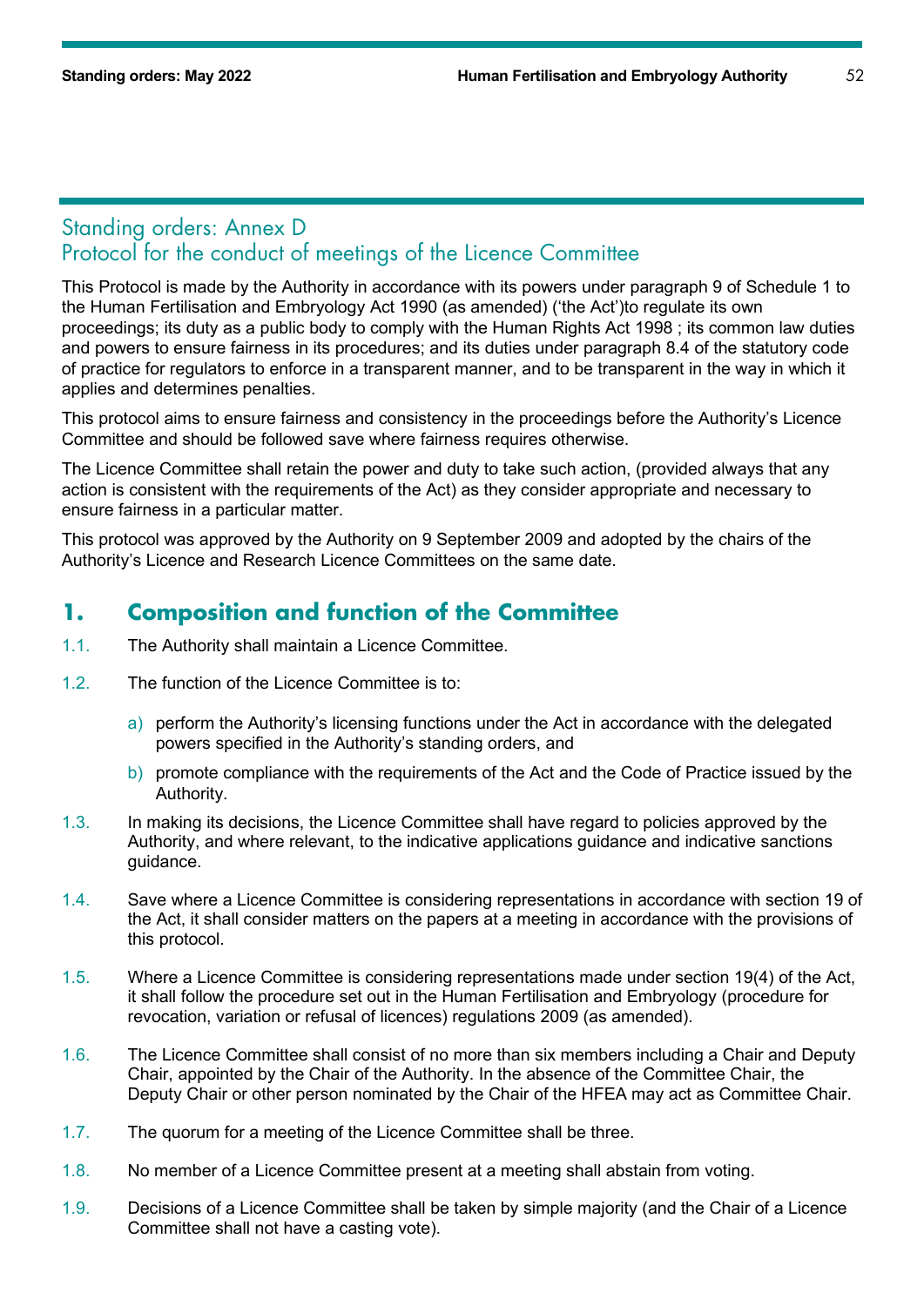## Standing orders: Annex D
## Protocol for the conduct of meetings of the Licence Committee

This Protocol is made by the Authority in accordance with its powers under paragraph 9 of Schedule 1 to the Human Fertilisation and Embryology Act 1990 (as amended) ('the Act')to regulate its own proceedings; its duty as a public body to comply with the Human Rights Act 1998 ; its common law duties and powers to ensure fairness in its procedures; and its duties under paragraph 8.4 of the statutory code of practice for regulators to enforce in a transparent manner, and to be transparent in the way in which it applies and determines penalties.

This protocol aims to ensure fairness and consistency in the proceedings before the Authority's Licence Committee and should be followed save where fairness requires otherwise.

The Licence Committee shall retain the power and duty to take such action, (provided always that any action is consistent with the requirements of the Act) as they consider appropriate and necessary to ensure fairness in a particular matter.

This protocol was approved by the Authority on 9 September 2009 and adopted by the chairs of the Authority's Licence and Research Licence Committees on the same date.

### 1. Composition and function of the Committee

1.1. The Authority shall maintain a Licence Committee.

1.2. The function of the Licence Committee is to:

a) perform the Authority's licensing functions under the Act in accordance with the delegated powers specified in the Authority's standing orders, and

b) promote compliance with the requirements of the Act and the Code of Practice issued by the Authority.

1.3. In making its decisions, the Licence Committee shall have regard to policies approved by the Authority, and where relevant, to the indicative applications guidance and indicative sanctions guidance.

1.4. Save where a Licence Committee is considering representations in accordance with section 19 of the Act, it shall consider matters on the papers at a meeting in accordance with the provisions of this protocol.

1.5. Where a Licence Committee is considering representations made under section 19(4) of the Act, it shall follow the procedure set out in the Human Fertilisation and Embryology (procedure for revocation, variation or refusal of licences) regulations 2009 (as amended).

1.6. The Licence Committee shall consist of no more than six members including a Chair and Deputy Chair, appointed by the Chair of the Authority. In the absence of the Committee Chair, the Deputy Chair or other person nominated by the Chair of the HFEA may act as Committee Chair.

1.7. The quorum for a meeting of the Licence Committee shall be three.

1.8. No member of a Licence Committee present at a meeting shall abstain from voting.

1.9. Decisions of a Licence Committee shall be taken by simple majority (and the Chair of a Licence Committee shall not have a casting vote).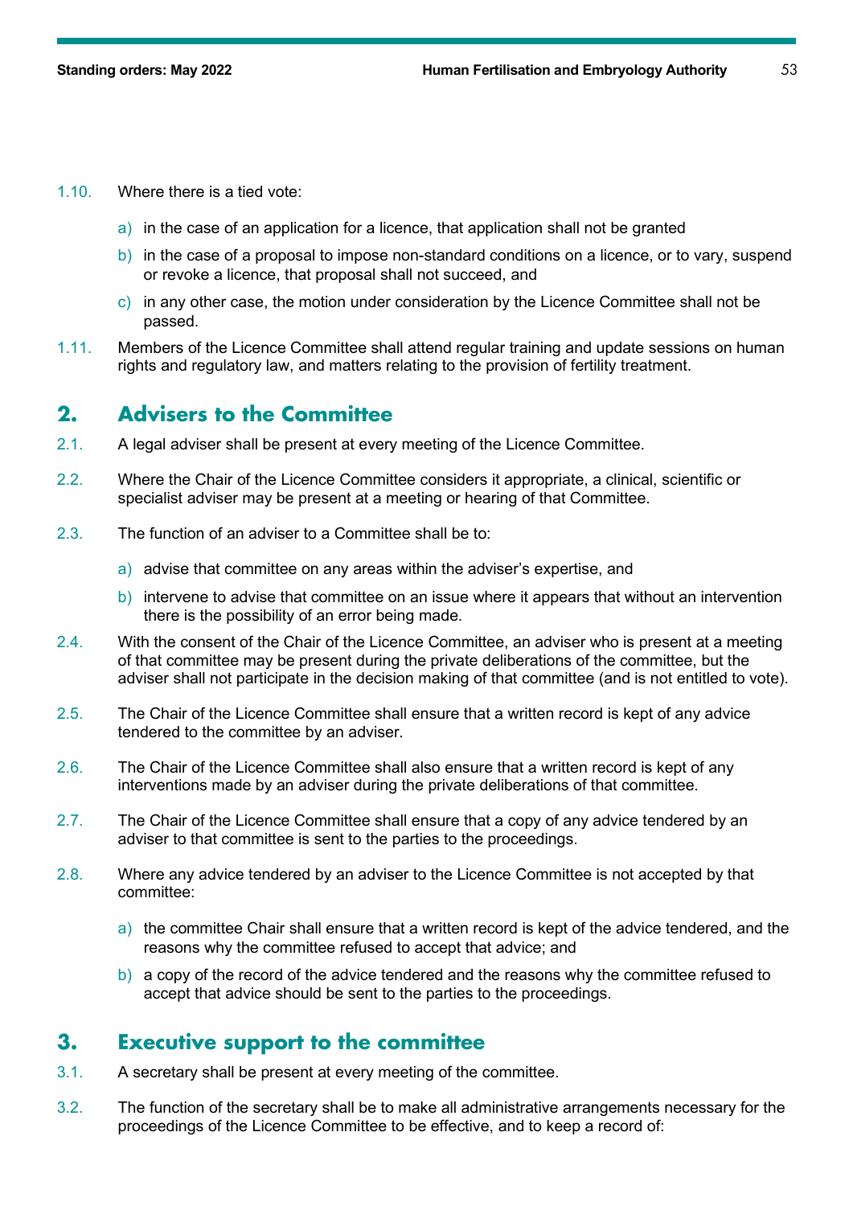1.10. Where there is a tied vote:

a) in the case of an application for a licence, that application shall not be granted

b) in the case of a proposal to impose non-standard conditions on a licence, or to vary, suspend or revoke a licence, that proposal shall not succeed, and

c) in any other case, the motion under consideration by the Licence Committee shall not be passed.

1.11. Members of the Licence Committee shall attend regular training and update sessions on human rights and regulatory law, and matters relating to the provision of fertility treatment.

## 2. Advisers to the Committee

2.1. A legal adviser shall be present at every meeting of the Licence Committee.

2.2. Where the Chair of the Licence Committee considers it appropriate, a clinical, scientific or specialist adviser may be present at a meeting or hearing of that Committee.

2.3. The function of an adviser to a Committee shall be to:

a) advise that committee on any areas within the adviser's expertise, and

b) intervene to advise that committee on an issue where it appears that without an intervention there is the possibility of an error being made.

2.4. With the consent of the Chair of the Licence Committee, an adviser who is present at a meeting of that committee may be present during the private deliberations of the committee, but the adviser shall not participate in the decision making of that committee (and is not entitled to vote).

2.5. The Chair of the Licence Committee shall ensure that a written record is kept of any advice tendered to the committee by an adviser.

2.6. The Chair of the Licence Committee shall also ensure that a written record is kept of any interventions made by an adviser during the private deliberations of that committee.

2.7. The Chair of the Licence Committee shall ensure that a copy of any advice tendered by an adviser to that committee is sent to the parties to the proceedings.

2.8. Where any advice tendered by an adviser to the Licence Committee is not accepted by that committee:

a) the committee Chair shall ensure that a written record is kept of the advice tendered, and the reasons why the committee refused to accept that advice; and

b) a copy of the record of the advice tendered and the reasons why the committee refused to accept that advice should be sent to the parties to the proceedings.

## 3. Executive support to the committee

3.1. A secretary shall be present at every meeting of the committee.

3.2. The function of the secretary shall be to make all administrative arrangements necessary for the proceedings of the Licence Committee to be effective, and to keep a record of: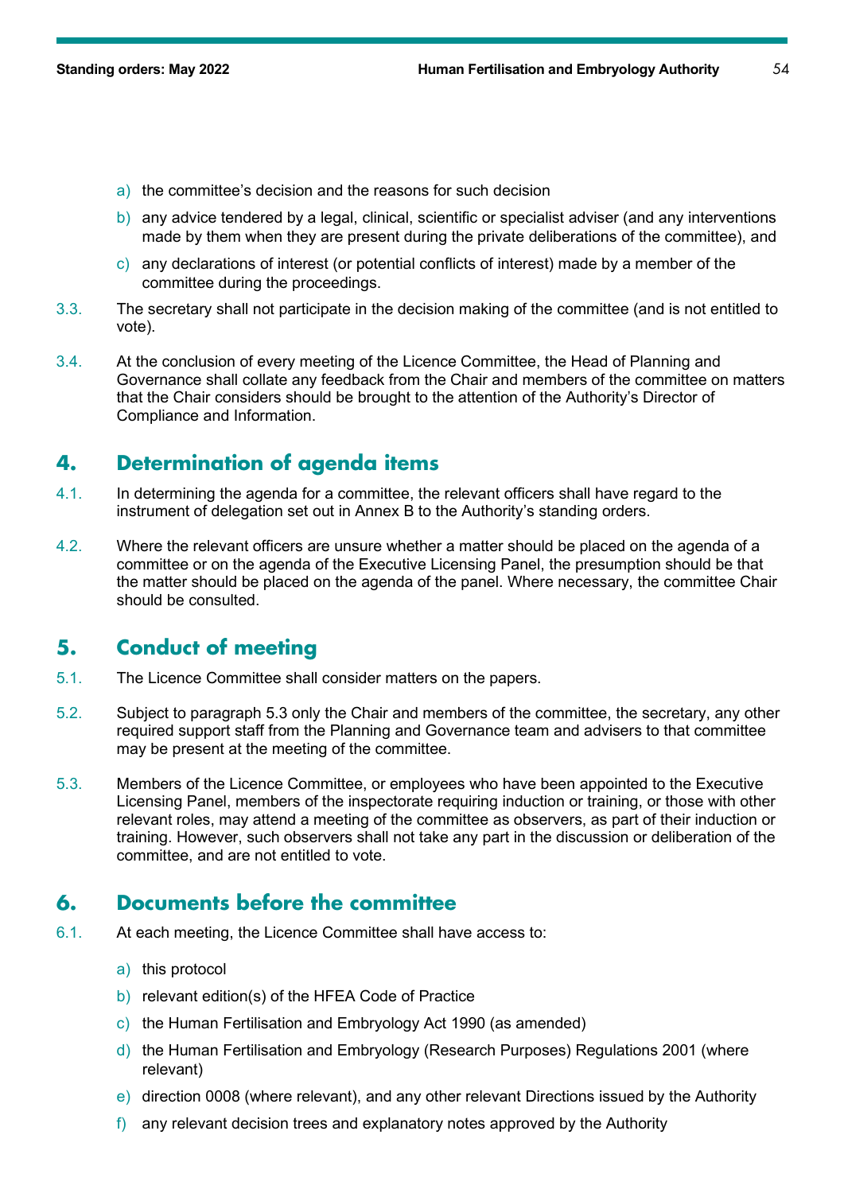a) the committee's decision and the reasons for such decision
b) any advice tendered by a legal, clinical, scientific or specialist adviser (and any interventions made by them when they are present during the private deliberations of the committee), and
c) any declarations of interest (or potential conflicts of interest) made by a member of the committee during the proceedings.

3.3. The secretary shall not participate in the decision making of the committee (and is not entitled to vote).

3.4. At the conclusion of every meeting of the Licence Committee, the Head of Planning and Governance shall collate any feedback from the Chair and members of the committee on matters that the Chair considers should be brought to the attention of the Authority's Director of Compliance and Information.

## 4. Determination of agenda items

4.1. In determining the agenda for a committee, the relevant officers shall have regard to the instrument of delegation set out in Annex B to the Authority's standing orders.

4.2. Where the relevant officers are unsure whether a matter should be placed on the agenda of a committee or on the agenda of the Executive Licensing Panel, the presumption should be that the matter should be placed on the agenda of the panel. Where necessary, the committee Chair should be consulted.

## 5. Conduct of meeting

5.1. The Licence Committee shall consider matters on the papers.

5.2. Subject to paragraph 5.3 only the Chair and members of the committee, the secretary, any other required support staff from the Planning and Governance team and advisers to that committee may be present at the meeting of the committee.

5.3. Members of the Licence Committee, or employees who have been appointed to the Executive Licensing Panel, members of the inspectorate requiring induction or training, or those with other relevant roles, may attend a meeting of the committee as observers, as part of their induction or training. However, such observers shall not take any part in the discussion or deliberation of the committee, and are not entitled to vote.

## 6. Documents before the committee

6.1. At each meeting, the Licence Committee shall have access to:

a) this protocol
b) relevant edition(s) of the HFEA Code of Practice
c) the Human Fertilisation and Embryology Act 1990 (as amended)
d) the Human Fertilisation and Embryology (Research Purposes) Regulations 2001 (where relevant)
e) direction 0008 (where relevant), and any other relevant Directions issued by the Authority
f) any relevant decision trees and explanatory notes approved by the Authority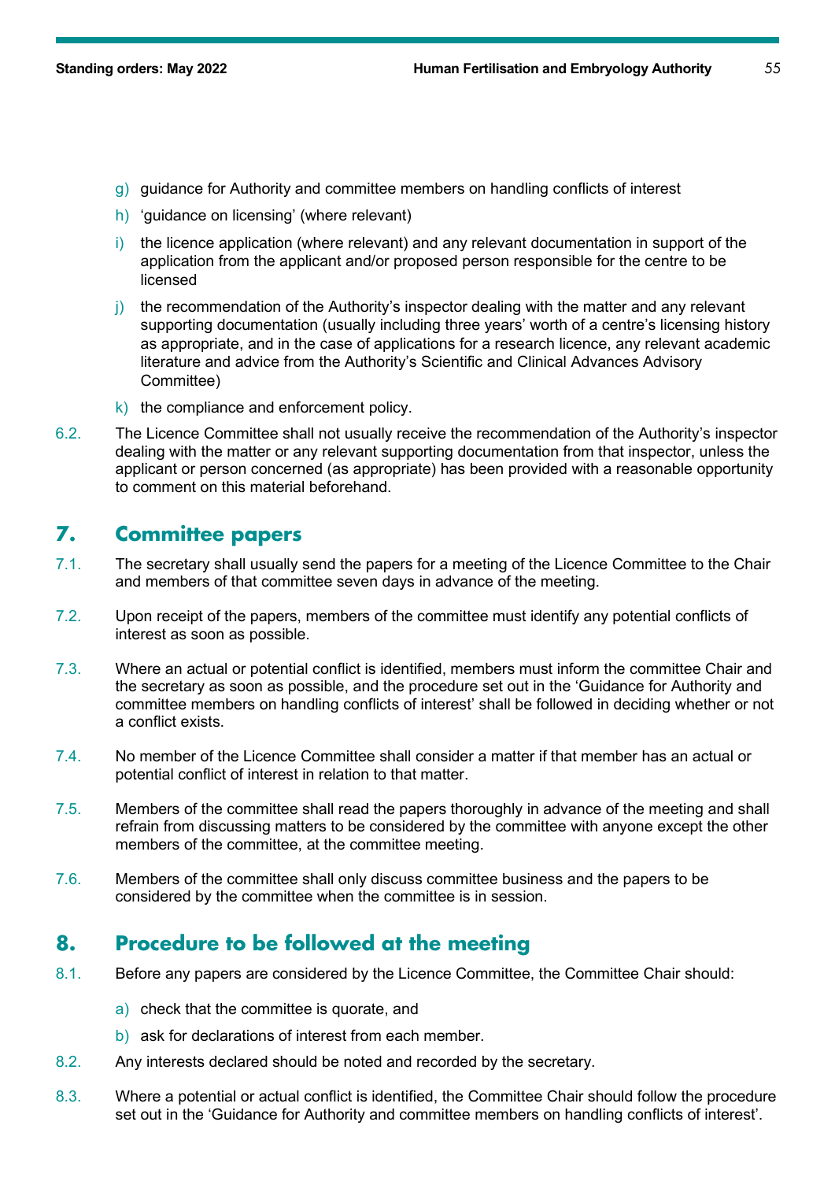g) guidance for Authority and committee members on handling conflicts of interest

h) 'guidance on licensing' (where relevant)

i) the licence application (where relevant) and any relevant documentation in support of the application from the applicant and/or proposed person responsible for the centre to be licensed

j) the recommendation of the Authority's inspector dealing with the matter and any relevant supporting documentation (usually including three years' worth of a centre's licensing history as appropriate, and in the case of applications for a research licence, any relevant academic literature and advice from the Authority's Scientific and Clinical Advances Advisory Committee)

k) the compliance and enforcement policy.

6.2. The Licence Committee shall not usually receive the recommendation of the Authority's inspector dealing with the matter or any relevant supporting documentation from that inspector, unless the applicant or person concerned (as appropriate) has been provided with a reasonable opportunity to comment on this material beforehand.

## 7. Committee papers

7.1. The secretary shall usually send the papers for a meeting of the Licence Committee to the Chair and members of that committee seven days in advance of the meeting.

7.2. Upon receipt of the papers, members of the committee must identify any potential conflicts of interest as soon as possible.

7.3. Where an actual or potential conflict is identified, members must inform the committee Chair and the secretary as soon as possible, and the procedure set out in the 'Guidance for Authority and committee members on handling conflicts of interest' shall be followed in deciding whether or not a conflict exists.

7.4. No member of the Licence Committee shall consider a matter if that member has an actual or potential conflict of interest in relation to that matter.

7.5. Members of the committee shall read the papers thoroughly in advance of the meeting and shall refrain from discussing matters to be considered by the committee with anyone except the other members of the committee, at the committee meeting.

7.6. Members of the committee shall only discuss committee business and the papers to be considered by the committee when the committee is in session.

## 8. Procedure to be followed at the meeting

8.1. Before any papers are considered by the Licence Committee, the Committee Chair should:

a) check that the committee is quorate, and

b) ask for declarations of interest from each member.

8.2. Any interests declared should be noted and recorded by the secretary.

8.3. Where a potential or actual conflict is identified, the Committee Chair should follow the procedure set out in the 'Guidance for Authority and committee members on handling conflicts of interest'.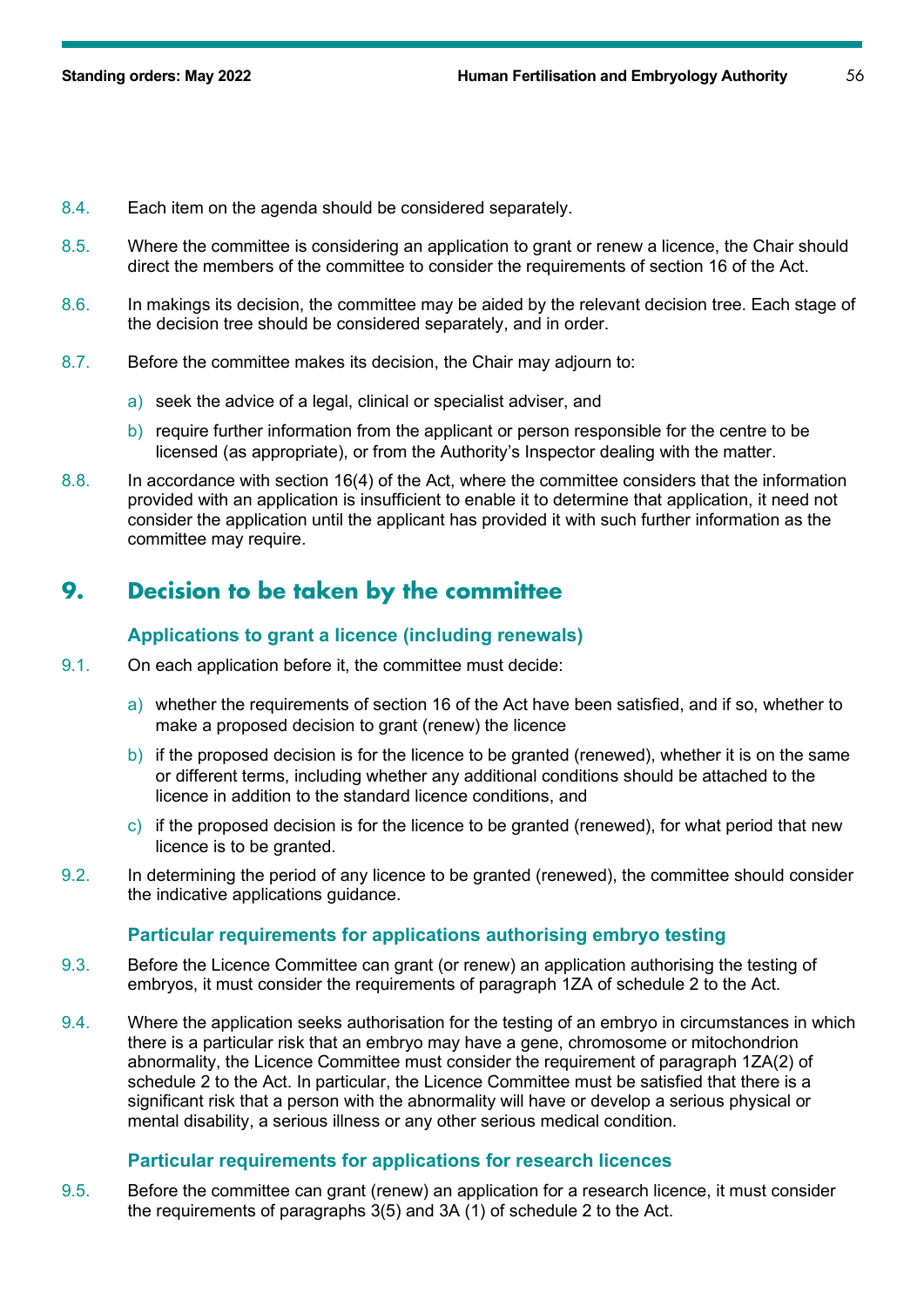8.4. Each item on the agenda should be considered separately.

8.5. Where the committee is considering an application to grant or renew a licence, the Chair should direct the members of the committee to consider the requirements of section 16 of the Act.

8.6. In makings its decision, the committee may be aided by the relevant decision tree. Each stage of the decision tree should be considered separately, and in order.

8.7. Before the committee makes its decision, the Chair may adjourn to:

a) seek the advice of a legal, clinical or specialist adviser, and

b) require further information from the applicant or person responsible for the centre to be licensed (as appropriate), or from the Authority's Inspector dealing with the matter.

8.8. In accordance with section 16(4) of the Act, where the committee considers that the information provided with an application is insufficient to enable it to determine that application, it need not consider the application until the applicant has provided it with such further information as the committee may require.

## 9. Decision to be taken by the committee

### Applications to grant a licence (including renewals)

9.1. On each application before it, the committee must decide:

a) whether the requirements of section 16 of the Act have been satisfied, and if so, whether to make a proposed decision to grant (renew) the licence

b) if the proposed decision is for the licence to be granted (renewed), whether it is on the same or different terms, including whether any additional conditions should be attached to the licence in addition to the standard licence conditions, and

c) if the proposed decision is for the licence to be granted (renewed), for what period that new licence is to be granted.

9.2. In determining the period of any licence to be granted (renewed), the committee should consider the indicative applications guidance.

### Particular requirements for applications authorising embryo testing

9.3. Before the Licence Committee can grant (or renew) an application authorising the testing of embryos, it must consider the requirements of paragraph 1ZA of schedule 2 to the Act.

9.4. Where the application seeks authorisation for the testing of an embryo in circumstances in which there is a particular risk that an embryo may have a gene, chromosome or mitochondrion abnormality, the Licence Committee must consider the requirement of paragraph 1ZA(2) of schedule 2 to the Act. In particular, the Licence Committee must be satisfied that there is a significant risk that a person with the abnormality will have or develop a serious physical or mental disability, a serious illness or any other serious medical condition.

### Particular requirements for applications for research licences

9.5. Before the committee can grant (renew) an application for a research licence, it must consider the requirements of paragraphs 3(5) and 3A (1) of schedule 2 to the Act.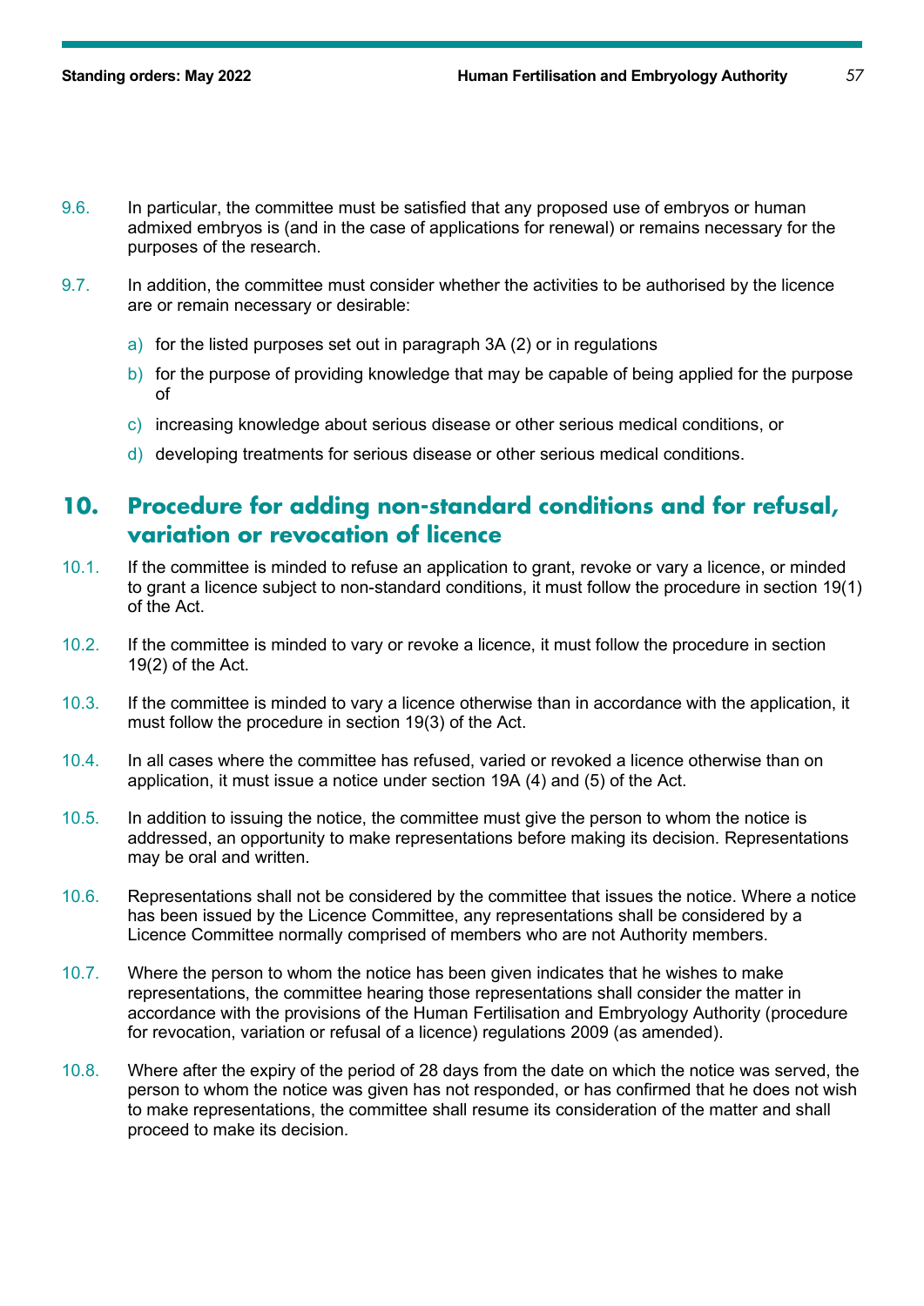9.6. In particular, the committee must be satisfied that any proposed use of embryos or human admixed embryos is (and in the case of applications for renewal) or remains necessary for the purposes of the research.

9.7. In addition, the committee must consider whether the activities to be authorised by the licence are or remain necessary or desirable:

a) for the listed purposes set out in paragraph 3A (2) or in regulations
b) for the purpose of providing knowledge that may be capable of being applied for the purpose of
c) increasing knowledge about serious disease or other serious medical conditions, or
d) developing treatments for serious disease or other serious medical conditions.

## 10. Procedure for adding non-standard conditions and for refusal, variation or revocation of licence

10.1. If the committee is minded to refuse an application to grant, revoke or vary a licence, or minded to grant a licence subject to non-standard conditions, it must follow the procedure in section 19(1) of the Act.

10.2. If the committee is minded to vary or revoke a licence, it must follow the procedure in section 19(2) of the Act.

10.3. If the committee is minded to vary a licence otherwise than in accordance with the application, it must follow the procedure in section 19(3) of the Act.

10.4. In all cases where the committee has refused, varied or revoked a licence otherwise than on application, it must issue a notice under section 19A (4) and (5) of the Act.

10.5. In addition to issuing the notice, the committee must give the person to whom the notice is addressed, an opportunity to make representations before making its decision. Representations may be oral and written.

10.6. Representations shall not be considered by the committee that issues the notice. Where a notice has been issued by the Licence Committee, any representations shall be considered by a Licence Committee normally comprised of members who are not Authority members.

10.7. Where the person to whom the notice has been given indicates that he wishes to make representations, the committee hearing those representations shall consider the matter in accordance with the provisions of the Human Fertilisation and Embryology Authority (procedure for revocation, variation or refusal of a licence) regulations 2009 (as amended).

10.8. Where after the expiry of the period of 28 days from the date on which the notice was served, the person to whom the notice was given has not responded, or has confirmed that he does not wish to make representations, the committee shall resume its consideration of the matter and shall proceed to make its decision.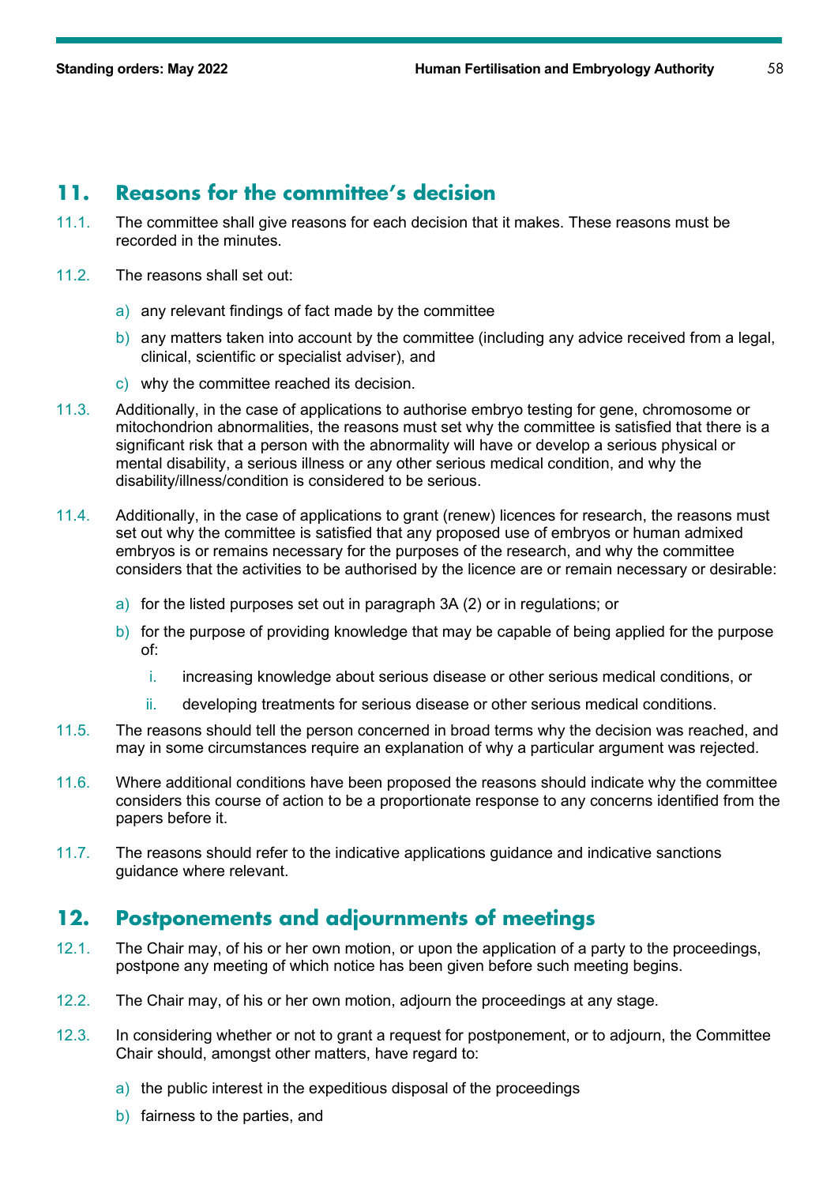## 11. Reasons for the committee's decision

11.1. The committee shall give reasons for each decision that it makes. These reasons must be recorded in the minutes.

11.2. The reasons shall set out:

a) any relevant findings of fact made by the committee

b) any matters taken into account by the committee (including any advice received from a legal, clinical, scientific or specialist adviser), and

c) why the committee reached its decision.

11.3. Additionally, in the case of applications to authorise embryo testing for gene, chromosome or mitochondrion abnormalities, the reasons must set why the committee is satisfied that there is a significant risk that a person with the abnormality will have or develop a serious physical or mental disability, a serious illness or any other serious medical condition, and why the disability/illness/condition is considered to be serious.

11.4. Additionally, in the case of applications to grant (renew) licences for research, the reasons must set out why the committee is satisfied that any proposed use of embryos or human admixed embryos is or remains necessary for the purposes of the research, and why the committee considers that the activities to be authorised by the licence are or remain necessary or desirable:

a) for the listed purposes set out in paragraph 3A (2) or in regulations; or

b) for the purpose of providing knowledge that may be capable of being applied for the purpose of:

   i. increasing knowledge about serious disease or other serious medical conditions, or

   ii. developing treatments for serious disease or other serious medical conditions.

11.5. The reasons should tell the person concerned in broad terms why the decision was reached, and may in some circumstances require an explanation of why a particular argument was rejected.

11.6. Where additional conditions have been proposed the reasons should indicate why the committee considers this course of action to be a proportionate response to any concerns identified from the papers before it.

11.7. The reasons should refer to the indicative applications guidance and indicative sanctions guidance where relevant.

## 12. Postponements and adjournments of meetings

12.1. The Chair may, of his or her own motion, or upon the application of a party to the proceedings, postpone any meeting of which notice has been given before such meeting begins.

12.2. The Chair may, of his or her own motion, adjourn the proceedings at any stage.

12.3. In considering whether or not to grant a request for postponement, or to adjourn, the Committee Chair should, amongst other matters, have regard to:

a) the public interest in the expeditious disposal of the proceedings

b) fairness to the parties, and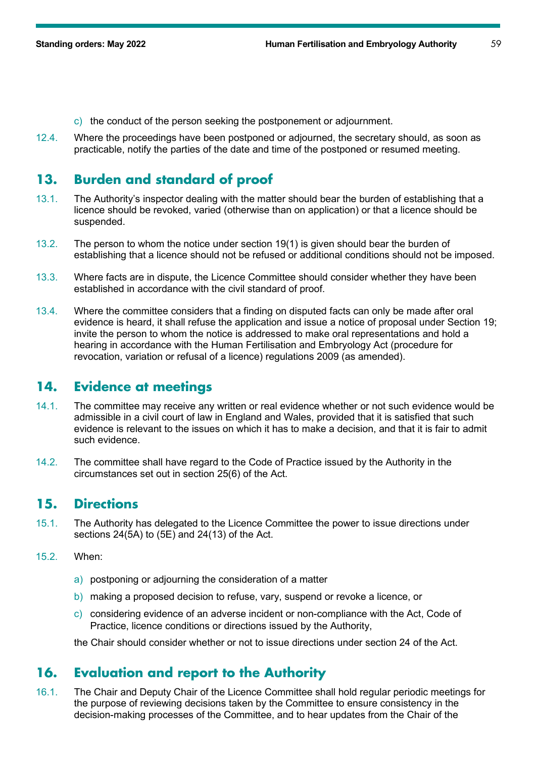c) the conduct of the person seeking the postponement or adjournment.

12.4. Where the proceedings have been postponed or adjourned, the secretary should, as soon as practicable, notify the parties of the date and time of the postponed or resumed meeting.

## 13. Burden and standard of proof

13.1. The Authority's inspector dealing with the matter should bear the burden of establishing that a licence should be revoked, varied (otherwise than on application) or that a licence should be suspended.

13.2. The person to whom the notice under section 19(1) is given should bear the burden of establishing that a licence should not be refused or additional conditions should not be imposed.

13.3. Where facts are in dispute, the Licence Committee should consider whether they have been established in accordance with the civil standard of proof.

13.4. Where the committee considers that a finding on disputed facts can only be made after oral evidence is heard, it shall refuse the application and issue a notice of proposal under Section 19; invite the person to whom the notice is addressed to make oral representations and hold a hearing in accordance with the Human Fertilisation and Embryology Act (procedure for revocation, variation or refusal of a licence) regulations 2009 (as amended).

## 14. Evidence at meetings

14.1. The committee may receive any written or real evidence whether or not such evidence would be admissible in a civil court of law in England and Wales, provided that it is satisfied that such evidence is relevant to the issues on which it has to make a decision, and that it is fair to admit such evidence.

14.2. The committee shall have regard to the Code of Practice issued by the Authority in the circumstances set out in section 25(6) of the Act.

## 15. Directions

15.1. The Authority has delegated to the Licence Committee the power to issue directions under sections 24(5A) to (5E) and 24(13) of the Act.

15.2. When:

a) postponing or adjourning the consideration of a matter

b) making a proposed decision to refuse, vary, suspend or revoke a licence, or

c) considering evidence of an adverse incident or non-compliance with the Act, Code of Practice, licence conditions or directions issued by the Authority,

the Chair should consider whether or not to issue directions under section 24 of the Act.

## 16. Evaluation and report to the Authority

16.1. The Chair and Deputy Chair of the Licence Committee shall hold regular periodic meetings for the purpose of reviewing decisions taken by the Committee to ensure consistency in the decision-making processes of the Committee, and to hear updates from the Chair of the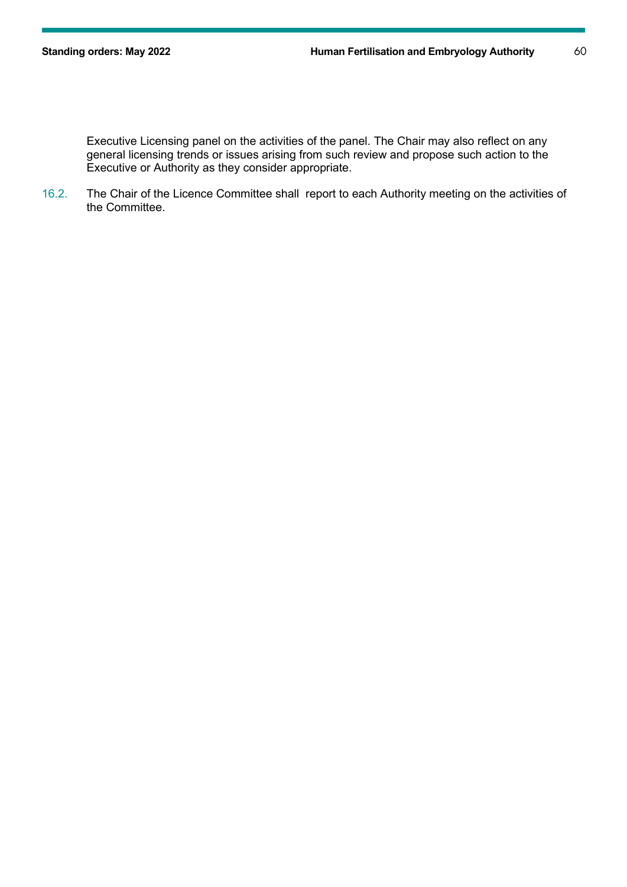Executive Licensing panel on the activities of the panel. The Chair may also reflect on any general licensing trends or issues arising from such review and propose such action to the Executive or Authority as they consider appropriate.

16.2. The Chair of the Licence Committee shall report to each Authority meeting on the activities of the Committee.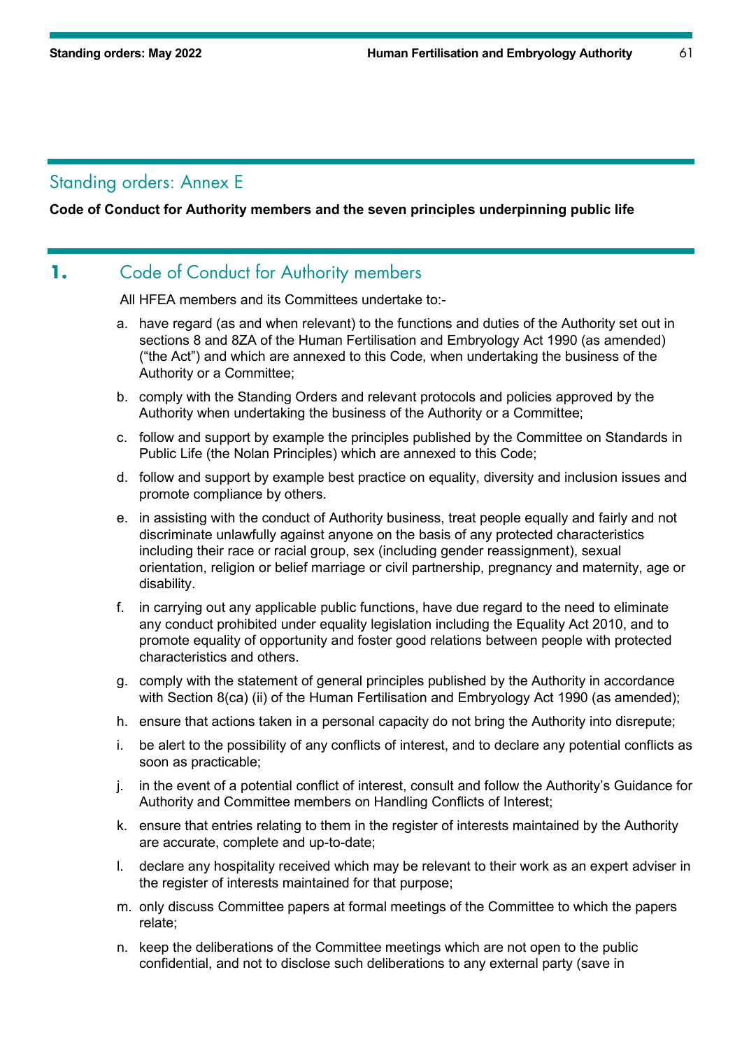## Standing orders: Annex E

**Code of Conduct for Authority members and the seven principles underpinning public life**

## 1. Code of Conduct for Authority members

All HFEA members and its Committees undertake to:-

a. have regard (as and when relevant) to the functions and duties of the Authority set out in sections 8 and 8ZA of the Human Fertilisation and Embryology Act 1990 (as amended) ("the Act") and which are annexed to this Code, when undertaking the business of the Authority or a Committee;

b. comply with the Standing Orders and relevant protocols and policies approved by the Authority when undertaking the business of the Authority or a Committee;

c. follow and support by example the principles published by the Committee on Standards in Public Life (the Nolan Principles) which are annexed to this Code;

d. follow and support by example best practice on equality, diversity and inclusion issues and promote compliance by others.

e. in assisting with the conduct of Authority business, treat people equally and fairly and not discriminate unlawfully against anyone on the basis of any protected characteristics including their race or racial group, sex (including gender reassignment), sexual orientation, religion or belief marriage or civil partnership, pregnancy and maternity, age or disability.

f. in carrying out any applicable public functions, have due regard to the need to eliminate any conduct prohibited under equality legislation including the Equality Act 2010, and to promote equality of opportunity and foster good relations between people with protected characteristics and others.

g. comply with the statement of general principles published by the Authority in accordance with Section 8(ca) (ii) of the Human Fertilisation and Embryology Act 1990 (as amended);

h. ensure that actions taken in a personal capacity do not bring the Authority into disrepute;

i. be alert to the possibility of any conflicts of interest, and to declare any potential conflicts as soon as practicable;

j. in the event of a potential conflict of interest, consult and follow the Authority's Guidance for Authority and Committee members on Handling Conflicts of Interest;

k. ensure that entries relating to them in the register of interests maintained by the Authority are accurate, complete and up-to-date;

l. declare any hospitality received which may be relevant to their work as an expert adviser in the register of interests maintained for that purpose;

m. only discuss Committee papers at formal meetings of the Committee to which the papers relate;

n. keep the deliberations of the Committee meetings which are not open to the public confidential, and not to disclose such deliberations to any external party (save in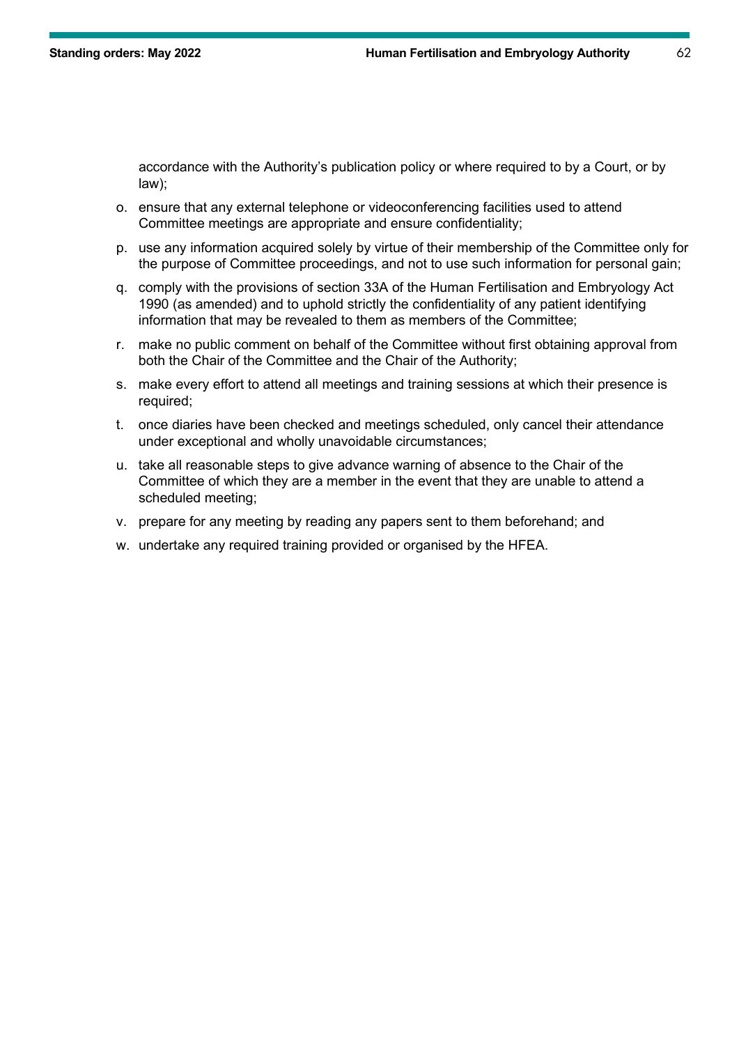accordance with the Authority's publication policy or where required to by a Court, or by law);

o. ensure that any external telephone or videoconferencing facilities used to attend Committee meetings are appropriate and ensure confidentiality;

p. use any information acquired solely by virtue of their membership of the Committee only for the purpose of Committee proceedings, and not to use such information for personal gain;

q. comply with the provisions of section 33A of the Human Fertilisation and Embryology Act 1990 (as amended) and to uphold strictly the confidentiality of any patient identifying information that may be revealed to them as members of the Committee;

r. make no public comment on behalf of the Committee without first obtaining approval from both the Chair of the Committee and the Chair of the Authority;

s. make every effort to attend all meetings and training sessions at which their presence is required;

t. once diaries have been checked and meetings scheduled, only cancel their attendance under exceptional and wholly unavoidable circumstances;

u. take all reasonable steps to give advance warning of absence to the Chair of the Committee of which they are a member in the event that they are unable to attend a scheduled meeting;

v. prepare for any meeting by reading any papers sent to them beforehand; and

w. undertake any required training provided or organised by the HFEA.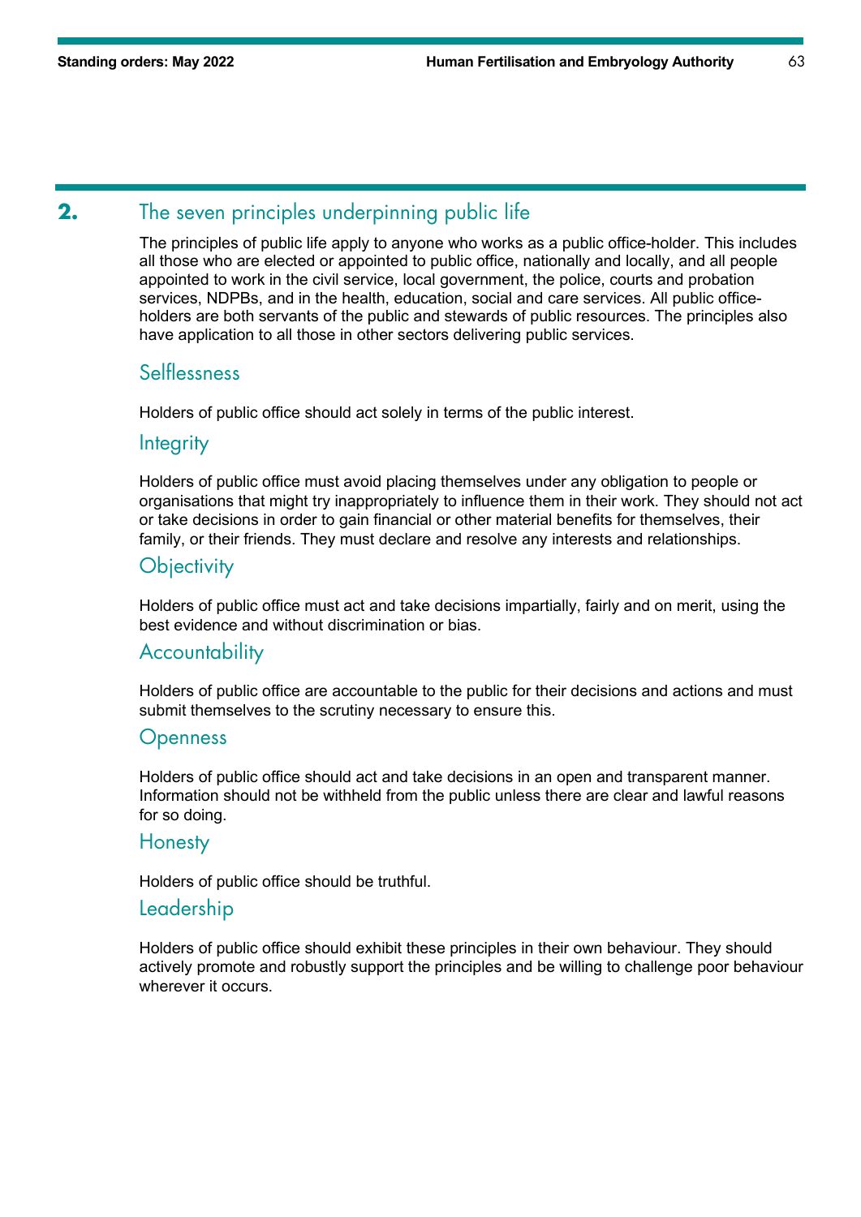## 2. The seven principles underpinning public life

The principles of public life apply to anyone who works as a public office-holder. This includes all those who are elected or appointed to public office, nationally and locally, and all people appointed to work in the civil service, local government, the police, courts and probation services, NDPBs, and in the health, education, social and care services. All public office-holders are both servants of the public and stewards of public resources. The principles also have application to all those in other sectors delivering public services.

### Selflessness

Holders of public office should act solely in terms of the public interest.

### Integrity

Holders of public office must avoid placing themselves under any obligation to people or organisations that might try inappropriately to influence them in their work. They should not act or take decisions in order to gain financial or other material benefits for themselves, their family, or their friends. They must declare and resolve any interests and relationships.

### Objectivity

Holders of public office must act and take decisions impartially, fairly and on merit, using the best evidence and without discrimination or bias.

### Accountability

Holders of public office are accountable to the public for their decisions and actions and must submit themselves to the scrutiny necessary to ensure this.

### Openness

Holders of public office should act and take decisions in an open and transparent manner. Information should not be withheld from the public unless there are clear and lawful reasons for so doing.

### Honesty

Holders of public office should be truthful.

### Leadership

Holders of public office should exhibit these principles in their own behaviour. They should actively promote and robustly support the principles and be willing to challenge poor behaviour wherever it occurs.